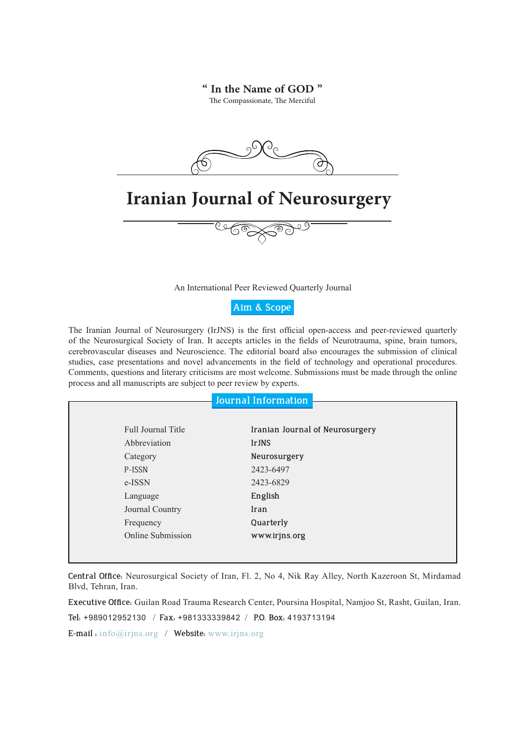**“ In the Name of GOD ”**

The Compassionate, The Merciful

# Iranian Journal of Neurosurgery

An International Peer Reviewed Quarterly Journal

## Aim & Scope

The Iranian Journal of Neurosurgery (IrJNS) is the first official open-access and peer-reviewed quarterly of the Neurosurgical Society of Iran. It accepts articles in the fields of Neurotrauma, spine, brain tumors, cerebrovascular diseases and Neuroscience. The editorial board also encourages the submission of clinical studies, case presentations and novel advancements in the field of technology and operational procedures. Comments, questions and literary criticisms are most welcome. Submissions must be made through the online process and all manuscripts are subject to peer review by experts.

## Journal Information

| | |
|---|---|
| Full Journal Title | Iranian Journal of Neurosurgery |
| Abbreviation | IrJNS |
| Category | Neurosurgery |
| P-ISSN | 2423-6497 |
| e-ISSN | 2423-6829 |
| Language | English |
| Journal Country | Iran |
| Frequency | Quarterly |
| Online Submission | www.irjns.org |

**Central Office:** Neurosurgical Society of Iran, Fl. 2, No 4, Nik Ray Alley, North Kazeroon St, Mirdamad Blvd, Tehran, Iran.

**Executive Office:** Guilan Road Trauma Research Center, Poursina Hospital, Namjoo St, Rasht, Guilan, Iran.

**Tel:** +989012952130 / **Fax:** +981333339842 / **P.O. Box:** 4193713194

**E-mail :** info@irjns.org / **Website:** www.irjns.org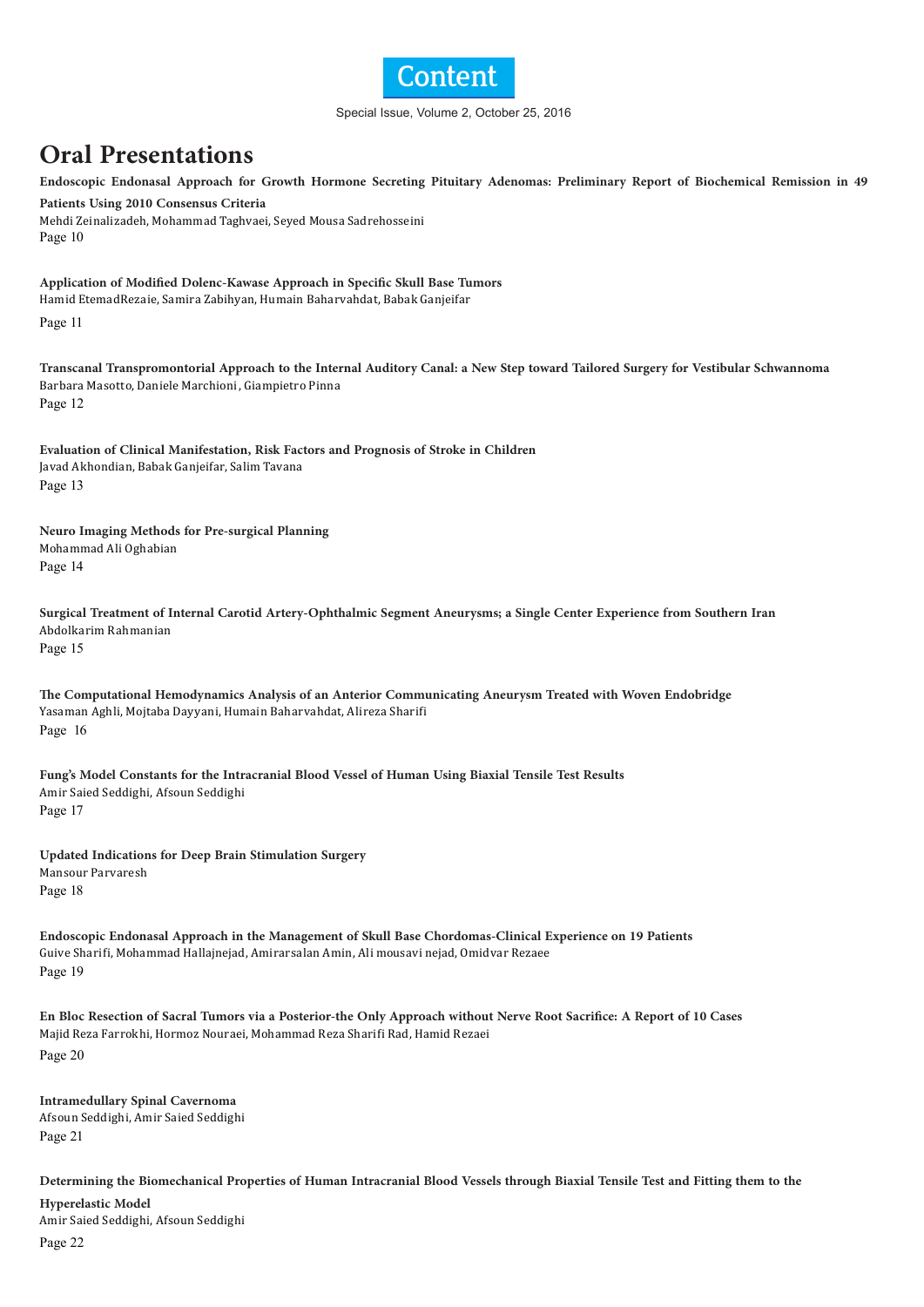# Content

Special Issue, Volume 2, October 25, 2016

## Oral Presentations

**Endoscopic Endonasal Approach for Growth Hormone Secreting Pituitary Adenomas: Preliminary Report of Biochemical Remission in 49 Patients Using 2010 Consensus Criteria**
Mehdi Zeinalizadeh, Mohammad Taghvaei, Seyed Mousa Sadrehosseini
Page 10

**Application of Modified Dolenc-Kawase Approach in Specific Skull Base Tumors**
Hamid EtemadRezaie, Samira Zabihyan, Humain Baharvahdat, Babak Ganjeifar
Page 11

**Transcanal Transpromontorial Approach to the Internal Auditory Canal: a New Step toward Tailored Surgery for Vestibular Schwannoma**
Barbara Masotto, Daniele Marchioni , Giampietro Pinna
Page 12

**Evaluation of Clinical Manifestation, Risk Factors and Prognosis of Stroke in Children**
Javad Akhondian, Babak Ganjeifar, Salim Tavana
Page 13

**Neuro Imaging Methods for Pre-surgical Planning**
Mohammad Ali Oghabian
Page 14

**Surgical Treatment of Internal Carotid Artery-Ophthalmic Segment Aneurysms; a Single Center Experience from Southern Iran**
Abdolkarim Rahmanian
Page 15

**The Computational Hemodynamics Analysis of an Anterior Communicating Aneurysm Treated with Woven Endobridge**
Yasaman Aghli, Mojtaba Dayyani, Humain Baharvahdat, Alireza Sharifi
Page 16

**Fung's Model Constants for the Intracranial Blood Vessel of Human Using Biaxial Tensile Test Results**
Amir Saied Seddighi, Afsoun Seddighi
Page 17

**Updated Indications for Deep Brain Stimulation Surgery**
Mansour Parvaresh
Page 18

**Endoscopic Endonasal Approach in the Management of Skull Base Chordomas-Clinical Experience on 19 Patients**
Guive Sharifi, Mohammad Hallajnejad, Amirarsalan Amin, Ali mousavi nejad, Omidvar Rezaee
Page 19

**En Bloc Resection of Sacral Tumors via a Posterior-the Only Approach without Nerve Root Sacrifice: A Report of 10 Cases**
Majid Reza Farrokhi, Hormoz Nouraei, Mohammad Reza Sharifi Rad, Hamid Rezaei
Page 20

**Intramedullary Spinal Cavernoma**
Afsoun Seddighi, Amir Saied Seddighi
Page 21

**Determining the Biomechanical Properties of Human Intracranial Blood Vessels through Biaxial Tensile Test and Fitting them to the Hyperelastic Model**
Amir Saied Seddighi, Afsoun Seddighi
Page 22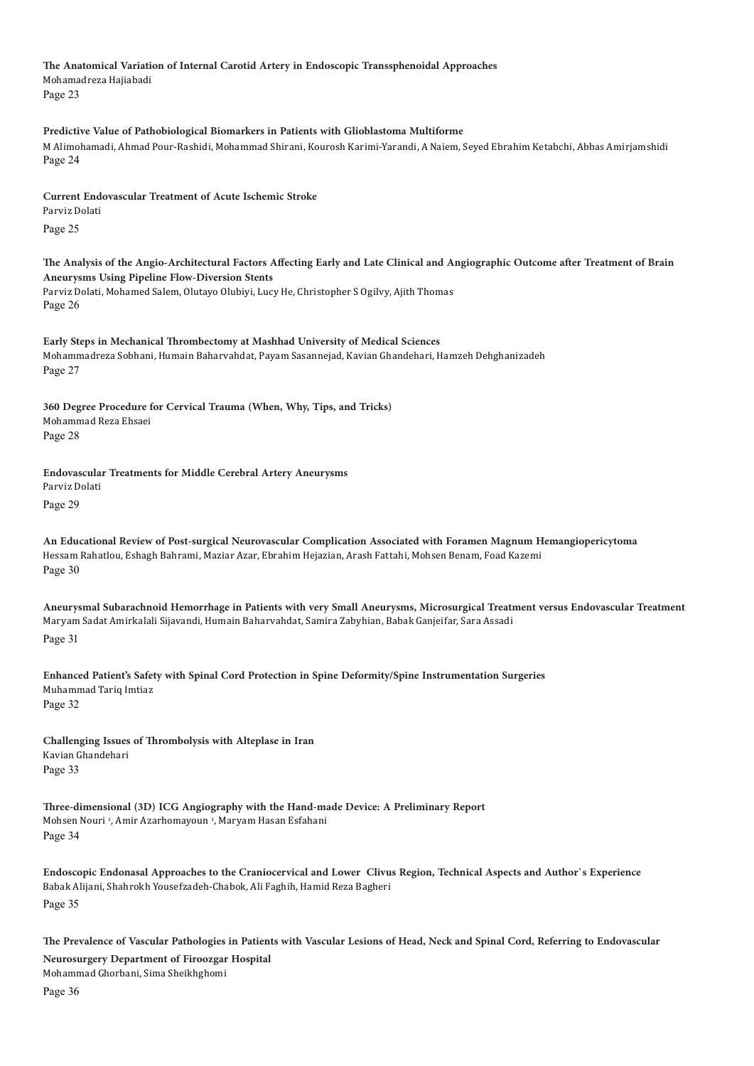**The Anatomical Variation of Internal Carotid Artery in Endoscopic Transsphenoidal Approaches**
Mohamadreza Hajiabadi
Page 23

**Predictive Value of Pathobiological Biomarkers in Patients with Glioblastoma Multiforme**
M Alimohamadi, Ahmad Pour-Rashidi, Mohammad Shirani, Kourosh Karimi-Yarandi, A Naiem, Seyed Ebrahim Ketabchi, Abbas Amirjamshidi
Page 24

**Current Endovascular Treatment of Acute Ischemic Stroke**
Parviz Dolati
Page 25

**The Analysis of the Angio-Architectural Factors Affecting Early and Late Clinical and Angiographic Outcome after Treatment of Brain Aneurysms Using Pipeline Flow-Diversion Stents**
Parviz Dolati, Mohamed Salem, Olutayo Olubiyi, Lucy He, Christopher S Ogilvy, Ajith Thomas
Page 26

**Early Steps in Mechanical Thrombectomy at Mashhad University of Medical Sciences**
Mohammadreza Sobhani, Humain Baharvahdat, Payam Sasannejad, Kavian Ghandehari, Hamzeh Dehghanizadeh
Page 27

**360 Degree Procedure for Cervical Trauma (When, Why, Tips, and Tricks)**
Mohammad Reza Ehsaei
Page 28

**Endovascular Treatments for Middle Cerebral Artery Aneurysms**
Parviz Dolati
Page 29

**An Educational Review of Post-surgical Neurovascular Complication Associated with Foramen Magnum Hemangiopericytoma**
Hessam Rahatlou, Eshagh Bahrami, Maziar Azar, Ebrahim Hejazian, Arash Fattahi, Mohsen Benam, Foad Kazemi
Page 30

**Aneurysmal Subarachnoid Hemorrhage in Patients with very Small Aneurysms, Microsurgical Treatment versus Endovascular Treatment**
Maryam Sadat Amirkalali Sijavandi, Humain Baharvahdat, Samira Zabyhian, Babak Ganjeifar, Sara Assadi
Page 31

**Enhanced Patient's Safety with Spinal Cord Protection in Spine Deformity/Spine Instrumentation Surgeries**
Muhammad Tariq Imtiaz
Page 32

**Challenging Issues of Thrombolysis with Alteplase in Iran**
Kavian Ghandehari
Page 33

**Three-dimensional (3D) ICG Angiography with the Hand-made Device: A Preliminary Report**
Mohsen Nouri [1], Amir Azarhomayoun [1], Maryam Hasan Esfahani
Page 34

**Endoscopic Endonasal Approaches to the Craniocervical and Lower Clivus Region, Technical Aspects and Author`s Experience**
Babak Alijani, Shahrokh Yousefzadeh-Chabok, Ali Faghih, Hamid Reza Bagheri
Page 35

**The Prevalence of Vascular Pathologies in Patients with Vascular Lesions of Head, Neck and Spinal Cord, Referring to Endovascular Neurosurgery Department of Firoozgar Hospital**
Mohammad Ghorbani, Sima Sheikhghomi
Page 36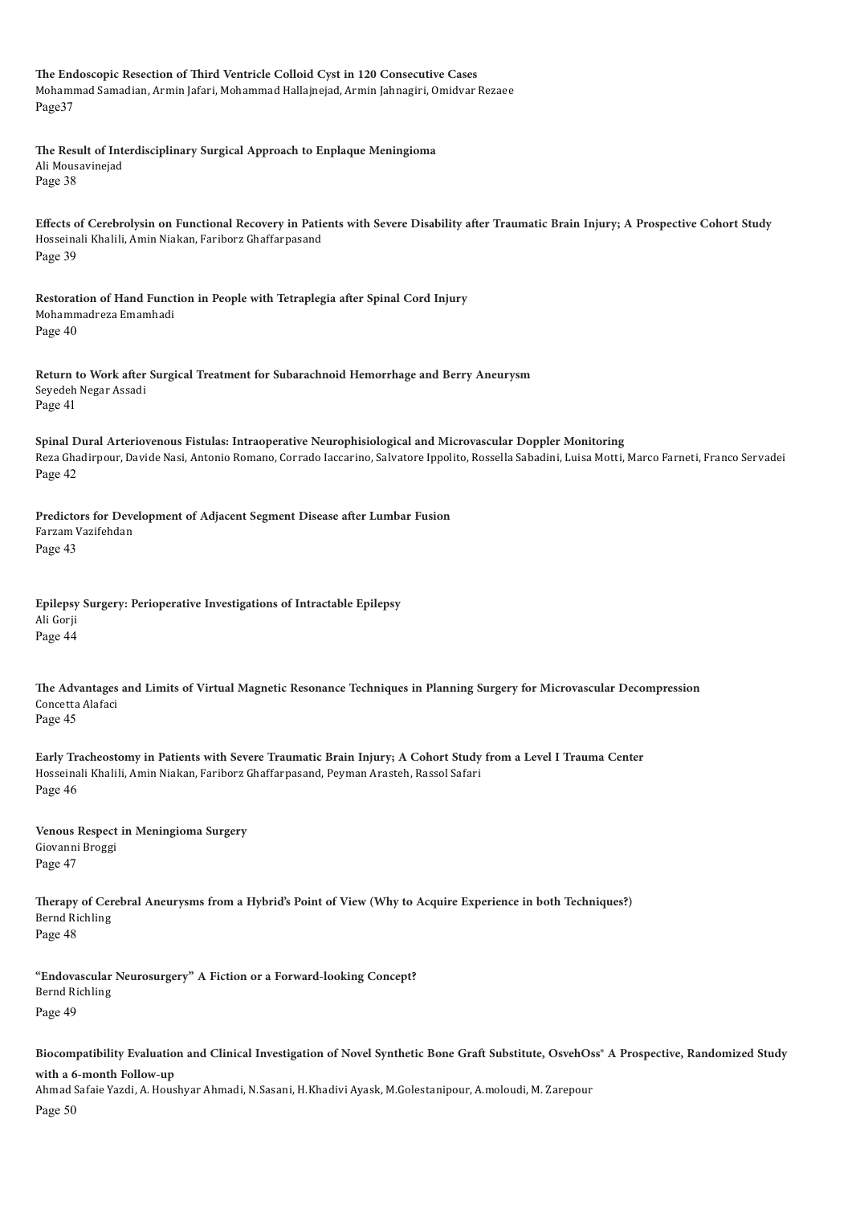**The Endoscopic Resection of Third Ventricle Colloid Cyst in 120 Consecutive Cases**
Mohammad Samadian, Armin Jafari, Mohammad Hallajnejad, Armin Jahnagiri, Omidvar Rezaee
Page37

**The Result of Interdisciplinary Surgical Approach to Enplaque Meningioma**
Ali Mousavinejad
Page 38

**Effects of Cerebrolysin on Functional Recovery in Patients with Severe Disability after Traumatic Brain Injury; A Prospective Cohort Study**
Hosseinali Khalili, Amin Niakan, Fariborz Ghaffarpasand
Page 39

**Restoration of Hand Function in People with Tetraplegia after Spinal Cord Injury**
Mohammadreza Emamhadi
Page 40

**Return to Work after Surgical Treatment for Subarachnoid Hemorrhage and Berry Aneurysm**
Seyedeh Negar Assadi
Page 41

**Spinal Dural Arteriovenous Fistulas: Intraoperative Neurophisiological and Microvascular Doppler Monitoring**
Reza Ghadirpour, Davide Nasi, Antonio Romano, Corrado Iaccarino, Salvatore Ippolito, Rossella Sabadini, Luisa Motti, Marco Farneti, Franco Servadei
Page 42

**Predictors for Development of Adjacent Segment Disease after Lumbar Fusion**
Farzam Vazifehdan
Page 43

**Epilepsy Surgery: Perioperative Investigations of Intractable Epilepsy**
Ali Gorji
Page 44

**The Advantages and Limits of Virtual Magnetic Resonance Techniques in Planning Surgery for Microvascular Decompression**
Concetta Alafaci
Page 45

**Early Tracheostomy in Patients with Severe Traumatic Brain Injury; A Cohort Study from a Level I Trauma Center**
Hosseinali Khalili, Amin Niakan, Fariborz Ghaffarpasand, Peyman Arasteh, Rassol Safari
Page 46

**Venous Respect in Meningioma Surgery**
Giovanni Broggi
Page 47

**Therapy of Cerebral Aneurysms from a Hybrid's Point of View (Why to Acquire Experience in both Techniques?)**
Bernd Richling
Page 48

**"Endovascular Neurosurgery" A Fiction or a Forward-looking Concept?**
Bernd Richling
Page 49

**Biocompatibility Evaluation and Clinical Investigation of Novel Synthetic Bone Graft Substitute, OsvehOss® A Prospective, Randomized Study with a 6-month Follow-up**
Ahmad Safaie Yazdi, A. Houshyar Ahmadi, N.Sasani, H.Khadivi Ayask, M.Golestanipour, A.moloudi, M. Zarepour
Page 50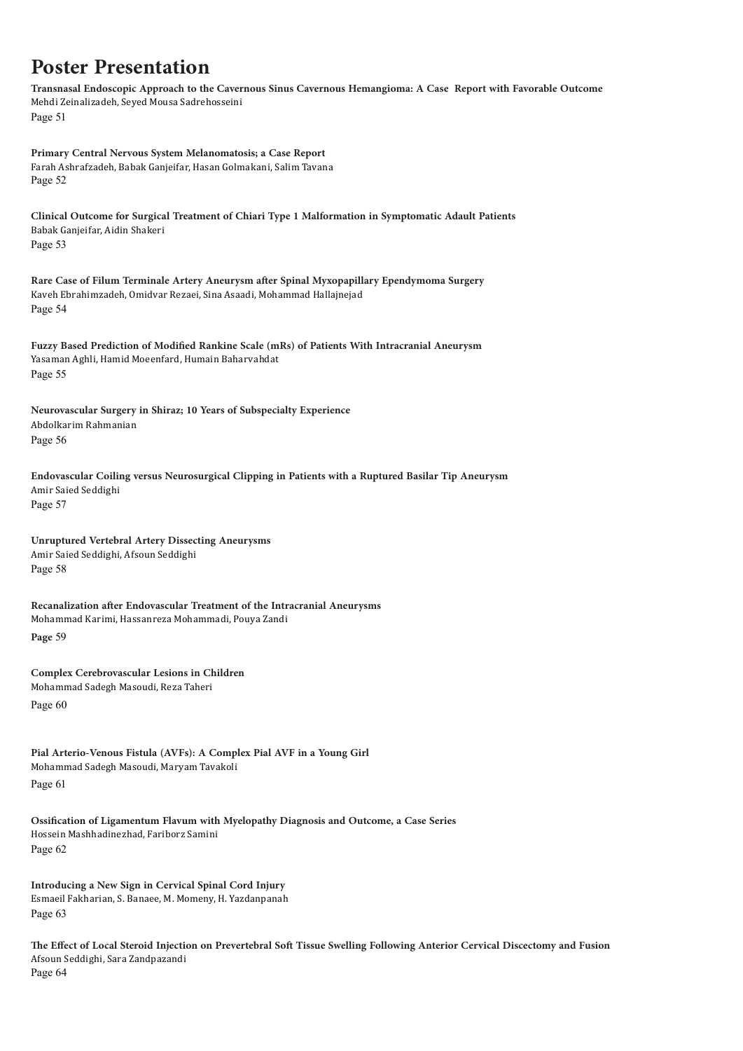# Poster Presentation

**Transnasal Endoscopic Approach to the Cavernous Sinus Cavernous Hemangioma: A Case Report with Favorable Outcome**
Mehdi Zeinalizadeh, Seyed Mousa Sadrehosseini
Page 51

**Primary Central Nervous System Melanomatosis; a Case Report**
Farah Ashrafzadeh, Babak Ganjeifar, Hasan Golmakani, Salim Tavana
Page 52

**Clinical Outcome for Surgical Treatment of Chiari Type 1 Malformation in Symptomatic Adault Patients**
Babak Ganjeifar, Aidin Shakeri
Page 53

**Rare Case of Filum Terminale Artery Aneurysm after Spinal Myxopapillary Ependymoma Surgery**
Kaveh Ebrahimzadeh, Omidvar Rezaei, Sina Asaadi, Mohammad Hallajnejad
Page 54

**Fuzzy Based Prediction of Modified Rankine Scale (mRs) of Patients With Intracranial Aneurysm**
Yasaman Aghli, Hamid Moeenfard, Humain Baharvahdat
Page 55

**Neurovascular Surgery in Shiraz; 10 Years of Subspecialty Experience**
Abdolkarim Rahmanian
Page 56

**Endovascular Coiling versus Neurosurgical Clipping in Patients with a Ruptured Basilar Tip Aneurysm**
Amir Saied Seddighi
Page 57

**Unruptured Vertebral Artery Dissecting Aneurysms**
Amir Saied Seddighi, Afsoun Seddighi
Page 58

**Recanalization after Endovascular Treatment of the Intracranial Aneurysms**
Mohammad Karimi, Hassanreza Mohammadi, Pouya Zandi
**Page** 59

**Complex Cerebrovascular Lesions in Children**
Mohammad Sadegh Masoudi, Reza Taheri
Page 60

**Pial Arterio-Venous Fistula (AVFs): A Complex Pial AVF in a Young Girl**
Mohammad Sadegh Masoudi, Maryam Tavakoli
Page 61

**Ossification of Ligamentum Flavum with Myelopathy Diagnosis and Outcome, a Case Series**
Hossein Mashhadinezhad, Fariborz Samini
Page 62

**Introducing a New Sign in Cervical Spinal Cord Injury**
Esmaeil Fakharian, S. Banaee, M. Momeny, H. Yazdanpanah
Page 63

**The Effect of Local Steroid Injection on Prevertebral Soft Tissue Swelling Following Anterior Cervical Discectomy and Fusion**
Afsoun Seddighi, Sara Zandpazandi
Page 64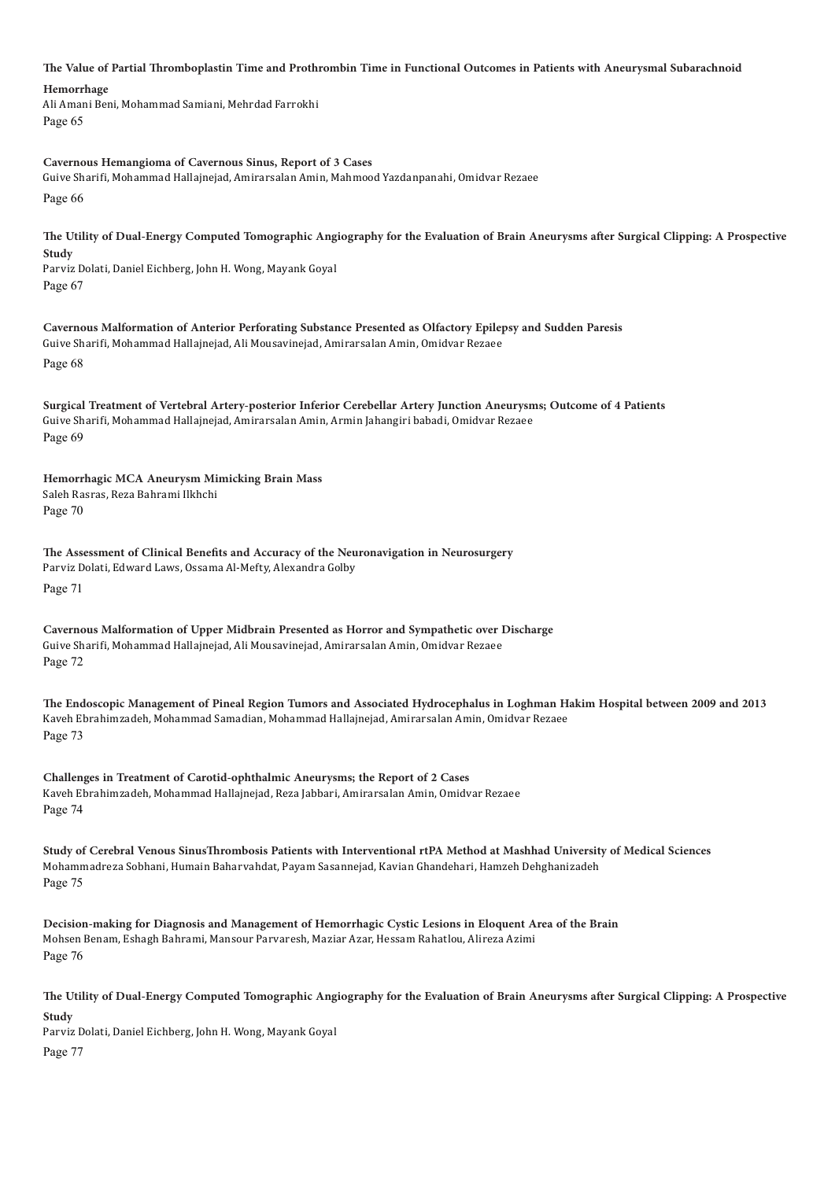**The Value of Partial Thromboplastin Time and Prothrombin Time in Functional Outcomes in Patients with Aneurysmal Subarachnoid Hemorrhage**
Ali Amani Beni, Mohammad Samiani, Mehrdad Farrokhi
Page 65

**Cavernous Hemangioma of Cavernous Sinus, Report of 3 Cases**
Guive Sharifi, Mohammad Hallajnejad, Amirarsalan Amin, Mahmood Yazdanpanahi, Omidvar Rezaee
Page 66

**The Utility of Dual-Energy Computed Tomographic Angiography for the Evaluation of Brain Aneurysms after Surgical Clipping: A Prospective Study**
Parviz Dolati, Daniel Eichberg, John H. Wong, Mayank Goyal
Page 67

**Cavernous Malformation of Anterior Perforating Substance Presented as Olfactory Epilepsy and Sudden Paresis**
Guive Sharifi, Mohammad Hallajnejad, Ali Mousavinejad, Amirarsalan Amin, Omidvar Rezaee
Page 68

**Surgical Treatment of Vertebral Artery-posterior Inferior Cerebellar Artery Junction Aneurysms; Outcome of 4 Patients**
Guive Sharifi, Mohammad Hallajnejad, Amirarsalan Amin, Armin Jahangiri babadi, Omidvar Rezaee
Page 69

**Hemorrhagic MCA Aneurysm Mimicking Brain Mass**
Saleh Rasras, Reza Bahrami Ilkhchi
Page 70

**The Assessment of Clinical Benefits and Accuracy of the Neuronavigation in Neurosurgery**
Parviz Dolati, Edward Laws, Ossama Al-Mefty, Alexandra Golby
Page 71

**Cavernous Malformation of Upper Midbrain Presented as Horror and Sympathetic over Discharge**
Guive Sharifi, Mohammad Hallajnejad, Ali Mousavinejad, Amirarsalan Amin, Omidvar Rezaee
Page 72

**The Endoscopic Management of Pineal Region Tumors and Associated Hydrocephalus in Loghman Hakim Hospital between 2009 and 2013**
Kaveh Ebrahimzadeh, Mohammad Samadian, Mohammad Hallajnejad, Amirarsalan Amin, Omidvar Rezaee
Page 73

**Challenges in Treatment of Carotid-ophthalmic Aneurysms; the Report of 2 Cases**
Kaveh Ebrahimzadeh, Mohammad Hallajnejad, Reza Jabbari, Amirarsalan Amin, Omidvar Rezaee
Page 74

**Study of Cerebral Venous SinusThrombosis Patients with Interventional rtPA Method at Mashhad University of Medical Sciences**
Mohammadreza Sobhani, Humain Baharvahdat, Payam Sasannejad, Kavian Ghandehari, Hamzeh Dehghanizadeh
Page 75

**Decision-making for Diagnosis and Management of Hemorrhagic Cystic Lesions in Eloquent Area of the Brain**
Mohsen Benam, Eshagh Bahrami, Mansour Parvaresh, Maziar Azar, Hessam Rahatlou, Alireza Azimi
Page 76

**The Utility of Dual-Energy Computed Tomographic Angiography for the Evaluation of Brain Aneurysms after Surgical Clipping: A Prospective Study**
Parviz Dolati, Daniel Eichberg, John H. Wong, Mayank Goyal
Page 77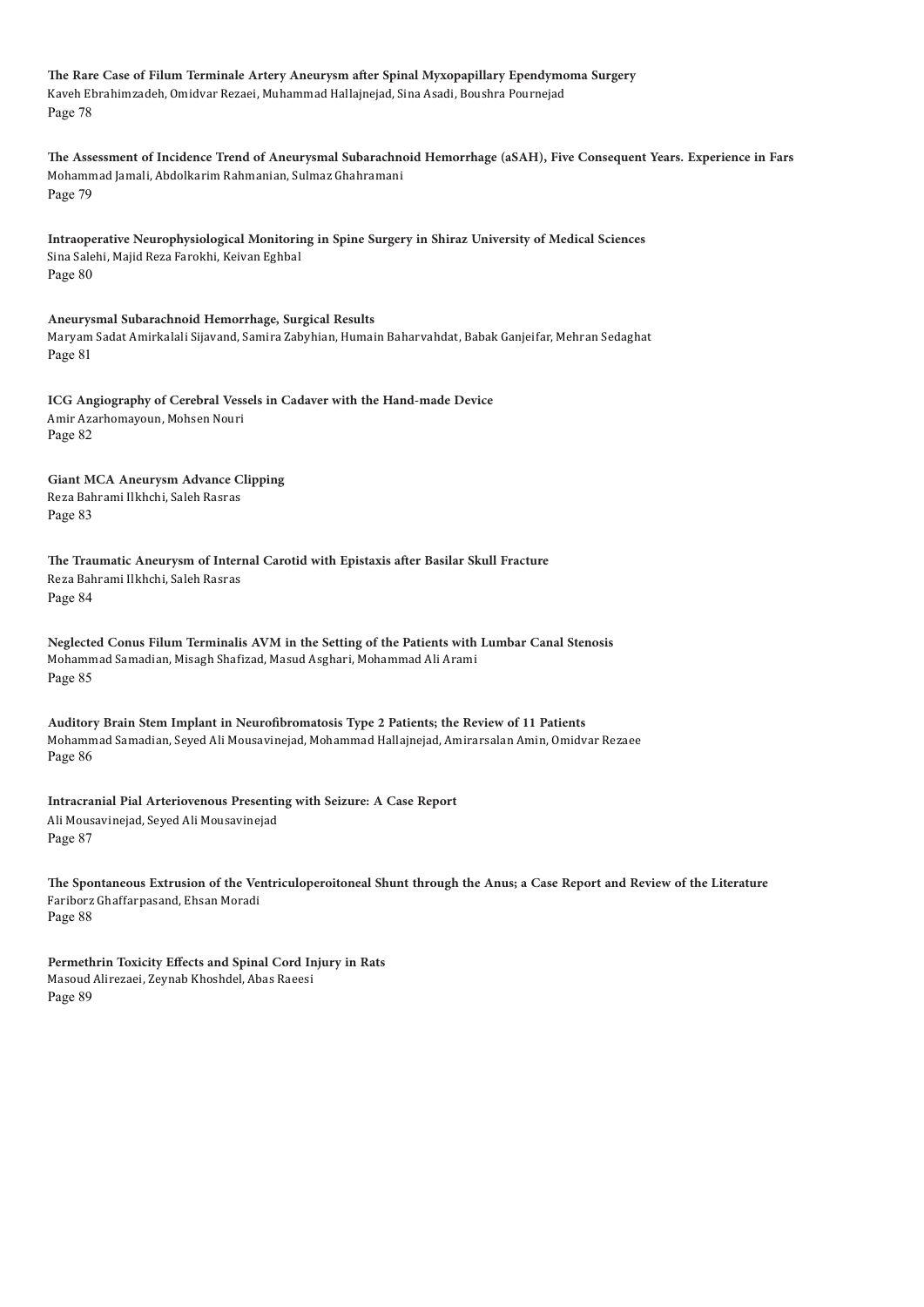**The Rare Case of Filum Terminale Artery Aneurysm after Spinal Myxopapillary Ependymoma Surgery**
Kaveh Ebrahimzadeh, Omidvar Rezaei, Muhammad Hallajnejad, Sina Asadi, Boushra Pournejad
Page 78

**The Assessment of Incidence Trend of Aneurysmal Subarachnoid Hemorrhage (aSAH), Five Consequent Years. Experience in Fars**
Mohammad Jamali, Abdolkarim Rahmanian, Sulmaz Ghahramani
Page 79

**Intraoperative Neurophysiological Monitoring in Spine Surgery in Shiraz University of Medical Sciences**
Sina Salehi, Majid Reza Farokhi, Keivan Eghbal
Page 80

**Aneurysmal Subarachnoid Hemorrhage, Surgical Results**
Maryam Sadat Amirkalali Sijavand, Samira Zabyhian, Humain Baharvahdat, Babak Ganjeifar, Mehran Sedaghat
Page 81

**ICG Angiography of Cerebral Vessels in Cadaver with the Hand-made Device**
Amir Azarhomayoun, Mohsen Nouri
Page 82

**Giant MCA Aneurysm Advance Clipping**
Reza Bahrami Ilkhchi, Saleh Rasras
Page 83

**The Traumatic Aneurysm of Internal Carotid with Epistaxis after Basilar Skull Fracture**
Reza Bahrami Ilkhchi, Saleh Rasras
Page 84

**Neglected Conus Filum Terminalis AVM in the Setting of the Patients with Lumbar Canal Stenosis**
Mohammad Samadian, Misagh Shafizad, Masud Asghari, Mohammad Ali Arami
Page 85

**Auditory Brain Stem Implant in Neurofibromatosis Type 2 Patients; the Review of 11 Patients**
Mohammad Samadian, Seyed Ali Mousavinejad, Mohammad Hallajnejad, Amirarsalan Amin, Omidvar Rezaee
Page 86

**Intracranial Pial Arteriovenous Presenting with Seizure: A Case Report**
Ali Mousavinejad, Seyed Ali Mousavinejad
Page 87

**The Spontaneous Extrusion of the Ventriculoperoitoneal Shunt through the Anus; a Case Report and Review of the Literature**
Fariborz Ghaffarpasand, Ehsan Moradi
Page 88

**Permethrin Toxicity Effects and Spinal Cord Injury in Rats**
Masoud Alirezaei, Zeynab Khoshdel, Abas Raeesi
Page 89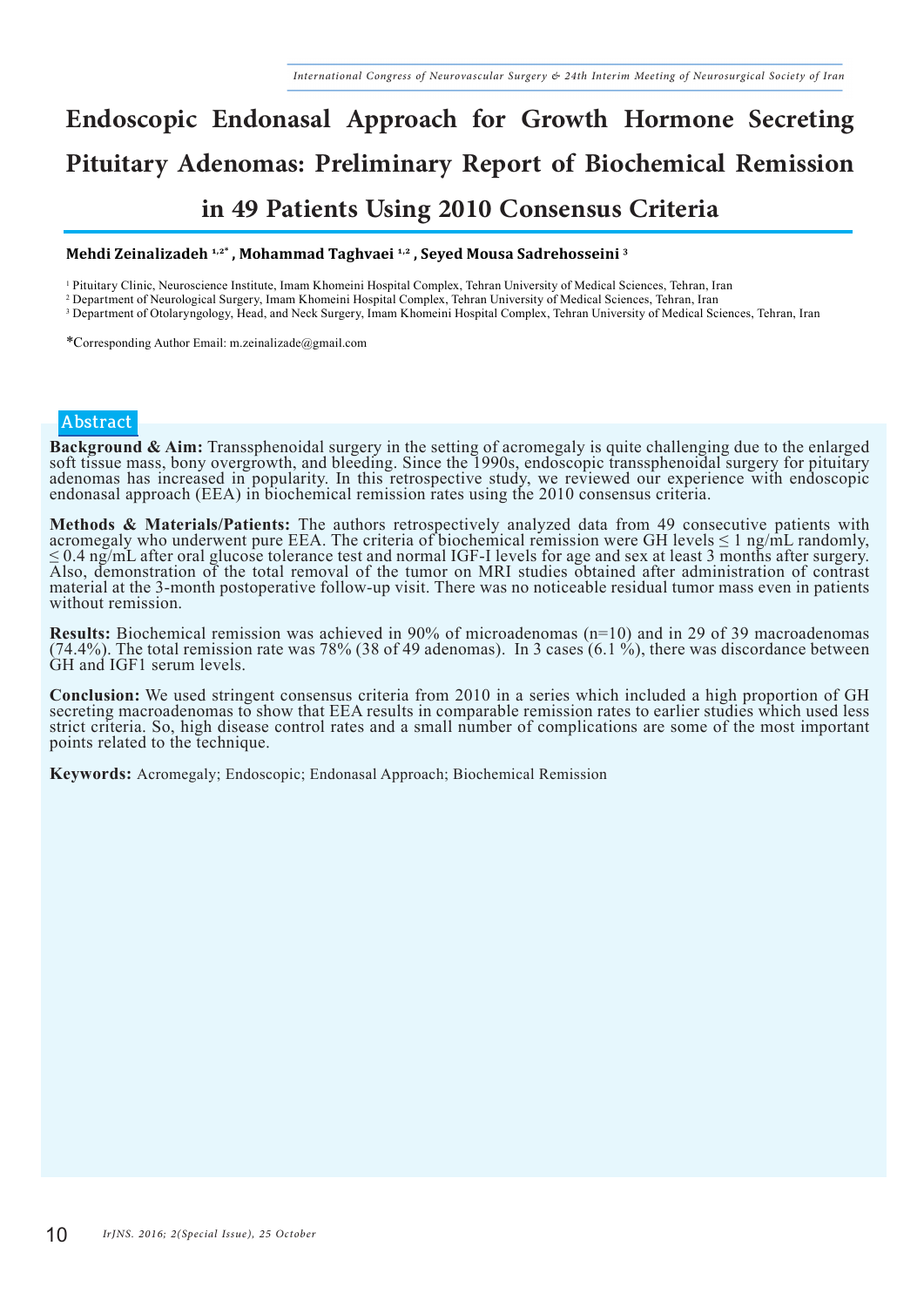# Endoscopic Endonasal Approach for Growth Hormone Secreting Pituitary Adenomas: Preliminary Report of Biochemical Remission in 49 Patients Using 2010 Consensus Criteria

**Mehdi Zeinalizadeh [1,2*], Mohammad Taghvaei [1,2], Seyed Mousa Sadrehosseini [3]**

[1] Pituitary Clinic, Neuroscience Institute, Imam Khomeini Hospital Complex, Tehran University of Medical Sciences, Tehran, Iran

[2] Department of Neurological Surgery, Imam Khomeini Hospital Complex, Tehran University of Medical Sciences, Tehran, Iran

[3] Department of Otolaryngology, Head, and Neck Surgery, Imam Khomeini Hospital Complex, Tehran University of Medical Sciences, Tehran, Iran

*Corresponding Author Email: m.zeinalizade@gmail.com

## Abstract

**Background & Aim:** Transsphenoidal surgery in the setting of acromegaly is quite challenging due to the enlarged soft tissue mass, bony overgrowth, and bleeding. Since the 1990s, endoscopic transsphenoidal surgery for pituitary adenomas has increased in popularity. In this retrospective study, we reviewed our experience with endoscopic endonasal approach (EEA) in biochemical remission rates using the 2010 consensus criteria.

**Methods & Materials/Patients:** The authors retrospectively analyzed data from 49 consecutive patients with acromegaly who underwent pure EEA. The criteria of biochemical remission were GH levels ≤ 1 ng/mL randomly, ≤ 0.4 ng/mL after oral glucose tolerance test and normal IGF-I levels for age and sex at least 3 months after surgery. Also, demonstration of the total removal of the tumor on MRI studies obtained after administration of contrast material at the 3-month postoperative follow-up visit. There was no noticeable residual tumor mass even in patients without remission.

**Results:** Biochemical remission was achieved in 90% of microadenomas (n=10) and in 29 of 39 macroadenomas (74.4%). The total remission rate was 78% (38 of 49 adenomas). In 3 cases (6.1 %), there was discordance between GH and IGF1 serum levels.

**Conclusion:** We used stringent consensus criteria from 2010 in a series which included a high proportion of GH secreting macroadenomas to show that EEA results in comparable remission rates to earlier studies which used less strict criteria. So, high disease control rates and a small number of complications are some of the most important points related to the technique.

**Keywords:** Acromegaly; Endoscopic; Endonasal Approach; Biochemical Remission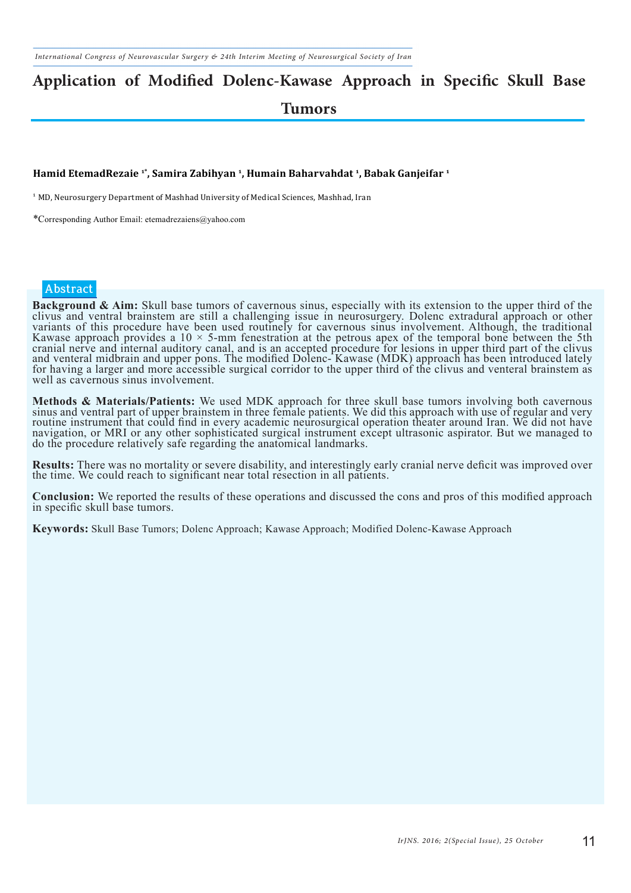# Application of Modified Dolenc-Kawase Approach in Specific Skull Base Tumors

**Hamid EtemadRezaie [1*], Samira Zabihyan [1], Humain Baharvahdat [1], Babak Ganjeifar [1]**

[1] MD, Neurosurgery Department of Mashhad University of Medical Sciences, Mashhad, Iran

*Corresponding Author Email: etemadrezaiens@yahoo.com

## Abstract

**Background & Aim:** Skull base tumors of cavernous sinus, especially with its extension to the upper third of the clivus and ventral brainstem are still a challenging issue in neurosurgery. Dolenc extradural approach or other variants of this procedure have been used routinely for cavernous sinus involvement. Although, the traditional Kawase approach provides a 10 × 5-mm fenestration at the petrous apex of the temporal bone between the 5th cranial nerve and internal auditory canal, and is an accepted procedure for lesions in upper third part of the clivus and venteral midbrain and upper pons. The modified Dolenc- Kawase (MDK) approach has been introduced lately for having a larger and more accessible surgical corridor to the upper third of the clivus and venteral brainstem as well as cavernous sinus involvement.

**Methods & Materials/Patients:** We used MDK approach for three skull base tumors involving both cavernous sinus and ventral part of upper brainstem in three female patients. We did this approach with use of regular and very routine instrument that could find in every academic neurosurgical operation theater around Iran. We did not have navigation, or MRI or any other sophisticated surgical instrument except ultrasonic aspirator. But we managed to do the procedure relatively safe regarding the anatomical landmarks.

**Results:** There was no mortality or severe disability, and interestingly early cranial nerve deficit was improved over the time. We could reach to significant near total resection in all patients.

**Conclusion:** We reported the results of these operations and discussed the cons and pros of this modified approach in specific skull base tumors.

**Keywords:** Skull Base Tumors; Dolenc Approach; Kawase Approach; Modified Dolenc-Kawase Approach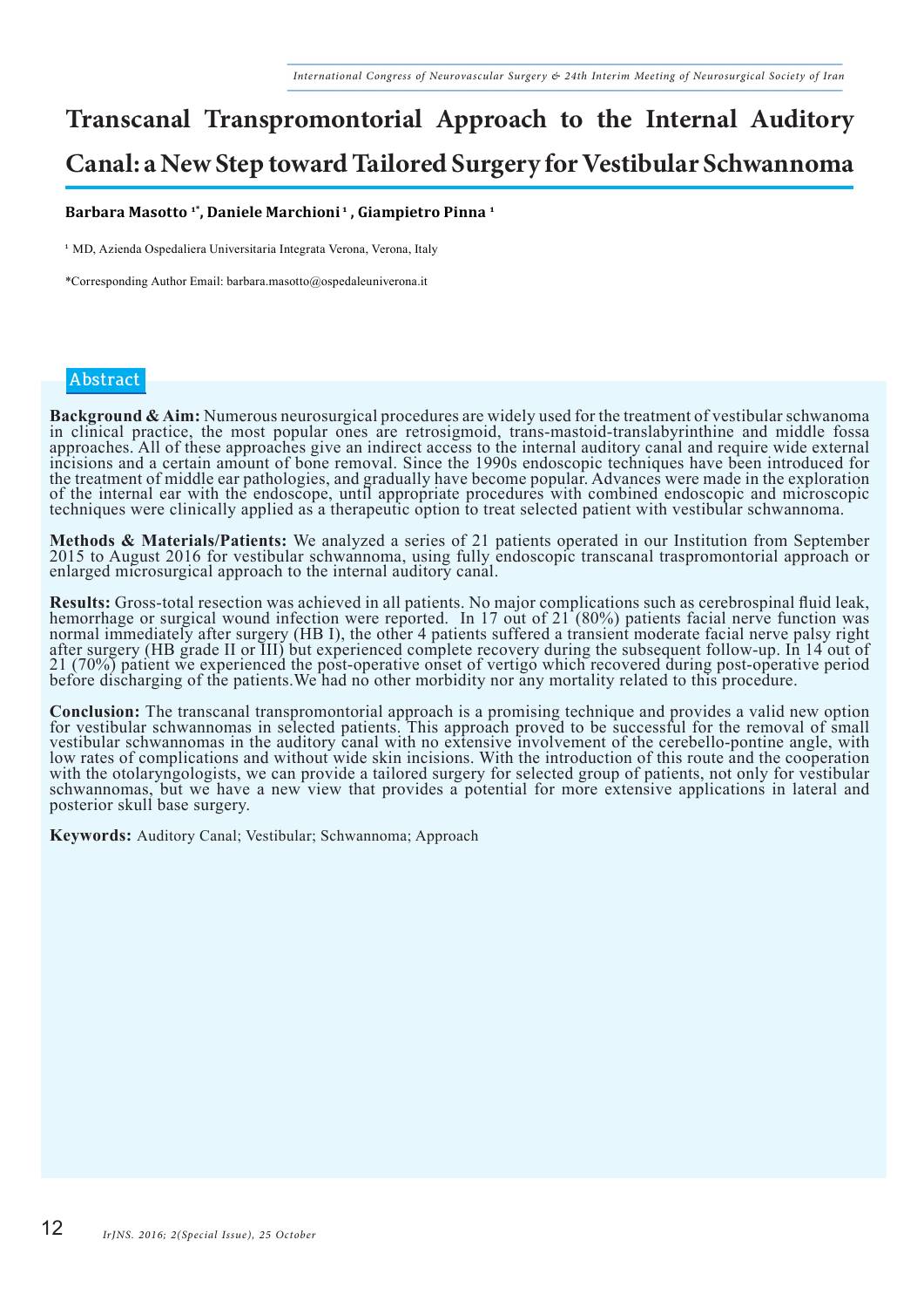# Transcanal Transpromontorial Approach to the Internal Auditory Canal: a New Step toward Tailored Surgery for Vestibular Schwannoma

**Barbara Masotto [1*], Daniele Marchioni [1] , Giampietro Pinna [1]**

[1] MD, Azienda Ospedaliera Universitaria Integrata Verona, Verona, Italy

*Corresponding Author Email: barbara.masotto@ospedaleuniverona.it

## Abstract

**Background & Aim:** Numerous neurosurgical procedures are widely used for the treatment of vestibular schwanoma in clinical practice, the most popular ones are retrosigmoid, trans-mastoid-translabyrinthine and middle fossa approaches. All of these approaches give an indirect access to the internal auditory canal and require wide external incisions and a certain amount of bone removal. Since the 1990s endoscopic techniques have been introduced for the treatment of middle ear pathologies, and gradually have become popular. Advances were made in the exploration of the internal ear with the endoscope, until appropriate procedures with combined endoscopic and microscopic techniques were clinically applied as a therapeutic option to treat selected patient with vestibular schwannoma.

**Methods & Materials/Patients:** We analyzed a series of 21 patients operated in our Institution from September 2015 to August 2016 for vestibular schwannoma, using fully endoscopic transcanal traspromontorial approach or enlarged microsurgical approach to the internal auditory canal.

**Results:** Gross-total resection was achieved in all patients. No major complications such as cerebrospinal fluid leak, hemorrhage or surgical wound infection were reported. In 17 out of 21 (80%) patients facial nerve function was normal immediately after surgery (HB I), the other 4 patients suffered a transient moderate facial nerve palsy right after surgery (HB grade II or III) but experienced complete recovery during the subsequent follow-up. In 14 out of 21 (70%) patient we experienced the post-operative onset of vertigo which recovered during post-operative period before discharging of the patients.We had no other morbidity nor any mortality related to this procedure.

**Conclusion:** The transcanal transpromontorial approach is a promising technique and provides a valid new option for vestibular schwannomas in selected patients. This approach proved to be successful for the removal of small vestibular schwannomas in the auditory canal with no extensive involvement of the cerebello-pontine angle, with low rates of complications and without wide skin incisions. With the introduction of this route and the cooperation with the otolaryngologists, we can provide a tailored surgery for selected group of patients, not only for vestibular schwannomas, but we have a new view that provides a potential for more extensive applications in lateral and posterior skull base surgery.

**Keywords:** Auditory Canal; Vestibular; Schwannoma; Approach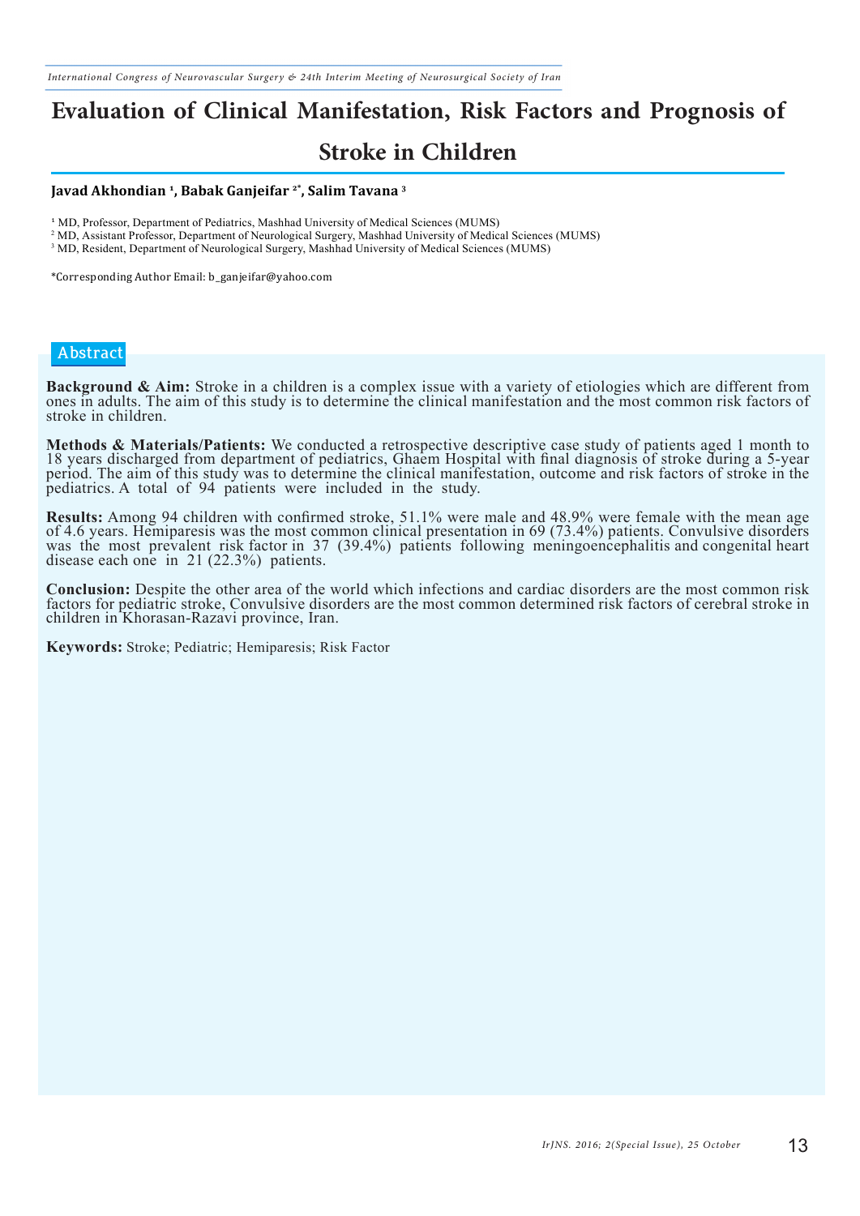# Evaluation of Clinical Manifestation, Risk Factors and Prognosis of Stroke in Children

**Javad Akhondian [1], Babak Ganjeifar [2*], Salim Tavana [3]**

[1] MD, Professor, Department of Pediatrics, Mashhad University of Medical Sciences (MUMS)
[2] MD, Assistant Professor, Department of Neurological Surgery, Mashhad University of Medical Sciences (MUMS)
[3] MD, Resident, Department of Neurological Surgery, Mashhad University of Medical Sciences (MUMS)

*Corresponding Author Email: b_ganjeifar@yahoo.com

## Abstract

**Background & Aim:** Stroke in a children is a complex issue with a variety of etiologies which are different from ones in adults. The aim of this study is to determine the clinical manifestation and the most common risk factors of stroke in children.

**Methods & Materials/Patients:** We conducted a retrospective descriptive case study of patients aged 1 month to 18 years discharged from department of pediatrics, Ghaem Hospital with final diagnosis of stroke during a 5-year period. The aim of this study was to determine the clinical manifestation, outcome and risk factors of stroke in the pediatrics. A total of 94 patients were included in the study.

**Results:** Among 94 children with confirmed stroke, 51.1% were male and 48.9% were female with the mean age of 4.6 years. Hemiparesis was the most common clinical presentation in 69 (73.4%) patients. Convulsive disorders was the most prevalent risk factor in 37 (39.4%) patients following meningoencephalitis and congenital heart disease each one in 21 (22.3%) patients.

**Conclusion:** Despite the other area of the world which infections and cardiac disorders are the most common risk factors for pediatric stroke, Convulsive disorders are the most common determined risk factors of cerebral stroke in children in Khorasan-Razavi province, Iran.

**Keywords:** Stroke; Pediatric; Hemiparesis; Risk Factor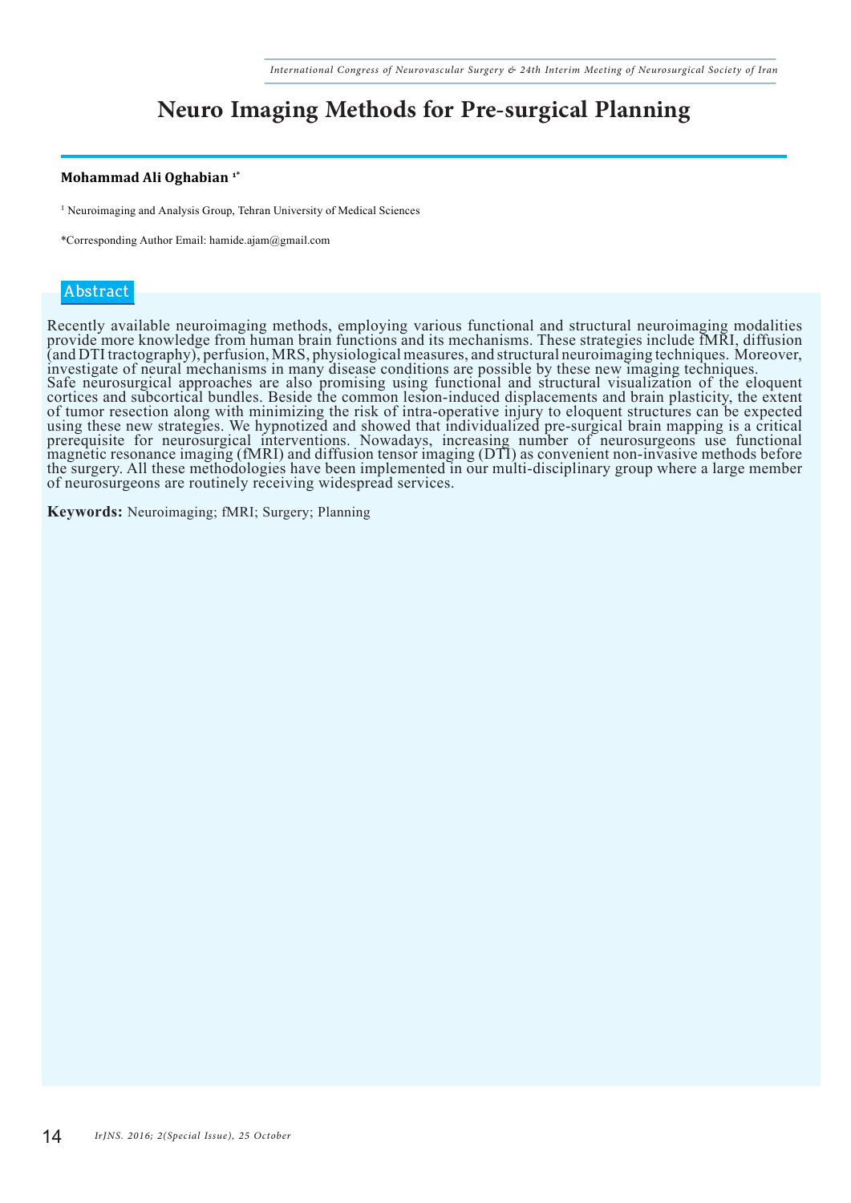# Neuro Imaging Methods for Pre-surgical Planning

**Mohammad Ali Oghabian [1*]**

[1] Neuroimaging and Analysis Group, Tehran University of Medical Sciences

*Corresponding Author Email: hamide.ajam@gmail.com

## Abstract

Recently available neuroimaging methods, employing various functional and structural neuroimaging modalities provide more knowledge from human brain functions and its mechanisms. These strategies include fMRI, diffusion (and DTI tractography), perfusion, MRS, physiological measures, and structural neuroimaging techniques. Moreover, investigate of neural mechanisms in many disease conditions are possible by these new imaging techniques.
Safe neurosurgical approaches are also promising using functional and structural visualization of the eloquent cortices and subcortical bundles. Beside the common lesion-induced displacements and brain plasticity, the extent of tumor resection along with minimizing the risk of intra-operative injury to eloquent structures can be expected using these new strategies. We hypnotized and showed that individualized pre-surgical brain mapping is a critical prerequisite for neurosurgical interventions. Nowadays, increasing number of neurosurgeons use functional magnetic resonance imaging (fMRI) and diffusion tensor imaging (DTI) as convenient non-invasive methods before the surgery. All these methodologies have been implemented in our multi-disciplinary group where a large member of neurosurgeons are routinely receiving widespread services.

**Keywords:** Neuroimaging; fMRI; Surgery; Planning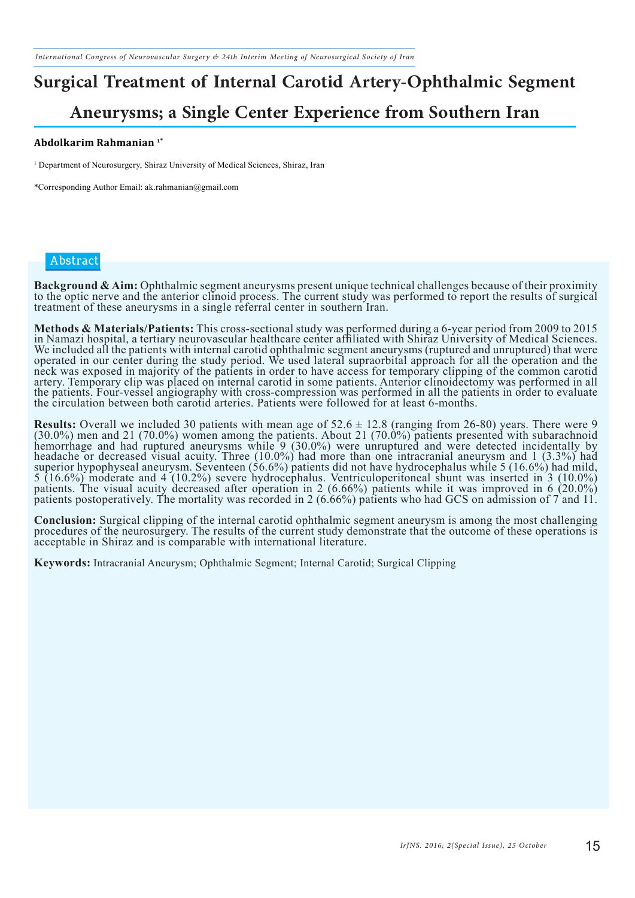# Surgical Treatment of Internal Carotid Artery-Ophthalmic Segment Aneurysms; a Single Center Experience from Southern Iran

**Abdolkarim Rahmanian** [1*]

[1] Department of Neurosurgery, Shiraz University of Medical Sciences, Shiraz, Iran

*Corresponding Author Email: ak.rahmanian@gmail.com

## Abstract

**Background & Aim:** Ophthalmic segment aneurysms present unique technical challenges because of their proximity to the optic nerve and the anterior clinoid process. The current study was performed to report the results of surgical treatment of these aneurysms in a single referral center in southern Iran.

**Methods & Materials/Patients:** This cross-sectional study was performed during a 6-year period from 2009 to 2015 in Namazi hospital, a tertiary neurovascular healthcare center affiliated with Shiraz University of Medical Sciences. We included all the patients with internal carotid ophthalmic segment aneurysms (ruptured and unruptured) that were operated in our center during the study period. We used lateral supraorbital approach for all the operation and the neck was exposed in majority of the patients in order to have access for temporary clipping of the common carotid artery. Temporary clip was placed on internal carotid in some patients. Anterior clinoidectomy was performed in all the patients. Four-vessel angiography with cross-compression was performed in all the patients in order to evaluate the circulation between both carotid arteries. Patients were followed for at least 6-months.

**Results:** Overall we included 30 patients with mean age of 52.6 ± 12.8 (ranging from 26-80) years. There were 9 (30.0%) men and 21 (70.0%) women among the patients. About 21 (70.0%) patients presented with subarachnoid hemorrhage and had ruptured aneurysms while 9 (30.0%) were unruptured and were detected incidentally by headache or decreased visual acuity. Three (10.0%) had more than one intracranial aneurysm and 1 (3.3%) had superior hypophyseal aneurysm. Seventeen (56.6%) patients did not have hydrocephalus while 5 (16.6%) had mild, 5 (16.6%) moderate and 4 (10.2%) severe hydrocephalus. Ventriculoperitoneal shunt was inserted in 3 (10.0%) patients. The visual acuity decreased after operation in 2 (6.66%) patients while it was improved in 6 (20.0%) patients postoperatively. The mortality was recorded in 2 (6.66%) patients who had GCS on admission of 7 and 11.

**Conclusion:** Surgical clipping of the internal carotid ophthalmic segment aneurysm is among the most challenging procedures of the neurosurgery. The results of the current study demonstrate that the outcome of these operations is acceptable in Shiraz and is comparable with international literature.

**Keywords:** Intracranial Aneurysm; Ophthalmic Segment; Internal Carotid; Surgical Clipping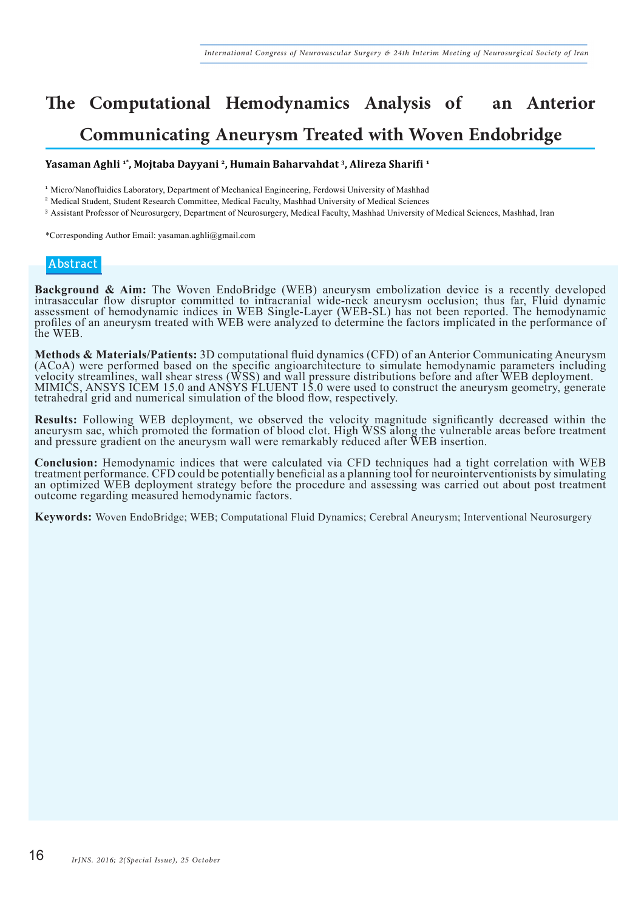# The Computational Hemodynamics Analysis of an Anterior Communicating Aneurysm Treated with Woven Endobridge

**Yasaman Aghli [1*], Mojtaba Dayyani [2], Humain Baharvahdat [3], Alireza Sharifi [1]**

[1] Micro/Nanofluidics Laboratory, Department of Mechanical Engineering, Ferdowsi University of Mashhad

[2] Medical Student, Student Research Committee, Medical Faculty, Mashhad University of Medical Sciences

[3] Assistant Professor of Neurosurgery, Department of Neurosurgery, Medical Faculty, Mashhad University of Medical Sciences, Mashhad, Iran

*Corresponding Author Email: yasaman.aghli@gmail.com

## Abstract

**Background & Aim:** The Woven EndoBridge (WEB) aneurysm embolization device is a recently developed intrasaccular flow disruptor committed to intracranial wide-neck aneurysm occlusion; thus far, Fluid dynamic assessment of hemodynamic indices in WEB Single-Layer (WEB-SL) has not been reported. The hemodynamic profiles of an aneurysm treated with WEB were analyzed to determine the factors implicated in the performance of the WEB.

**Methods & Materials/Patients:** 3D computational fluid dynamics (CFD) of an Anterior Communicating Aneurysm (ACoA) were performed based on the specific angioarchitecture to simulate hemodynamic parameters including velocity streamlines, wall shear stress (WSS) and wall pressure distributions before and after WEB deployment. MIMICS, ANSYS ICEM 15.0 and ANSYS FLUENT 15.0 were used to construct the aneurysm geometry, generate tetrahedral grid and numerical simulation of the blood flow, respectively.

**Results:** Following WEB deployment, we observed the velocity magnitude significantly decreased within the aneurysm sac, which promoted the formation of blood clot. High WSS along the vulnerable areas before treatment and pressure gradient on the aneurysm wall were remarkably reduced after WEB insertion.

**Conclusion:** Hemodynamic indices that were calculated via CFD techniques had a tight correlation with WEB treatment performance. CFD could be potentially beneficial as a planning tool for neurointerventionists by simulating an optimized WEB deployment strategy before the procedure and assessing was carried out about post treatment outcome regarding measured hemodynamic factors.

**Keywords:** Woven EndoBridge; WEB; Computational Fluid Dynamics; Cerebral Aneurysm; Interventional Neurosurgery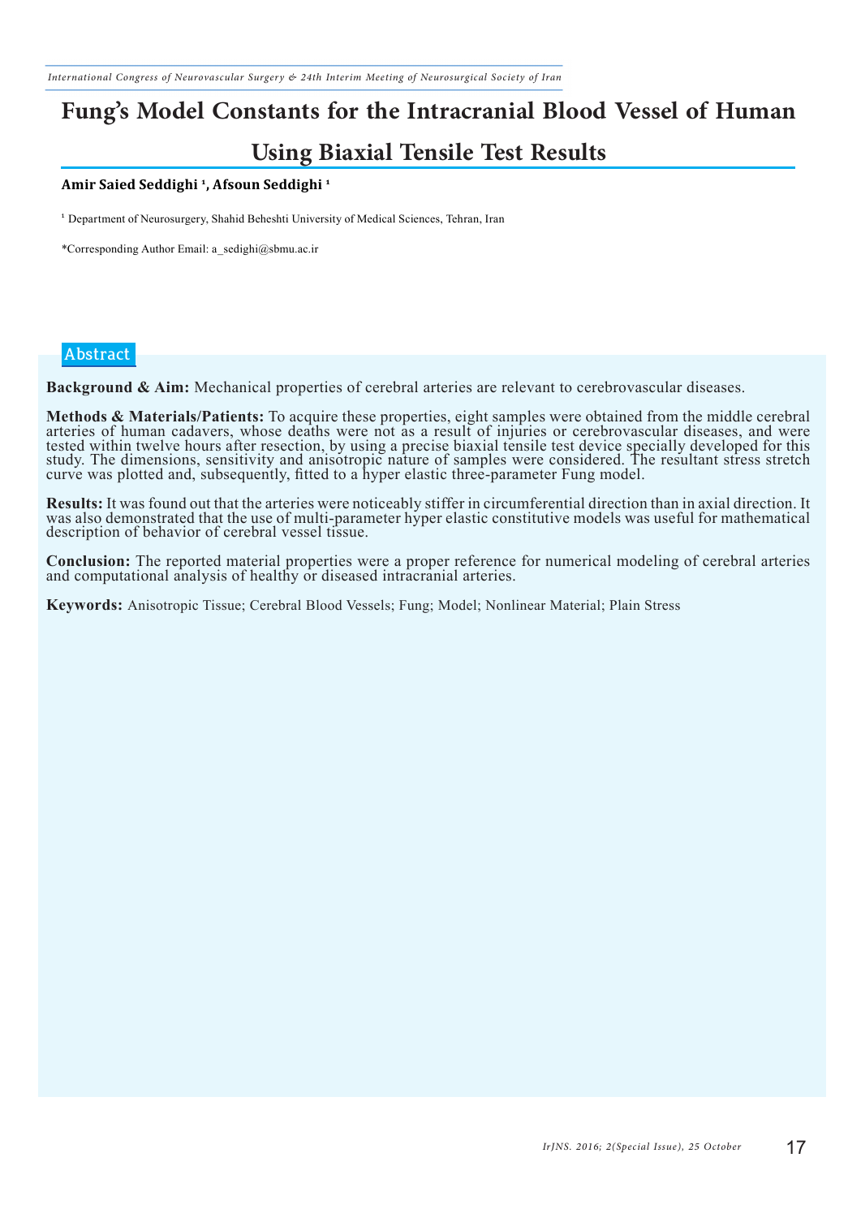# Fung's Model Constants for the Intracranial Blood Vessel of Human Using Biaxial Tensile Test Results

**Amir Saied Seddighi [1], Afsoun Seddighi [1]**

[1] Department of Neurosurgery, Shahid Beheshti University of Medical Sciences, Tehran, Iran

*Corresponding Author Email: a_sedighi@sbmu.ac.ir

## Abstract

**Background & Aim:** Mechanical properties of cerebral arteries are relevant to cerebrovascular diseases.

**Methods & Materials/Patients:** To acquire these properties, eight samples were obtained from the middle cerebral arteries of human cadavers, whose deaths were not as a result of injuries or cerebrovascular diseases, and were tested within twelve hours after resection, by using a precise biaxial tensile test device specially developed for this study. The dimensions, sensitivity and anisotropic nature of samples were considered. The resultant stress stretch curve was plotted and, subsequently, fitted to a hyper elastic three-parameter Fung model.

**Results:** It was found out that the arteries were noticeably stiffer in circumferential direction than in axial direction. It was also demonstrated that the use of multi-parameter hyper elastic constitutive models was useful for mathematical description of behavior of cerebral vessel tissue.

**Conclusion:** The reported material properties were a proper reference for numerical modeling of cerebral arteries and computational analysis of healthy or diseased intracranial arteries.

**Keywords:** Anisotropic Tissue; Cerebral Blood Vessels; Fung; Model; Nonlinear Material; Plain Stress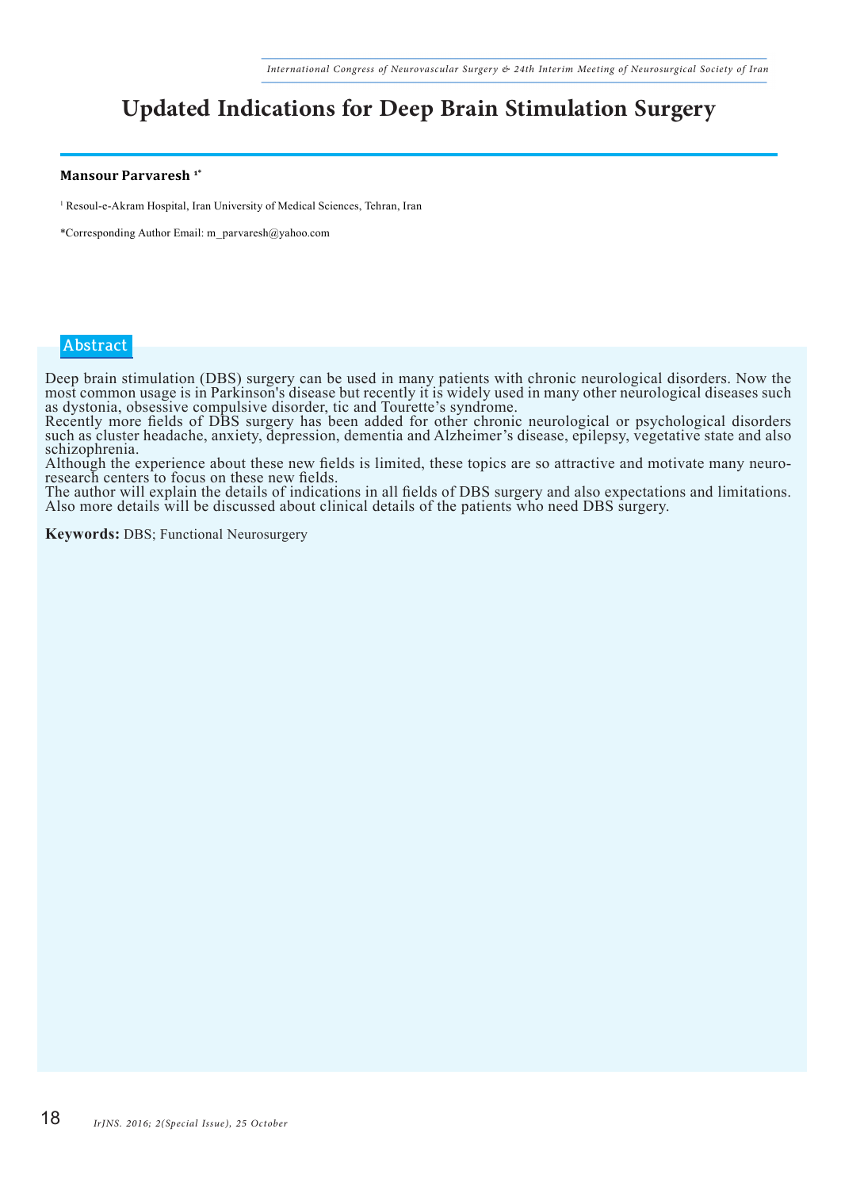# Updated Indications for Deep Brain Stimulation Surgery

**Mansour Parvaresh** [1*]

[1] Resoul-e-Akram Hospital, Iran University of Medical Sciences, Tehran, Iran

*Corresponding Author Email: m_parvaresh@yahoo.com

## Abstract

Deep brain stimulation (DBS) surgery can be used in many patients with chronic neurological disorders. Now the most common usage is in Parkinson's disease but recently it is widely used in many other neurological diseases such as dystonia, obsessive compulsive disorder, tic and Tourette's syndrome.

Recently more fields of DBS surgery has been added for other chronic neurological or psychological disorders such as cluster headache, anxiety, depression, dementia and Alzheimer's disease, epilepsy, vegetative state and also schizophrenia.

Although the experience about these new fields is limited, these topics are so attractive and motivate many neuro-research centers to focus on these new fields.

The author will explain the details of indications in all fields of DBS surgery and also expectations and limitations. Also more details will be discussed about clinical details of the patients who need DBS surgery.

**Keywords:** DBS; Functional Neurosurgery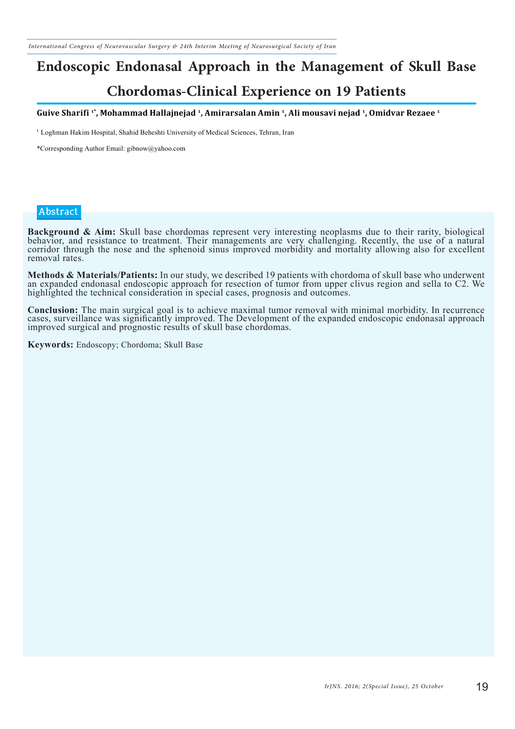# Endoscopic Endonasal Approach in the Management of Skull Base Chordomas-Clinical Experience on 19 Patients

**Guive Sharifi [1*], Mohammad Hallajnejad [1], Amirarsalan Amin [1], Ali mousavi nejad [1], Omidvar Rezaee [1]**

[1] Loghman Hakim Hospital, Shahid Beheshti University of Medical Sciences, Tehran, Iran

*Corresponding Author Email: gibnow@yahoo.com

## Abstract

**Background & Aim:** Skull base chordomas represent very interesting neoplasms due to their rarity, biological behavior, and resistance to treatment. Their managements are very challenging. Recently, the use of a natural corridor through the nose and the sphenoid sinus improved morbidity and mortality allowing also for excellent removal rates.

**Methods & Materials/Patients:** In our study, we described 19 patients with chordoma of skull base who underwent an expanded endonasal endoscopic approach for resection of tumor from upper clivus region and sella to C2. We highlighted the technical consideration in special cases, prognosis and outcomes.

**Conclusion:** The main surgical goal is to achieve maximal tumor removal with minimal morbidity. In recurrence cases, surveillance was significantly improved. The Development of the expanded endoscopic endonasal approach improved surgical and prognostic results of skull base chordomas.

**Keywords:** Endoscopy; Chordoma; Skull Base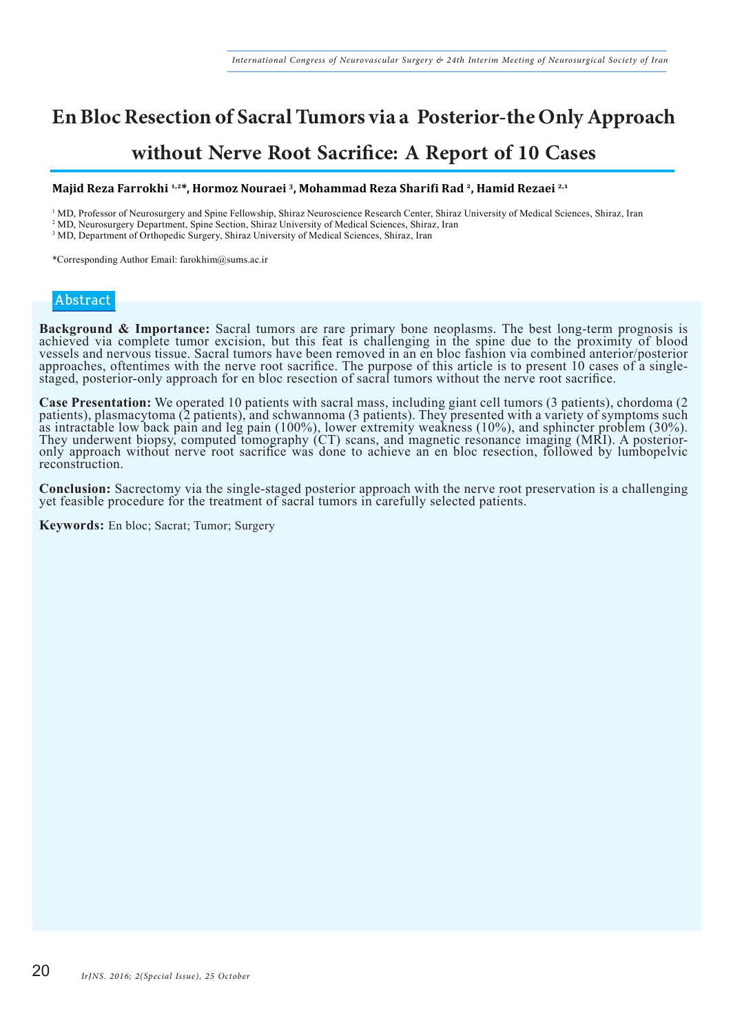# En Bloc Resection of Sacral Tumors via a Posterior-the Only Approach without Nerve Root Sacrifice: A Report of 10 Cases

**Majid Reza Farrokhi [1,2]\*, Hormoz Nouraei [3], Mohammad Reza Sharifi Rad [2], Hamid Rezaei [2,1]**

[1] MD, Professor of Neurosurgery and Spine Fellowship, Shiraz Neuroscience Research Center, Shiraz University of Medical Sciences, Shiraz, Iran
[2] MD, Neurosurgery Department, Spine Section, Shiraz University of Medical Sciences, Shiraz, Iran
[3] MD, Department of Orthopedic Surgery, Shiraz University of Medical Sciences, Shiraz, Iran

\*Corresponding Author Email: farokhim@sums.ac.ir

## Abstract

**Background & Importance:** Sacral tumors are rare primary bone neoplasms. The best long-term prognosis is achieved via complete tumor excision, but this feat is challenging in the spine due to the proximity of blood vessels and nervous tissue. Sacral tumors have been removed in an en bloc fashion via combined anterior/posterior approaches, oftentimes with the nerve root sacrifice. The purpose of this article is to present 10 cases of a single-staged, posterior-only approach for en bloc resection of sacral tumors without the nerve root sacrifice.

**Case Presentation:** We operated 10 patients with sacral mass, including giant cell tumors (3 patients), chordoma (2 patients), plasmacytoma (2 patients), and schwannoma (3 patients). They presented with a variety of symptoms such as intractable low back pain and leg pain (100%), lower extremity weakness (10%), and sphincter problem (30%). They underwent biopsy, computed tomography (CT) scans, and magnetic resonance imaging (MRI). A posterior-only approach without nerve root sacrifice was done to achieve an en bloc resection, followed by lumbopelvic reconstruction.

**Conclusion:** Sacrectomy via the single-staged posterior approach with the nerve root preservation is a challenging yet feasible procedure for the treatment of sacral tumors in carefully selected patients.

**Keywords:** En bloc; Sacrat; Tumor; Surgery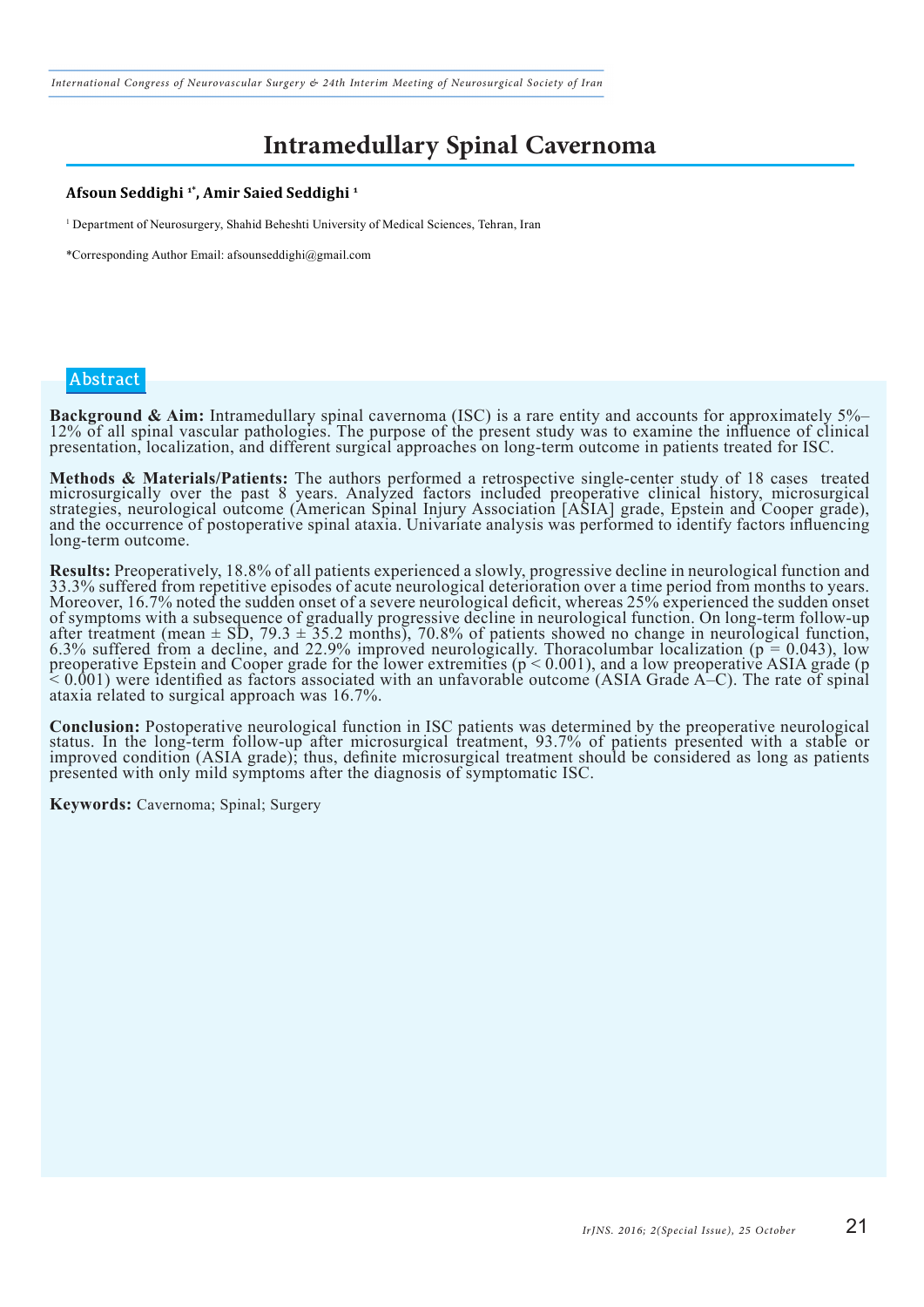# Intramedullary Spinal Cavernoma

**Afsoun Seddighi [1*], Amir Saied Seddighi [1]**

[1] Department of Neurosurgery, Shahid Beheshti University of Medical Sciences, Tehran, Iran

*Corresponding Author Email: afsounseddighi@gmail.com

## Abstract

**Background & Aim:** Intramedullary spinal cavernoma (ISC) is a rare entity and accounts for approximately 5%–12% of all spinal vascular pathologies. The purpose of the present study was to examine the influence of clinical presentation, localization, and different surgical approaches on long-term outcome in patients treated for ISC.

**Methods & Materials/Patients:** The authors performed a retrospective single-center study of 18 cases treated microsurgically over the past 8 years. Analyzed factors included preoperative clinical history, microsurgical strategies, neurological outcome (American Spinal Injury Association [ASIA] grade, Epstein and Cooper grade), and the occurrence of postoperative spinal ataxia. Univariate analysis was performed to identify factors influencing long-term outcome.

**Results:** Preoperatively, 18.8% of all patients experienced a slowly, progressive decline in neurological function and 33.3% suffered from repetitive episodes of acute neurological deterioration over a time period from months to years. Moreover, 16.7% noted the sudden onset of a severe neurological deficit, whereas 25% experienced the sudden onset of symptoms with a subsequence of gradually progressive decline in neurological function. On long-term follow-up after treatment (mean ± SD, 79.3 ± 35.2 months), 70.8% of patients showed no change in neurological function, 6.3% suffered from a decline, and 22.9% improved neurologically. Thoracolumbar localization ($p = 0.043$), low preoperative Epstein and Cooper grade for the lower extremities ($p < 0.001$), and a low preoperative ASIA grade ($p < 0.001$) were identified as factors associated with an unfavorable outcome (ASIA Grade A–C). The rate of spinal ataxia related to surgical approach was 16.7%.

**Conclusion:** Postoperative neurological function in ISC patients was determined by the preoperative neurological status. In the long-term follow-up after microsurgical treatment, 93.7% of patients presented with a stable or improved condition (ASIA grade); thus, definite microsurgical treatment should be considered as long as patients presented with only mild symptoms after the diagnosis of symptomatic ISC.

**Keywords:** Cavernoma; Spinal; Surgery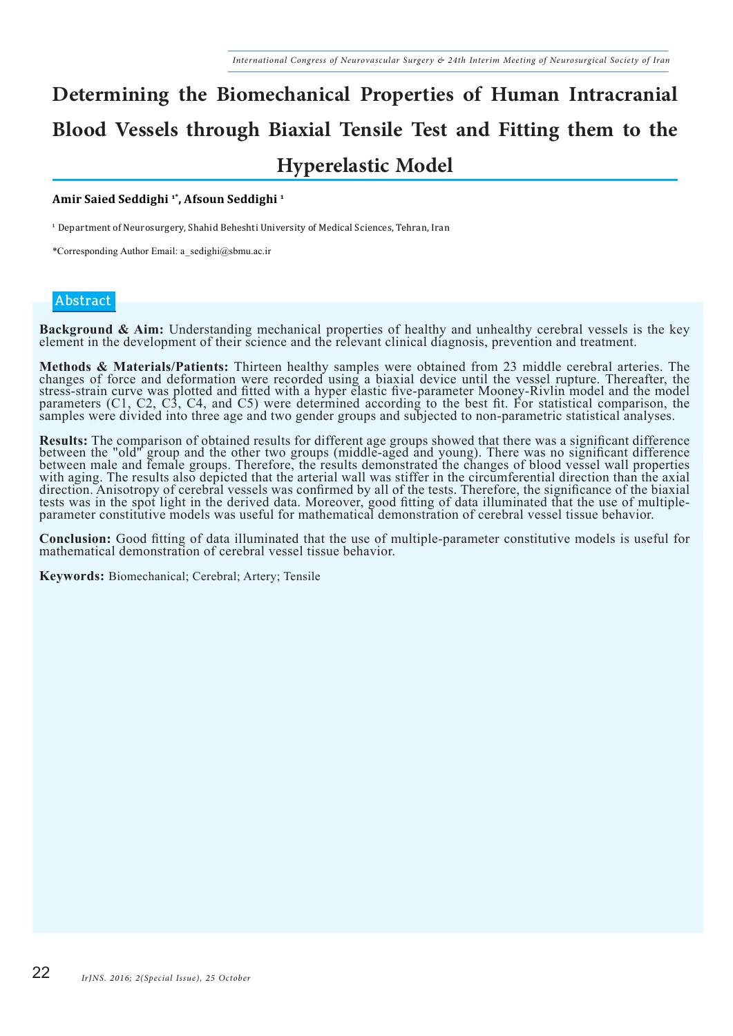# Determining the Biomechanical Properties of Human Intracranial Blood Vessels through Biaxial Tensile Test and Fitting them to the Hyperelastic Model

**Amir Saied Seddighi [1*], Afsoun Seddighi [1]**

[1] Department of Neurosurgery, Shahid Beheshti University of Medical Sciences, Tehran, Iran

*Corresponding Author Email: a_sedighi@sbmu.ac.ir

## Abstract

**Background & Aim:** Understanding mechanical properties of healthy and unhealthy cerebral vessels is the key element in the development of their science and the relevant clinical diagnosis, prevention and treatment.

**Methods & Materials/Patients:** Thirteen healthy samples were obtained from 23 middle cerebral arteries. The changes of force and deformation were recorded using a biaxial device until the vessel rupture. Thereafter, the stress-strain curve was plotted and fitted with a hyper elastic five-parameter Mooney-Rivlin model and the model parameters (C1, C2, C3, C4, and C5) were determined according to the best fit. For statistical comparison, the samples were divided into three age and two gender groups and subjected to non-parametric statistical analyses.

**Results:** The comparison of obtained results for different age groups showed that there was a significant difference between the "old" group and the other two groups (middle-aged and young). There was no significant difference between male and female groups. Therefore, the results demonstrated the changes of blood vessel wall properties with aging. The results also depicted that the arterial wall was stiffer in the circumferential direction than the axial direction. Anisotropy of cerebral vessels was confirmed by all of the tests. Therefore, the significance of the biaxial tests was in the spot light in the derived data. Moreover, good fitting of data illuminated that the use of multiple-parameter constitutive models was useful for mathematical demonstration of cerebral vessel tissue behavior.

**Conclusion:** Good fitting of data illuminated that the use of multiple-parameter constitutive models is useful for mathematical demonstration of cerebral vessel tissue behavior.

**Keywords:** Biomechanical; Cerebral; Artery; Tensile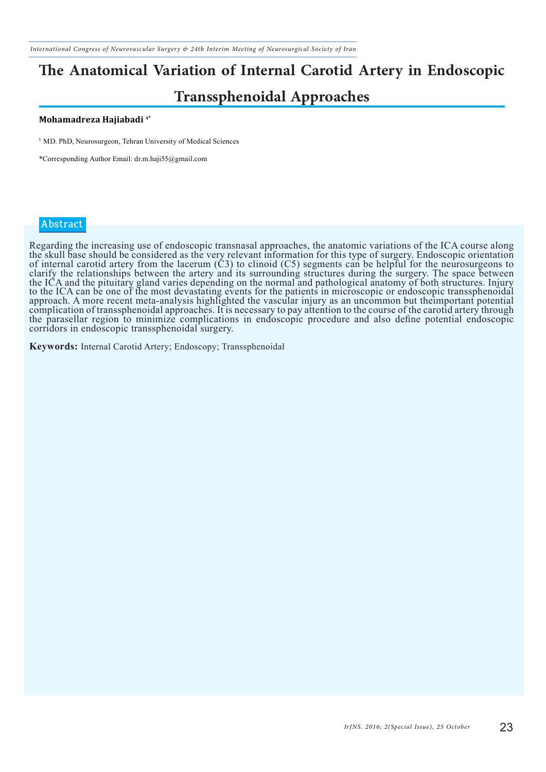# The Anatomical Variation of Internal Carotid Artery in Endoscopic Transsphenoidal Approaches

**Mohamadreza Hajiabadi** [1*]

[1] MD. PhD, Neurosurgeon, Tehran University of Medical Sciences

*Corresponding Author Email: dr.m.haji55@gmail.com

## Abstract

Regarding the increasing use of endoscopic transnasal approaches, the anatomic variations of the ICA course along the skull base should be considered as the very relevant information for this type of surgery. Endoscopic orientation of internal carotid artery from the lacerum (C3) to clinoid (C5) segments can be helpful for the neurosurgeons to clarify the relationships between the artery and its surrounding structures during the surgery. The space between the ICA and the pituitary gland varies depending on the normal and pathological anatomy of both structures. Injury to the ICA can be one of the most devastating events for the patients in microscopic or endoscopic transsphenoidal approach. A more recent meta-analysis highlighted the vascular injury as an uncommon but theimportant potential complication of transsphenoidal approaches. It is necessary to pay attention to the course of the carotid artery through the parasellar region to minimize complications in endoscopic procedure and also define potential endoscopic corridors in endoscopic transsphenoidal surgery.

**Keywords:** Internal Carotid Artery; Endoscopy; Transsphenoidal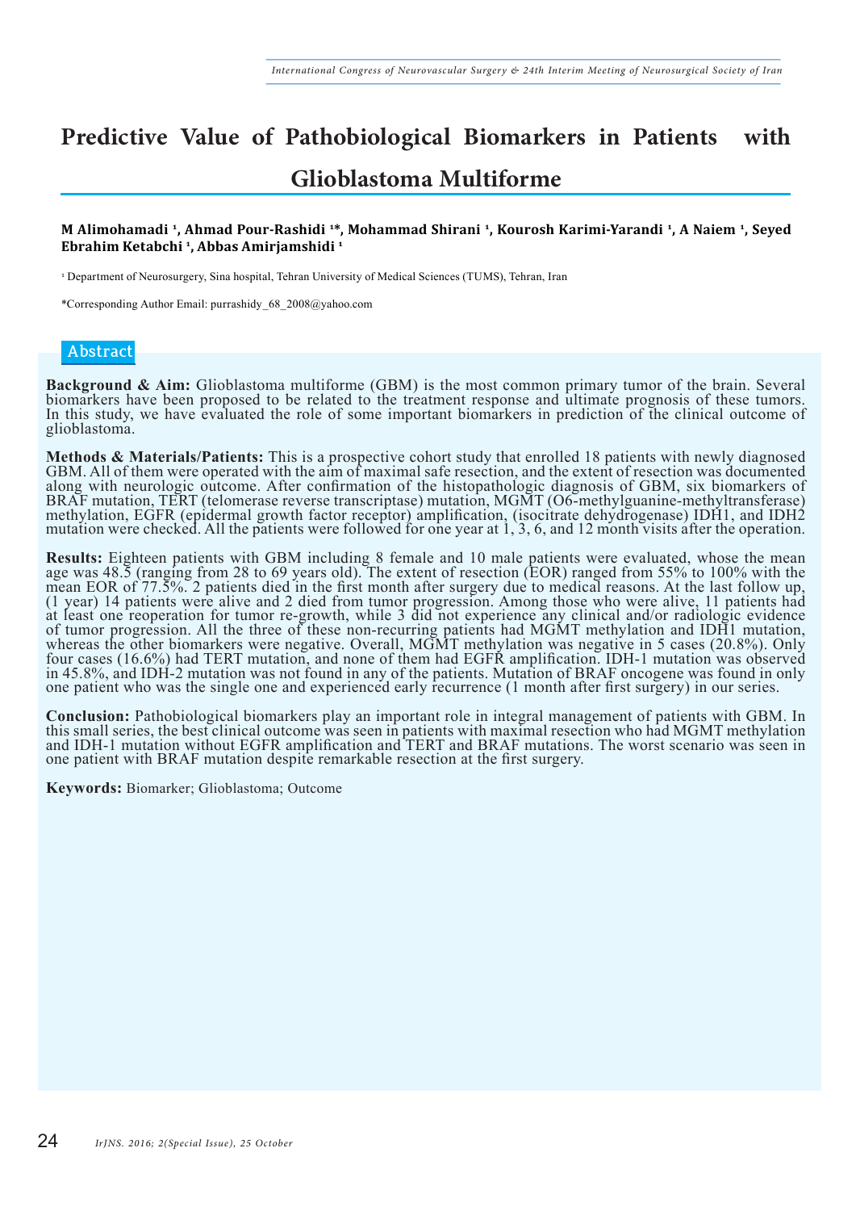# Predictive Value of Pathobiological Biomarkers in Patients with Glioblastoma Multiforme

**M Alimohamadi [1], Ahmad Pour-Rashidi [1]*, Mohammad Shirani [1], Kourosh Karimi-Yarandi [1], A Naiem [1], Seyed Ebrahim Ketabchi [1], Abbas Amirjamshidi [1]**

[1] Department of Neurosurgery, Sina hospital, Tehran University of Medical Sciences (TUMS), Tehran, Iran

*Corresponding Author Email: purrashidy_68_2008@yahoo.com

## Abstract

**Background & Aim:** Glioblastoma multiforme (GBM) is the most common primary tumor of the brain. Several biomarkers have been proposed to be related to the treatment response and ultimate prognosis of these tumors. In this study, we have evaluated the role of some important biomarkers in prediction of the clinical outcome of glioblastoma.

**Methods & Materials/Patients:** This is a prospective cohort study that enrolled 18 patients with newly diagnosed GBM. All of them were operated with the aim of maximal safe resection, and the extent of resection was documented along with neurologic outcome. After confirmation of the histopathologic diagnosis of GBM, six biomarkers of BRAF mutation, TERT (telomerase reverse transcriptase) mutation, MGMT (O6-methylguanine-methyltransferase) methylation, EGFR (epidermal growth factor receptor) amplification, (isocitrate dehydrogenase) IDH1, and IDH2 mutation were checked. All the patients were followed for one year at 1, 3, 6, and 12 month visits after the operation.

**Results:** Eighteen patients with GBM including 8 female and 10 male patients were evaluated, whose the mean age was 48.5 (ranging from 28 to 69 years old). The extent of resection (EOR) ranged from 55% to 100% with the mean EOR of 77.5%. 2 patients died in the first month after surgery due to medical reasons. At the last follow up, (1 year) 14 patients were alive and 2 died from tumor progression. Among those who were alive, 11 patients had at least one reoperation for tumor re-growth, while 3 did not experience any clinical and/or radiologic evidence of tumor progression. All the three of these non-recurring patients had MGMT methylation and IDH1 mutation, whereas the other biomarkers were negative. Overall, MGMT methylation was negative in 5 cases (20.8%). Only four cases (16.6%) had TERT mutation, and none of them had EGFR amplification. IDH-1 mutation was observed in 45.8%, and IDH-2 mutation was not found in any of the patients. Mutation of BRAF oncogene was found in only one patient who was the single one and experienced early recurrence (1 month after first surgery) in our series.

**Conclusion:** Pathobiological biomarkers play an important role in integral management of patients with GBM. In this small series, the best clinical outcome was seen in patients with maximal resection who had MGMT methylation and IDH-1 mutation without EGFR amplification and TERT and BRAF mutations. The worst scenario was seen in one patient with BRAF mutation despite remarkable resection at the first surgery.

**Keywords:** Biomarker; Glioblastoma; Outcome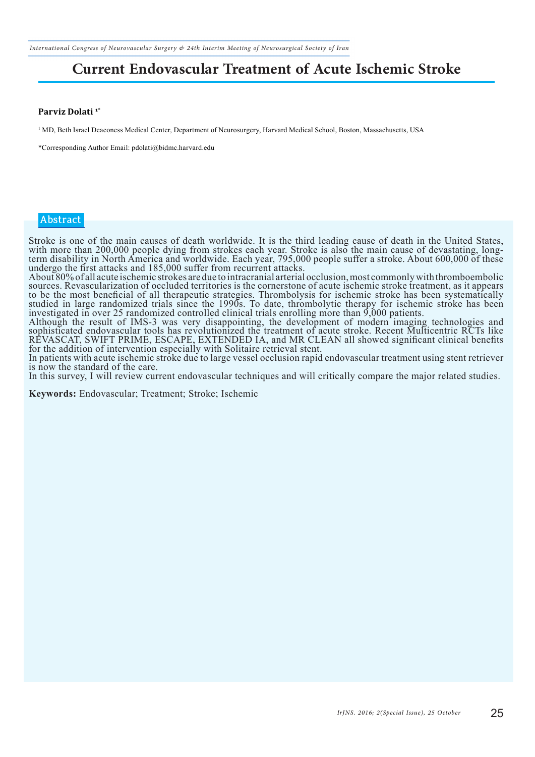# Current Endovascular Treatment of Acute Ischemic Stroke

**Parviz Dolati** [1*]

[1] MD, Beth Israel Deaconess Medical Center, Department of Neurosurgery, Harvard Medical School, Boston, Massachusetts, USA

*Corresponding Author Email: pdolati@bidmc.harvard.edu

## Abstract

Stroke is one of the main causes of death worldwide. It is the third leading cause of death in the United States, with more than 200,000 people dying from strokes each year. Stroke is also the main cause of devastating, long-term disability in North America and worldwide. Each year, 795,000 people suffer a stroke. About 600,000 of these undergo the first attacks and 185,000 suffer from recurrent attacks.

About 80% of all acute ischemic strokes are due to intracranial arterial occlusion, most commonly with thromboembolic sources. Revascularization of occluded territories is the cornerstone of acute ischemic stroke treatment, as it appears to be the most beneficial of all therapeutic strategies. Thrombolysis for ischemic stroke has been systematically studied in large randomized trials since the 1990s. To date, thrombolytic therapy for ischemic stroke has been investigated in over 25 randomized controlled clinical trials enrolling more than 9,000 patients.

Although the result of IMS-3 was very disappointing, the development of modern imaging technologies and sophisticated endovascular tools has revolutionized the treatment of acute stroke. Recent Multicentric RCTs like REVASCAT, SWIFT PRIME, ESCAPE, EXTENDED IA, and MR CLEAN all showed significant clinical benefits for the addition of intervention especially with Solitaire retrieval stent.

In patients with acute ischemic stroke due to large vessel occlusion rapid endovascular treatment using stent retriever is now the standard of the care.

In this survey, I will review current endovascular techniques and will critically compare the major related studies.

**Keywords:** Endovascular; Treatment; Stroke; Ischemic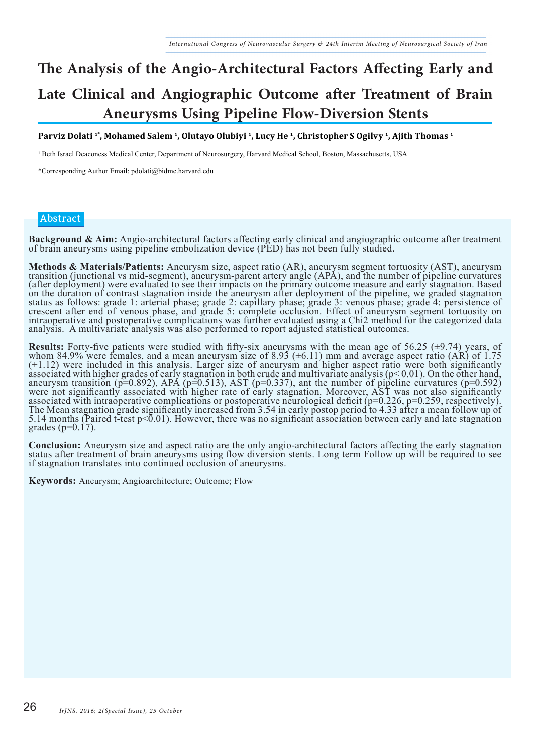# The Analysis of the Angio-Architectural Factors Affecting Early and Late Clinical and Angiographic Outcome after Treatment of Brain Aneurysms Using Pipeline Flow-Diversion Stents

**Parviz Dolati [1*], Mohamed Salem [1], Olutayo Olubiyi [1], Lucy He [1], Christopher S Ogilvy [1], Ajith Thomas [1]**

[1] Beth Israel Deaconess Medical Center, Department of Neurosurgery, Harvard Medical School, Boston, Massachusetts, USA

*Corresponding Author Email: pdolati@bidmc.harvard.edu

## Abstract

**Background & Aim:** Angio-architectural factors affecting early clinical and angiographic outcome after treatment of brain aneurysms using pipeline embolization device (PED) has not been fully studied.

**Methods & Materials/Patients:** Aneurysm size, aspect ratio (AR), aneurysm segment tortuosity (AST), aneurysm transition (junctional vs mid-segment), aneurysm-parent artery angle (APA), and the number of pipeline curvatures (after deployment) were evaluated to see their impacts on the primary outcome measure and early stagnation. Based on the duration of contrast stagnation inside the aneurysm after deployment of the pipeline, we graded stagnation status as follows: grade 1: arterial phase; grade 2: capillary phase; grade 3: venous phase; grade 4: persistence of crescent after end of venous phase, and grade 5: complete occlusion. Effect of aneurysm segment tortuosity on intraoperative and postoperative complications was further evaluated using a Chi2 method for the categorized data analysis. A multivariate analysis was also performed to report adjusted statistical outcomes.

**Results:** Forty-five patients were studied with fifty-six aneurysms with the mean age of 56.25 (±9.74) years, of whom 84.9% were females, and a mean aneurysm size of 8.93 (±6.11) mm and average aspect ratio (AR) of 1.75 (+1.12) were included in this analysis. Larger size of aneurysm and higher aspect ratio were both significantly associated with higher grades of early stagnation in both crude and multivariate analysis ($p < 0.01$). On the other hand, aneurysm transition ($p=0.892$), APA ($p=0.513$), AST ($p=0.337$), ant the number of pipeline curvatures ($p=0.592$) were not significantly associated with higher rate of early stagnation. Moreover, AST was not also significantly associated with intraoperative complications or postoperative neurological deficit ($p=0.226$, $p=0.259$, respectively). The Mean stagnation grade significantly increased from 3.54 in early postop period to 4.33 after a mean follow up of 5.14 months (Paired t-test $p<0.01$). However, there was no significant association between early and late stagnation grades ($p=0.17$).

**Conclusion:** Aneurysm size and aspect ratio are the only angio-architectural factors affecting the early stagnation status after treatment of brain aneurysms using flow diversion stents. Long term Follow up will be required to see if stagnation translates into continued occlusion of aneurysms.

**Keywords:** Aneurysm; Angioarchitecture; Outcome; Flow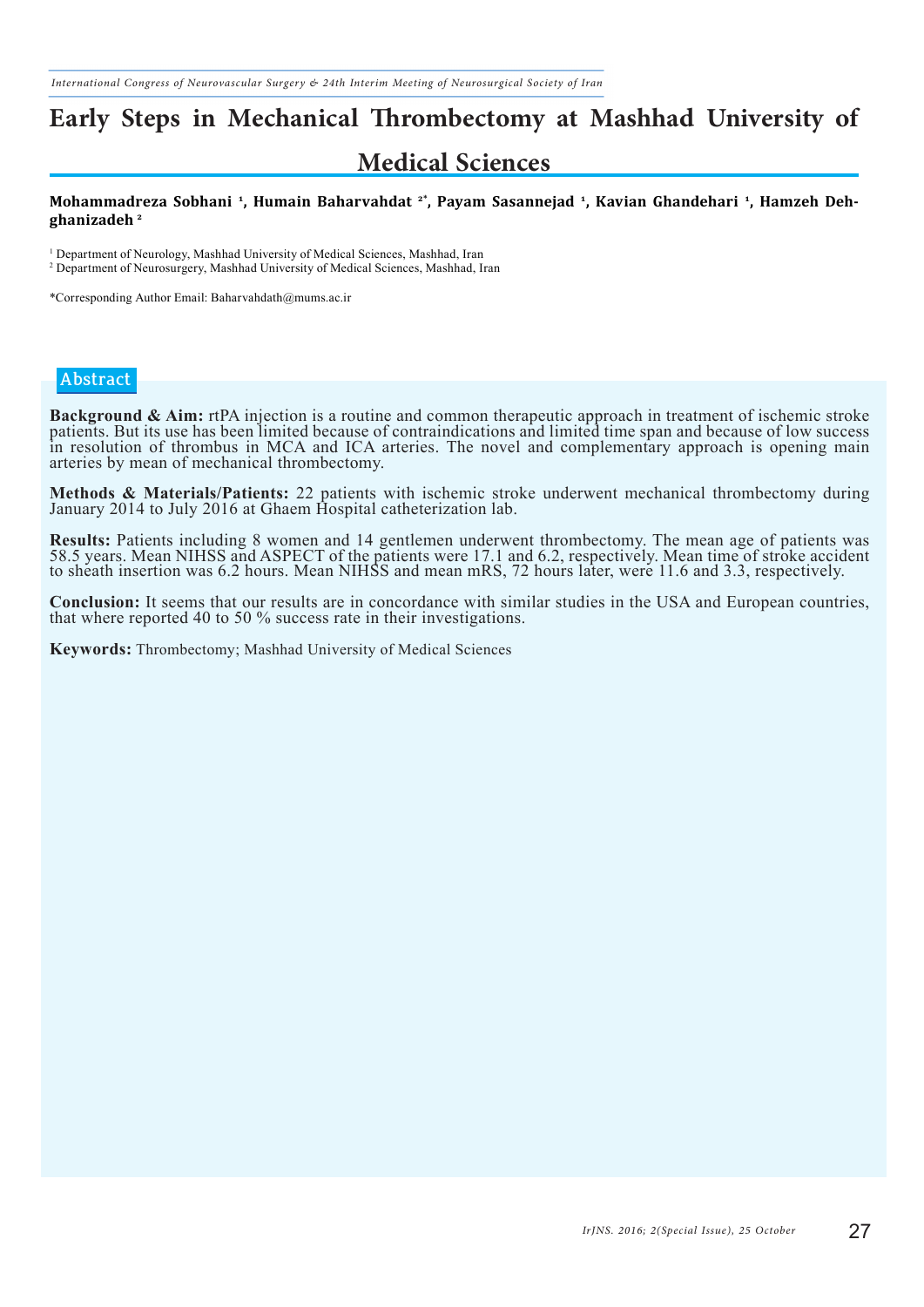# Early Steps in Mechanical Thrombectomy at Mashhad University of Medical Sciences

**Mohammadreza Sobhani [1], Humain Baharvahdat [2*], Payam Sasannejad [1], Kavian Ghandehari [1], Hamzeh Dehghanizadeh [2]**

[1] Department of Neurology, Mashhad University of Medical Sciences, Mashhad, Iran
[2] Department of Neurosurgery, Mashhad University of Medical Sciences, Mashhad, Iran

*Corresponding Author Email: Baharvahdath@mums.ac.ir

## Abstract

**Background & Aim:** rtPA injection is a routine and common therapeutic approach in treatment of ischemic stroke patients. But its use has been limited because of contraindications and limited time span and because of low success in resolution of thrombus in MCA and ICA arteries. The novel and complementary approach is opening main arteries by mean of mechanical thrombectomy.

**Methods & Materials/Patients:** 22 patients with ischemic stroke underwent mechanical thrombectomy during January 2014 to July 2016 at Ghaem Hospital catheterization lab.

**Results:** Patients including 8 women and 14 gentlemen underwent thrombectomy. The mean age of patients was 58.5 years. Mean NIHSS and ASPECT of the patients were 17.1 and 6.2, respectively. Mean time of stroke accident to sheath insertion was 6.2 hours. Mean NIHSS and mean mRS, 72 hours later, were 11.6 and 3.3, respectively.

**Conclusion:** It seems that our results are in concordance with similar studies in the USA and European countries, that where reported 40 to 50 % success rate in their investigations.

**Keywords:** Thrombectomy; Mashhad University of Medical Sciences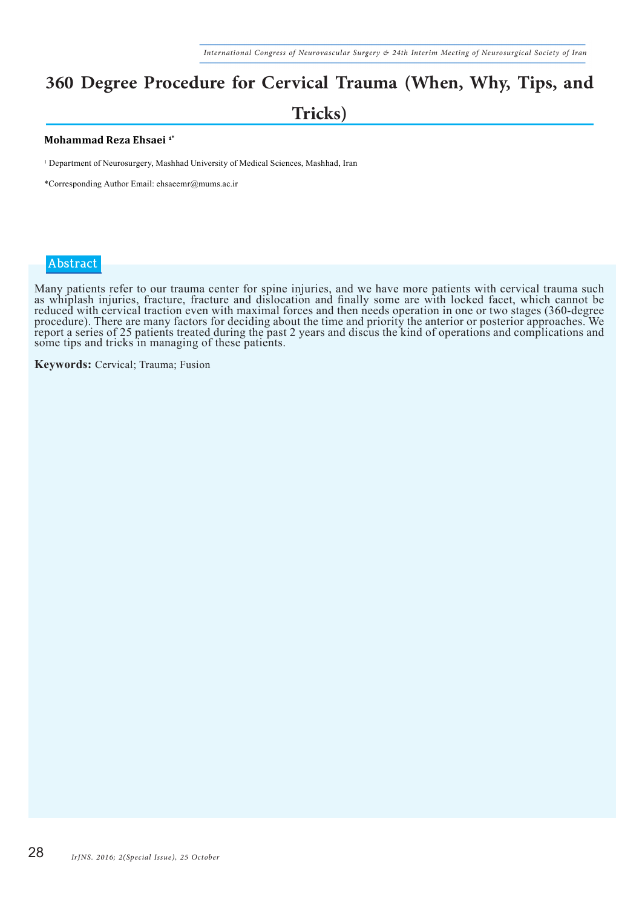# 360 Degree Procedure for Cervical Trauma (When, Why, Tips, and Tricks)

**Mohammad Reza Ehsaei** [1*]

[1] Department of Neurosurgery, Mashhad University of Medical Sciences, Mashhad, Iran

*Corresponding Author Email: ehsaeemr@mums.ac.ir

## Abstract

Many patients refer to our trauma center for spine injuries, and we have more patients with cervical trauma such as whiplash injuries, fracture, fracture and dislocation and finally some are with locked facet, which cannot be reduced with cervical traction even with maximal forces and then needs operation in one or two stages (360-degree procedure). There are many factors for deciding about the time and priority the anterior or posterior approaches. We report a series of 25 patients treated during the past 2 years and discus the kind of operations and complications and some tips and tricks in managing of these patients.

**Keywords:** Cervical; Trauma; Fusion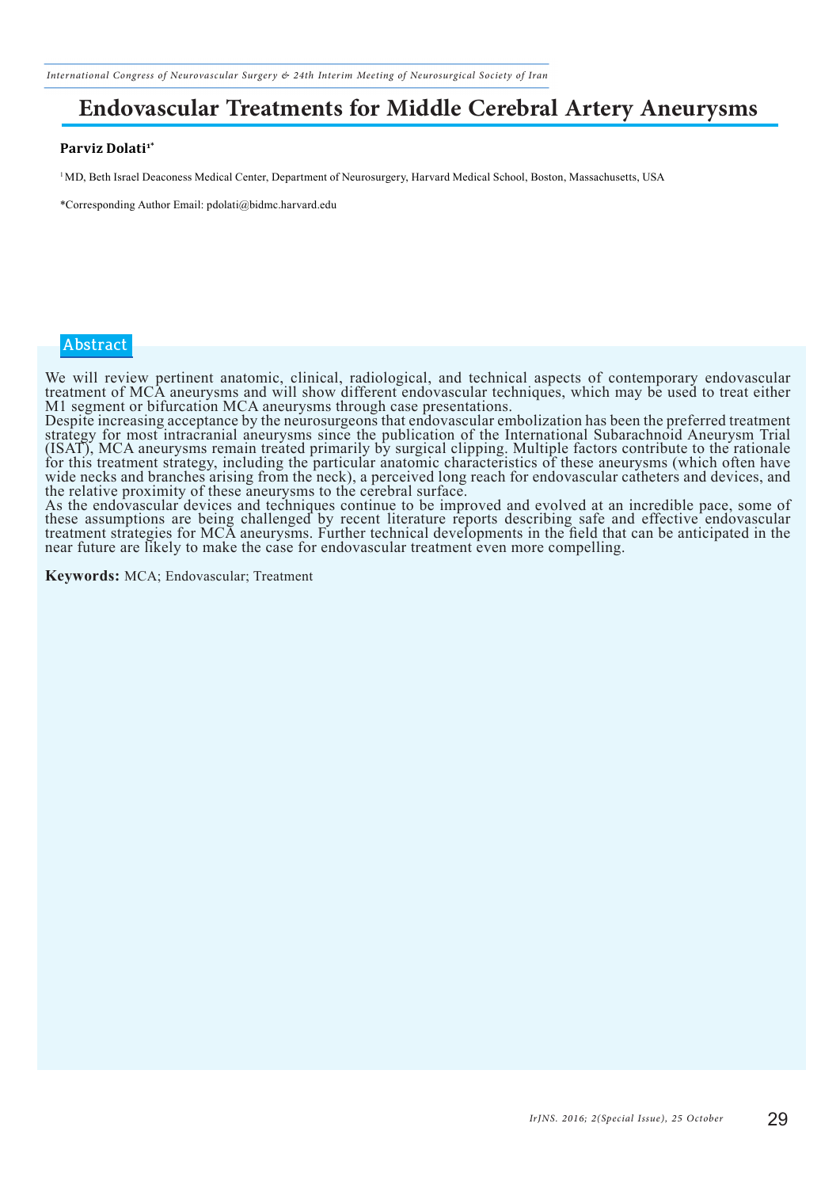# Endovascular Treatments for Middle Cerebral Artery Aneurysms

**Parviz Dolati**[1*]

[1] MD, Beth Israel Deaconess Medical Center, Department of Neurosurgery, Harvard Medical School, Boston, Massachusetts, USA

*Corresponding Author Email: pdolati@bidmc.harvard.edu

## Abstract

We will review pertinent anatomic, clinical, radiological, and technical aspects of contemporary endovascular treatment of MCA aneurysms and will show different endovascular techniques, which may be used to treat either M1 segment or bifurcation MCA aneurysms through case presentations.

Despite increasing acceptance by the neurosurgeons that endovascular embolization has been the preferred treatment strategy for most intracranial aneurysms since the publication of the International Subarachnoid Aneurysm Trial (ISAT), MCA aneurysms remain treated primarily by surgical clipping. Multiple factors contribute to the rationale for this treatment strategy, including the particular anatomic characteristics of these aneurysms (which often have wide necks and branches arising from the neck), a perceived long reach for endovascular catheters and devices, and the relative proximity of these aneurysms to the cerebral surface.

As the endovascular devices and techniques continue to be improved and evolved at an incredible pace, some of these assumptions are being challenged by recent literature reports describing safe and effective endovascular treatment strategies for MCA aneurysms. Further technical developments in the field that can be anticipated in the near future are likely to make the case for endovascular treatment even more compelling.

**Keywords:** MCA; Endovascular; Treatment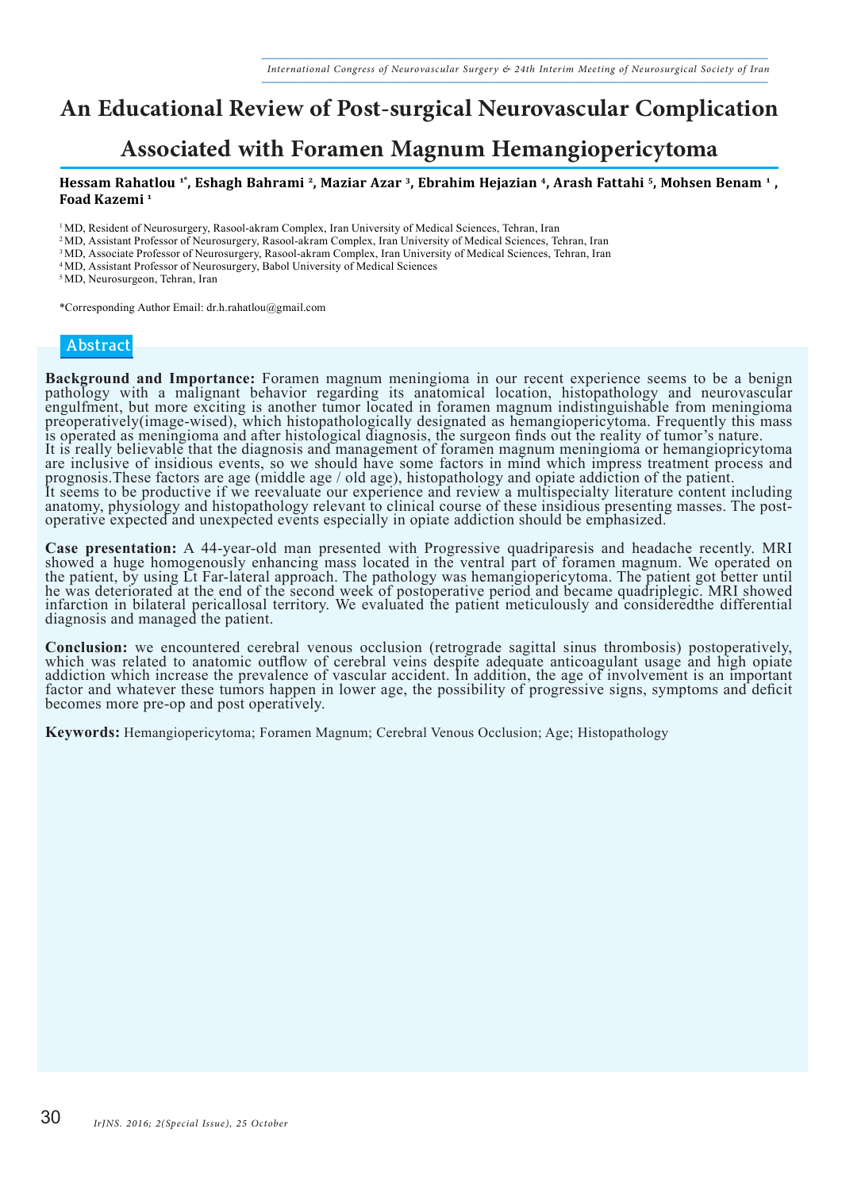# An Educational Review of Post-surgical Neurovascular Complication Associated with Foramen Magnum Hemangiopericytoma

**Hessam Rahatlou [1*], Eshagh Bahrami [2], Maziar Azar [3], Ebrahim Hejazian [4], Arash Fattahi [5], Mohsen Benam [1], Foad Kazemi [1]**

[1] MD, Resident of Neurosurgery, Rasool-akram Complex, Iran University of Medical Sciences, Tehran, Iran
[2] MD, Assistant Professor of Neurosurgery, Rasool-akram Complex, Iran University of Medical Sciences, Tehran, Iran
[3] MD, Associate Professor of Neurosurgery, Rasool-akram Complex, Iran University of Medical Sciences, Tehran, Iran
[4] MD, Assistant Professor of Neurosurgery, Babol University of Medical Sciences
[5] MD, Neurosurgeon, Tehran, Iran

*Corresponding Author Email: dr.h.rahatlou@gmail.com

## Abstract

**Background and Importance:** Foramen magnum meningioma in our recent experience seems to be a benign pathology with a malignant behavior regarding its anatomical location, histopathology and neurovascular engulfment, but more exciting is another tumor located in foramen magnum indistinguishable from meningioma preoperatively(image-wised), which histopathologically designated as hemangiopericytoma. Frequently this mass is operated as meningioma and after histological diagnosis, the surgeon finds out the reality of tumor's nature.
It is really believable that the diagnosis and management of foramen magnum meningioma or hemangiopricytoma are inclusive of insidious events, so we should have some factors in mind which impress treatment process and prognosis.These factors are age (middle age / old age), histopathology and opiate addiction of the patient.
It seems to be productive if we reevaluate our experience and review a multispecialty literature content including anatomy, physiology and histopathology relevant to clinical course of these insidious presenting masses. The post-operative expected and unexpected events especially in opiate addiction should be emphasized.

**Case presentation:** A 44-year-old man presented with Progressive quadriparesis and headache recently. MRI showed a huge homogenously enhancing mass located in the ventral part of foramen magnum. We operated on the patient, by using Lt Far-lateral approach. The pathology was hemangiopericytoma. The patient got better until he was deteriorated at the end of the second week of postoperative period and became quadriplegic. MRI showed infarction in bilateral pericallosal territory. We evaluated the patient meticulously and consideredthe differential diagnosis and managed the patient.

**Conclusion:** we encountered cerebral venous occlusion (retrograde sagittal sinus thrombosis) postoperatively, which was related to anatomic outflow of cerebral veins despite adequate anticoagulant usage and high opiate addiction which increase the prevalence of vascular accident. In addition, the age of involvement is an important factor and whatever these tumors happen in lower age, the possibility of progressive signs, symptoms and deficit becomes more pre-op and post operatively.

**Keywords:** Hemangiopericytoma; Foramen Magnum; Cerebral Venous Occlusion; Age; Histopathology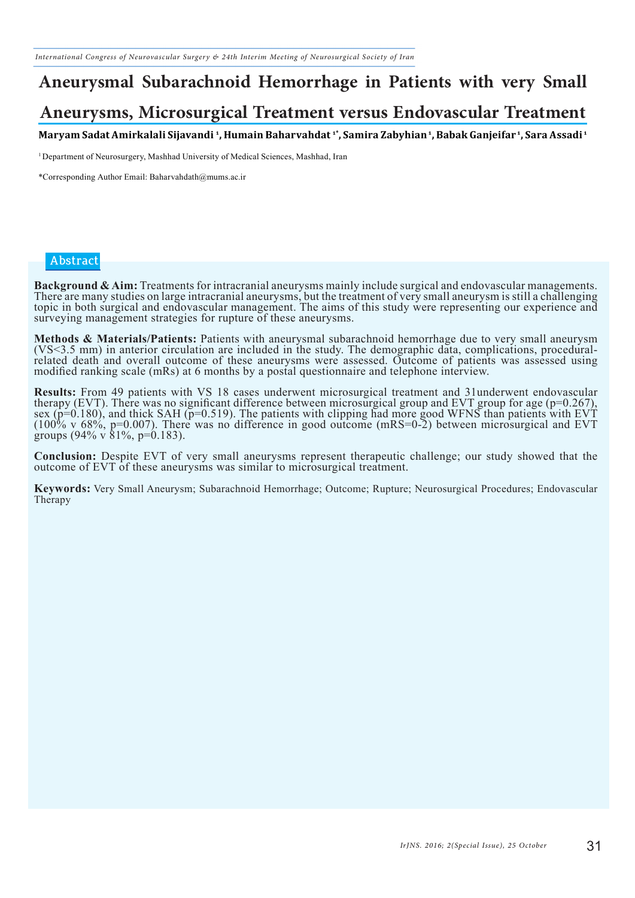# Aneurysmal Subarachnoid Hemorrhage in Patients with very Small Aneurysms, Microsurgical Treatment versus Endovascular Treatment

**Maryam Sadat Amirkalali Sijavandi [1], Humain Baharvahdat [1*], Samira Zabyhian [1], Babak Ganjeifar [1], Sara Assadi [1]**

[1] Department of Neurosurgery, Mashhad University of Medical Sciences, Mashhad, Iran

*Corresponding Author Email: Baharvahdath@mums.ac.ir

## Abstract

**Background & Aim:** Treatments for intracranial aneurysms mainly include surgical and endovascular managements. There are many studies on large intracranial aneurysms, but the treatment of very small aneurysm is still a challenging topic in both surgical and endovascular management. The aims of this study were representing our experience and surveying management strategies for rupture of these aneurysms.

**Methods & Materials/Patients:** Patients with aneurysmal subarachnoid hemorrhage due to very small aneurysm (VS<3.5 mm) in anterior circulation are included in the study. The demographic data, complications, procedural-related death and overall outcome of these aneurysms were assessed. Outcome of patients was assessed using modified ranking scale (mRs) at 6 months by a postal questionnaire and telephone interview.

**Results:** From 49 patients with VS 18 cases underwent microsurgical treatment and 31underwent endovascular therapy (EVT). There was no significant difference between microsurgical group and EVT group for age ($p=0.267$), sex ($p=0.180$), and thick SAH ($p=0.519$). The patients with clipping had more good WFNS than patients with EVT (100% v 68%, $p=0.007$). There was no difference in good outcome (mRS=0-2) between microsurgical and EVT groups (94% v 81%, $p=0.183$).

**Conclusion:** Despite EVT of very small aneurysms represent therapeutic challenge; our study showed that the outcome of EVT of these aneurysms was similar to microsurgical treatment.

**Keywords:** Very Small Aneurysm; Subarachnoid Hemorrhage; Outcome; Rupture; Neurosurgical Procedures; Endovascular Therapy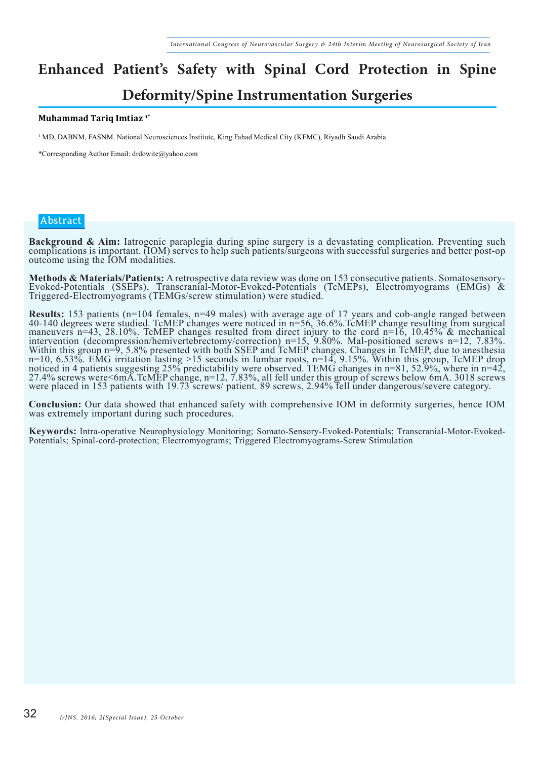# Enhanced Patient's Safety with Spinal Cord Protection in Spine Deformity/Spine Instrumentation Surgeries

**Muhammad Tariq Imtiaz** [1*]

[1] MD, DABNM, FASNM. National Neurosciences Institute, King Fahad Medical City (KFMC), Riyadh Saudi Arabia

*Corresponding Author Email: drdowite@yahoo.com

## Abstract

**Background & Aim:** Iatrogenic paraplegia during spine surgery is a devastating complication. Preventing such complications is important. (IOM) serves to help such patients/surgeons with successful surgeries and better post-op outcome using the IOM modalities.

**Methods & Materials/Patients:** A retrospective data review was done on 153 consecutive patients. Somatosensory-Evoked-Potentials (SSEPs), Transcranial-Motor-Evoked-Potentials (TcMEPs), Electromyograms (EMGs) & Triggered-Electromyograms (TEMGs/screw stimulation) were studied.

**Results:** 153 patients (n=104 females, n=49 males) with average age of 17 years and cob-angle ranged between 40-140 degrees were studied. TcMEP changes were noticed in n=56, 36.6%.TcMEP change resulting from surgical maneuvers n=43, 28.10%. TcMEP changes resulted from direct injury to the cord n=16, 10.45% & mechanical intervention (decompression/hemivertebrectomy/correction) n=15, 9.80%. Mal-positioned screws n=12, 7.83%. Within this group n=9, 5.8% presented with both SSEP and TcMEP changes. Changes in TcMEP, due to anesthesia n=10, 6.53%. EMG irritation lasting >15 seconds in lumbar roots, n=14, 9.15%. Within this group, TcMEP drop noticed in 4 patients suggesting 25% predictability were observed. TEMG changes in n=81, 52.9%, where in n=42, 27.4% screws were<6mA.TcMEP change, n=12, 7.83%, all fell under this group of screws below 6mA. 3018 screws were placed in 153 patients with 19.73 screws/ patient. 89 screws, 2.94% fell under dangerous/severe category.

**Conclusion:** Our data showed that enhanced safety with comprehensive IOM in deformity surgeries, hence IOM was extremely important during such procedures.

**Keywords:** Intra-operative Neurophysiology Monitoring; Somato-Sensory-Evoked-Potentials; Transcranial-Motor-Evoked-Potentials; Spinal-cord-protection; Electromyograms; Triggered Electromyograms-Screw Stimulation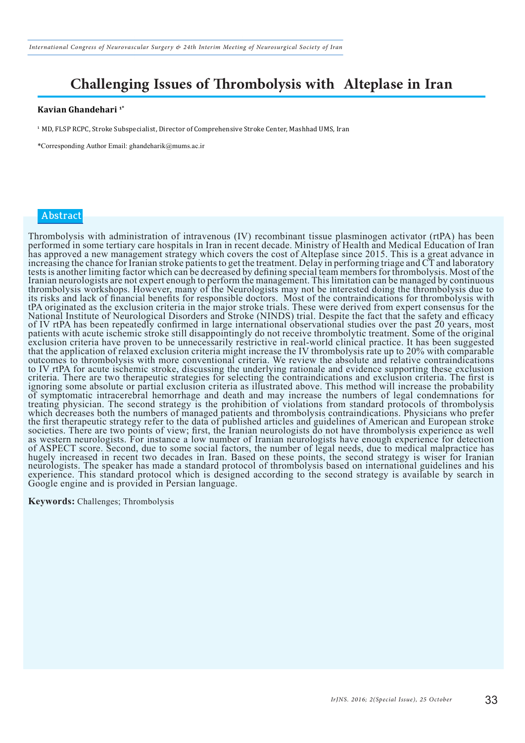# Challenging Issues of Thrombolysis with Alteplase in Iran

**Kavian Ghandehari** [1*]

[1] MD, FLSP RCPC, Stroke Subspecialist, Director of Comprehensive Stroke Center, Mashhad UMS, Iran

*Corresponding Author Email: ghandeharik@mums.ac.ir

## Abstract

Thrombolysis with administration of intravenous (IV) recombinant tissue plasminogen activator (rtPA) has been performed in some tertiary care hospitals in Iran in recent decade. Ministry of Health and Medical Education of Iran has approved a new management strategy which covers the cost of Alteplase since 2015. This is a great advance in increasing the chance for Iranian stroke patients to get the treatment. Delay in performing triage and CT and laboratory tests is another limiting factor which can be decreased by defining special team members for thrombolysis. Most of the Iranian neurologists are not expert enough to perform the management. This limitation can be managed by continuous thrombolysis workshops. However, many of the Neurologists may not be interested doing the thrombolysis due to its risks and lack of financial benefits for responsible doctors. Most of the contraindications for thrombolysis with tPA originated as the exclusion criteria in the major stroke trials. These were derived from expert consensus for the National Institute of Neurological Disorders and Stroke (NINDS) trial. Despite the fact that the safety and efficacy of IV rtPA has been repeatedly confirmed in large international observational studies over the past 20 years, most patients with acute ischemic stroke still disappointingly do not receive thrombolytic treatment. Some of the original exclusion criteria have proven to be unnecessarily restrictive in real-world clinical practice. It has been suggested that the application of relaxed exclusion criteria might increase the IV thrombolysis rate up to 20% with comparable outcomes to thrombolysis with more conventional criteria. We review the absolute and relative contraindications to IV rtPA for acute ischemic stroke, discussing the underlying rationale and evidence supporting these exclusion criteria. There are two therapeutic strategies for selecting the contraindications and exclusion criteria. The first is ignoring some absolute or partial exclusion criteria as illustrated above. This method will increase the probability of symptomatic intracerebral hemorrhage and death and may increase the numbers of legal condemnations for treating physician. The second strategy is the prohibition of violations from standard protocols of thrombolysis which decreases both the numbers of managed patients and thrombolysis contraindications. Physicians who prefer the first therapeutic strategy refer to the data of published articles and guidelines of American and European stroke societies. There are two points of view; first, the Iranian neurologists do not have thrombolysis experience as well as western neurologists. For instance a low number of Iranian neurologists have enough experience for detection of ASPECT score. Second, due to some social factors, the number of legal needs, due to medical malpractice has hugely increased in recent two decades in Iran. Based on these points, the second strategy is wiser for Iranian neurologists. The speaker has made a standard protocol of thrombolysis based on international guidelines and his experience. This standard protocol which is designed according to the second strategy is available by search in Google engine and is provided in Persian language.

**Keywords:** Challenges; Thrombolysis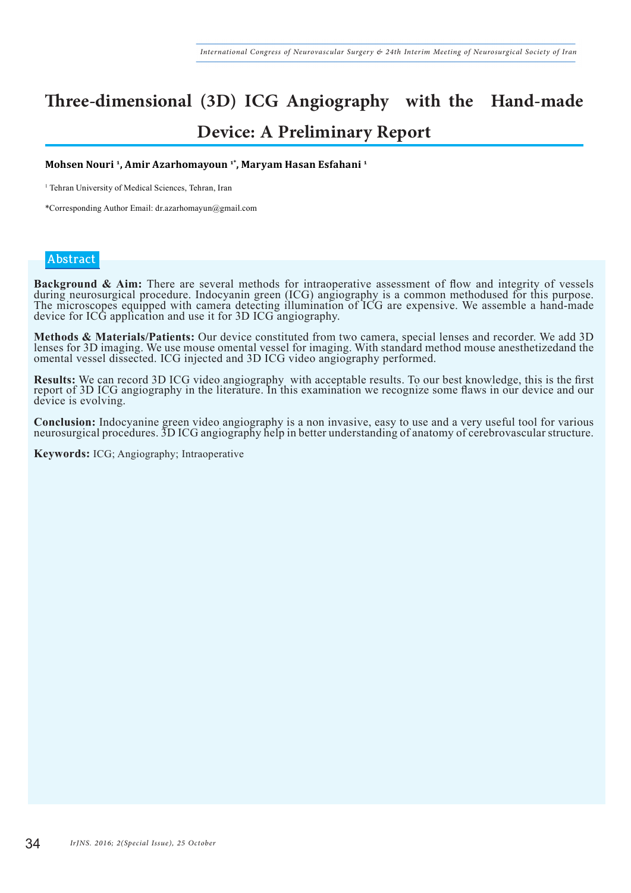# Three-dimensional (3D) ICG Angiography with the Hand-made Device: A Preliminary Report

**Mohsen Nouri [1], Amir Azarhomayoun [1*], Maryam Hasan Esfahani [1]**

[1] Tehran University of Medical Sciences, Tehran, Iran

*Corresponding Author Email: dr.azarhomayun@gmail.com

## Abstract

**Background & Aim:** There are several methods for intraoperative assessment of flow and integrity of vessels during neurosurgical procedure. Indocyanin green (ICG) angiography is a common methodused for this purpose. The microscopes equipped with camera detecting illumination of ICG are expensive. We assemble a hand-made device for ICG application and use it for 3D ICG angiography.

**Methods & Materials/Patients:** Our device constituted from two camera, special lenses and recorder. We add 3D lenses for 3D imaging. We use mouse omental vessel for imaging. With standard method mouse anesthetizedand the omental vessel dissected. ICG injected and 3D ICG video angiography performed.

**Results:** We can record 3D ICG video angiography with acceptable results. To our best knowledge, this is the first report of 3D ICG angiography in the literature. In this examination we recognize some flaws in our device and our device is evolving.

**Conclusion:** Indocyanine green video angiography is a non invasive, easy to use and a very useful tool for various neurosurgical procedures. 3D ICG angiography help in better understanding of anatomy of cerebrovascular structure.

**Keywords:** ICG; Angiography; Intraoperative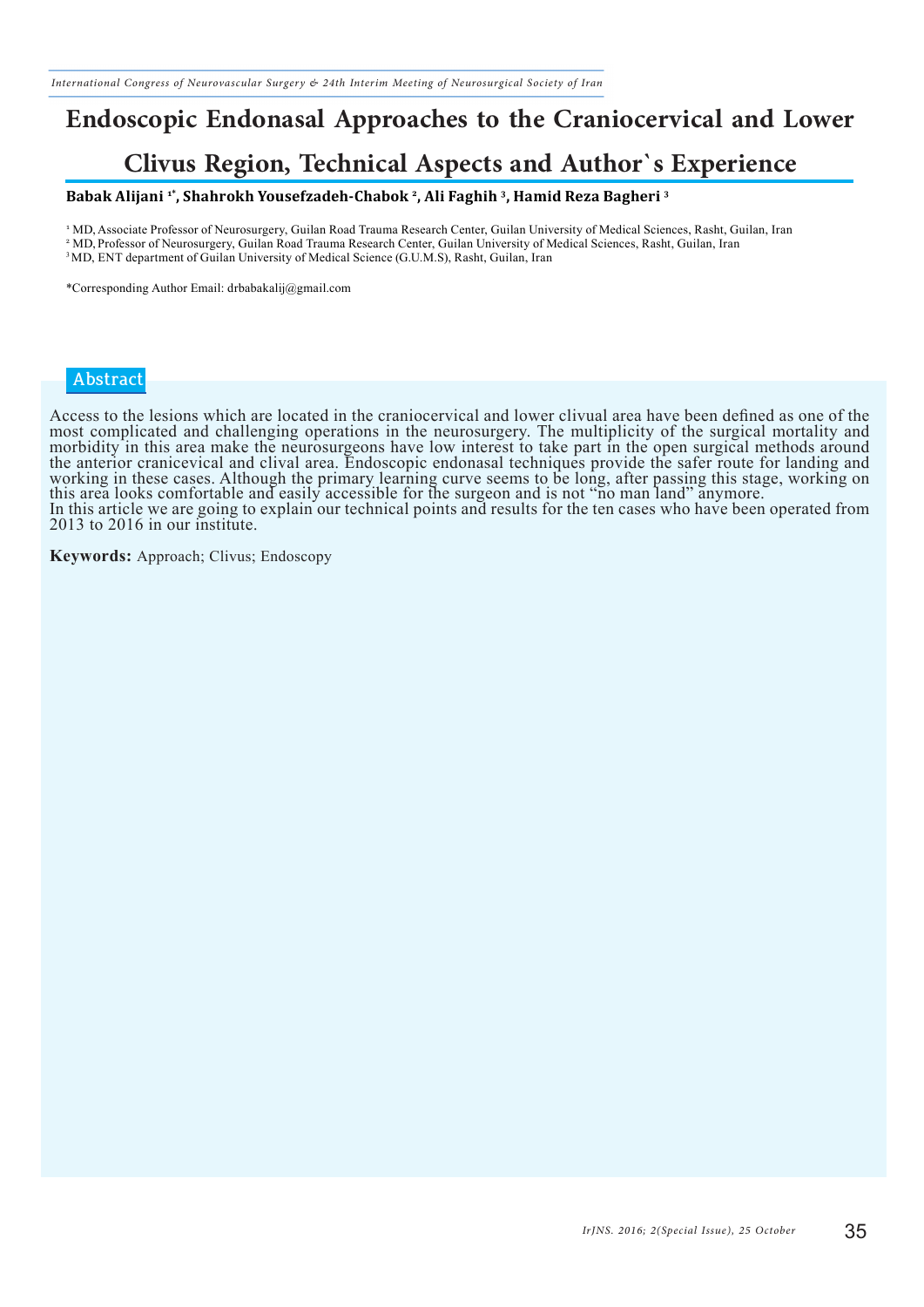# Endoscopic Endonasal Approaches to the Craniocervical and Lower Clivus Region, Technical Aspects and Author`s Experience

**Babak Alijani [1*], Shahrokh Yousefzadeh-Chabok [2], Ali Faghih [3], Hamid Reza Bagheri [3]**

[1] MD, Associate Professor of Neurosurgery, Guilan Road Trauma Research Center, Guilan University of Medical Sciences, Rasht, Guilan, Iran
[2] MD, Professor of Neurosurgery, Guilan Road Trauma Research Center, Guilan University of Medical Sciences, Rasht, Guilan, Iran
[3] MD, ENT department of Guilan University of Medical Science (G.U.M.S), Rasht, Guilan, Iran

*Corresponding Author Email: drbabakalij@gmail.com

## Abstract

Access to the lesions which are located in the craniocervical and lower clivual area have been defined as one of the most complicated and challenging operations in the neurosurgery. The multiplicity of the surgical mortality and morbidity in this area make the neurosurgeons have low interest to take part in the open surgical methods around the anterior cranicevical and clival area. Endoscopic endonasal techniques provide the safer route for landing and working in these cases. Although the primary learning curve seems to be long, after passing this stage, working on this area looks comfortable and easily accessible for the surgeon and is not "no man land" anymore.
In this article we are going to explain our technical points and results for the ten cases who have been operated from 2013 to 2016 in our institute.

**Keywords:** Approach; Clivus; Endoscopy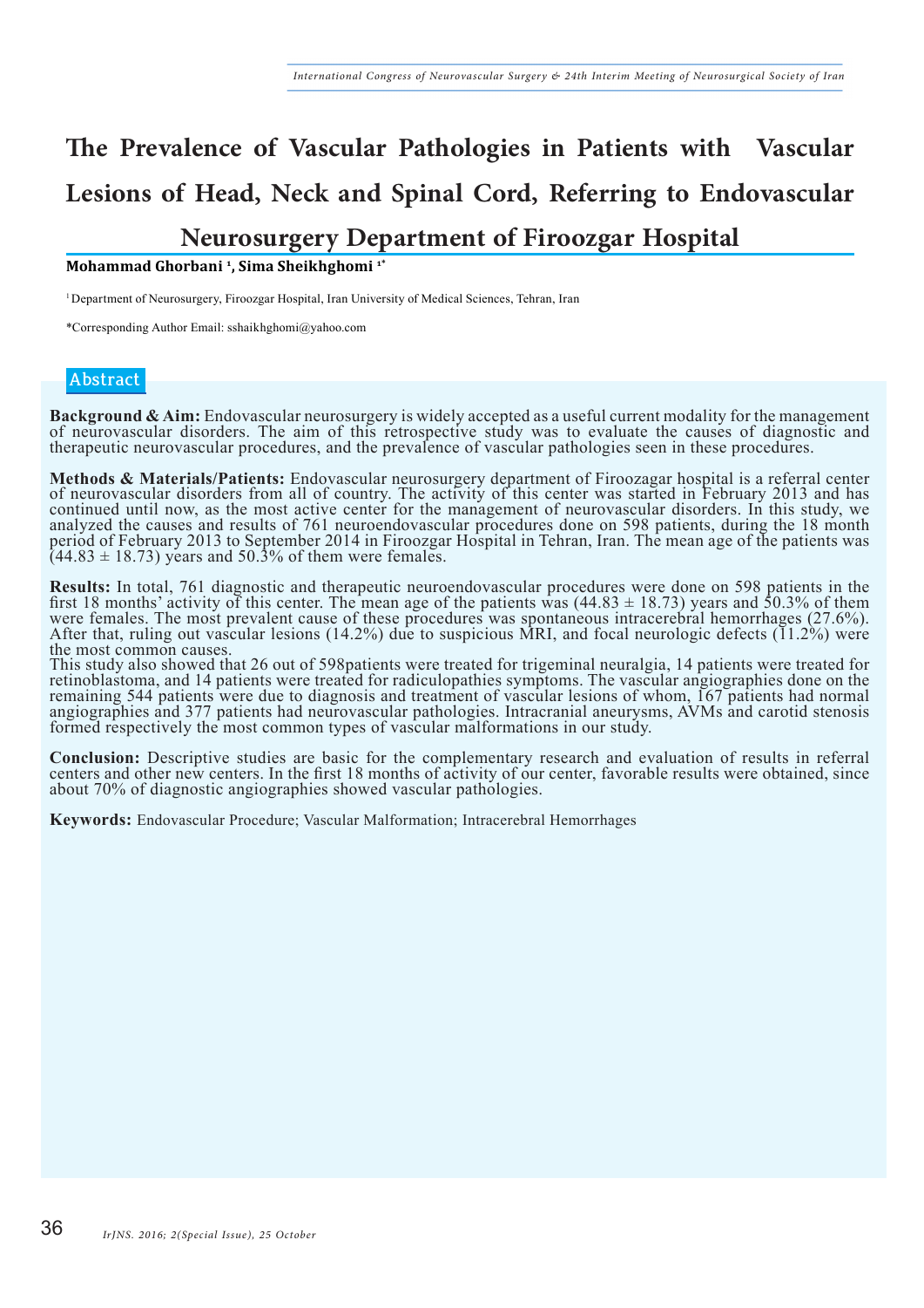# The Prevalence of Vascular Pathologies in Patients with Vascular Lesions of Head, Neck and Spinal Cord, Referring to Endovascular Neurosurgery Department of Firoozgar Hospital

**Mohammad Ghorbani [1], Sima Sheikhghomi [1*]**

[1] Department of Neurosurgery, Firoozgar Hospital, Iran University of Medical Sciences, Tehran, Iran

*Corresponding Author Email: sshaikhghomi@yahoo.com

## Abstract

**Background & Aim:** Endovascular neurosurgery is widely accepted as a useful current modality for the management of neurovascular disorders. The aim of this retrospective study was to evaluate the causes of diagnostic and therapeutic neurovascular procedures, and the prevalence of vascular pathologies seen in these procedures.

**Methods & Materials/Patients:** Endovascular neurosurgery department of Firoozagar hospital is a referral center of neurovascular disorders from all of country. The activity of this center was started in February 2013 and has continued until now, as the most active center for the management of neurovascular disorders. In this study, we analyzed the causes and results of 761 neuroendovascular procedures done on 598 patients, during the 18 month period of February 2013 to September 2014 in Firoozgar Hospital in Tehran, Iran. The mean age of the patients was (44.83 ± 18.73) years and 50.3% of them were females.

**Results:** In total, 761 diagnostic and therapeutic neuroendovascular procedures were done on 598 patients in the first 18 months' activity of this center. The mean age of the patients was (44.83 ± 18.73) years and 50.3% of them were females. The most prevalent cause of these procedures was spontaneous intracerebral hemorrhages (27.6%). After that, ruling out vascular lesions (14.2%) due to suspicious MRI, and focal neurologic defects (11.2%) were the most common causes.
This study also showed that 26 out of 598patients were treated for trigeminal neuralgia, 14 patients were treated for retinoblastoma, and 14 patients were treated for radiculopathies symptoms. The vascular angiographies done on the remaining 544 patients were due to diagnosis and treatment of vascular lesions of whom, 167 patients had normal angiographies and 377 patients had neurovascular pathologies. Intracranial aneurysms, AVMs and carotid stenosis formed respectively the most common types of vascular malformations in our study.

**Conclusion:** Descriptive studies are basic for the complementary research and evaluation of results in referral centers and other new centers. In the first 18 months of activity of our center, favorable results were obtained, since about 70% of diagnostic angiographies showed vascular pathologies.

**Keywords:** Endovascular Procedure; Vascular Malformation; Intracerebral Hemorrhages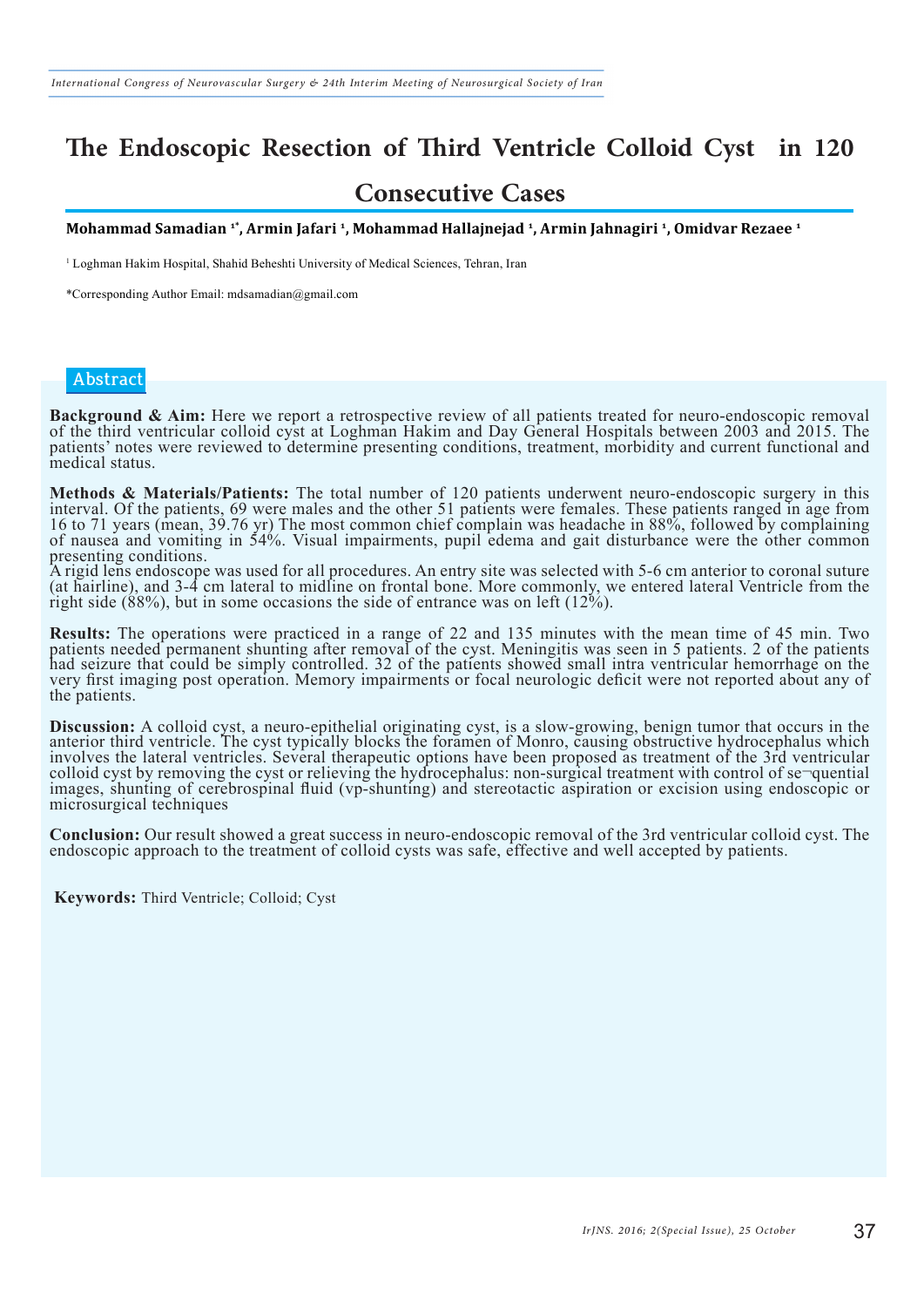# The Endoscopic Resection of Third Ventricle Colloid Cyst in 120 Consecutive Cases

**Mohammad Samadian [1*], Armin Jafari [1], Mohammad Hallajnejad [1], Armin Jahnagiri [1], Omidvar Rezaee [1]**

[1] Loghman Hakim Hospital, Shahid Beheshti University of Medical Sciences, Tehran, Iran

*Corresponding Author Email: mdsamadian@gmail.com

## Abstract

**Background & Aim:** Here we report a retrospective review of all patients treated for neuro-endoscopic removal of the third ventricular colloid cyst at Loghman Hakim and Day General Hospitals between 2003 and 2015. The patients' notes were reviewed to determine presenting conditions, treatment, morbidity and current functional and medical status.

**Methods & Materials/Patients:** The total number of 120 patients underwent neuro-endoscopic surgery in this interval. Of the patients, 69 were males and the other 51 patients were females. These patients ranged in age from 16 to 71 years (mean, 39.76 yr) The most common chief complain was headache in 88%, followed by complaining of nausea and vomiting in 54%. Visual impairments, pupil edema and gait disturbance were the other common presenting conditions.
A rigid lens endoscope was used for all procedures. An entry site was selected with 5-6 cm anterior to coronal suture (at hairline), and 3-4 cm lateral to midline on frontal bone. More commonly, we entered lateral Ventricle from the right side (88%), but in some occasions the side of entrance was on left (12%).

**Results:** The operations were practiced in a range of 22 and 135 minutes with the mean time of 45 min. Two patients needed permanent shunting after removal of the cyst. Meningitis was seen in 5 patients. 2 of the patients had seizure that could be simply controlled. 32 of the patients showed small intra ventricular hemorrhage on the very first imaging post operation. Memory impairments or focal neurologic deficit were not reported about any of the patients.

**Discussion:** A colloid cyst, a neuro-epithelial originating cyst, is a slow-growing, benign tumor that occurs in the anterior third ventricle. The cyst typically blocks the foramen of Monro, causing obstructive hydrocephalus which involves the lateral ventricles. Several therapeutic options have been proposed as treatment of the 3rd ventricular colloid cyst by removing the cyst or relieving the hydrocephalus: non-surgical treatment with control of se¬quential images, shunting of cerebrospinal fluid (vp-shunting) and stereotactic aspiration or excision using endoscopic or microsurgical techniques

**Conclusion:** Our result showed a great success in neuro-endoscopic removal of the 3rd ventricular colloid cyst. The endoscopic approach to the treatment of colloid cysts was safe, effective and well accepted by patients.

**Keywords:** Third Ventricle; Colloid; Cyst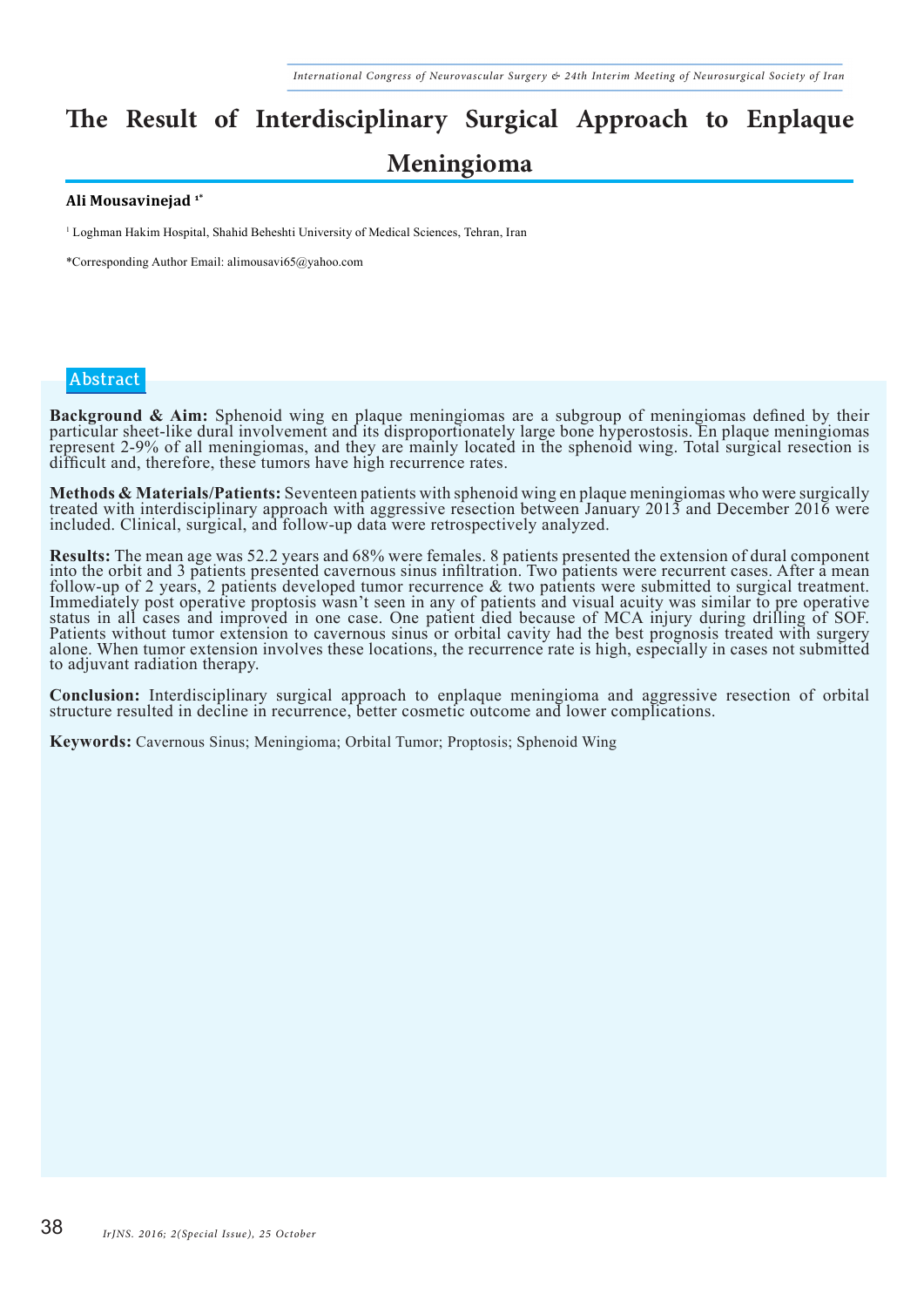# The Result of Interdisciplinary Surgical Approach to Enplaque Meningioma

**Ali Mousavinejad** [1*]

[1] Loghman Hakim Hospital, Shahid Beheshti University of Medical Sciences, Tehran, Iran

*Corresponding Author Email: alimousavi65@yahoo.com

## Abstract

**Background & Aim:** Sphenoid wing en plaque meningiomas are a subgroup of meningiomas defined by their particular sheet-like dural involvement and its disproportionately large bone hyperostosis. En plaque meningiomas represent 2-9% of all meningiomas, and they are mainly located in the sphenoid wing. Total surgical resection is difficult and, therefore, these tumors have high recurrence rates.

**Methods & Materials/Patients:** Seventeen patients with sphenoid wing en plaque meningiomas who were surgically treated with interdisciplinary approach with aggressive resection between January 2013 and December 2016 were included. Clinical, surgical, and follow-up data were retrospectively analyzed.

**Results:** The mean age was 52.2 years and 68% were females. 8 patients presented the extension of dural component into the orbit and 3 patients presented cavernous sinus infiltration. Two patients were recurrent cases. After a mean follow-up of 2 years, 2 patients developed tumor recurrence & two patients were submitted to surgical treatment. Immediately post operative proptosis wasn't seen in any of patients and visual acuity was similar to pre operative status in all cases and improved in one case. One patient died because of MCA injury during drilling of SOF. Patients without tumor extension to cavernous sinus or orbital cavity had the best prognosis treated with surgery alone. When tumor extension involves these locations, the recurrence rate is high, especially in cases not submitted to adjuvant radiation therapy.

**Conclusion:** Interdisciplinary surgical approach to enplaque meningioma and aggressive resection of orbital structure resulted in decline in recurrence, better cosmetic outcome and lower complications.

**Keywords:** Cavernous Sinus; Meningioma; Orbital Tumor; Proptosis; Sphenoid Wing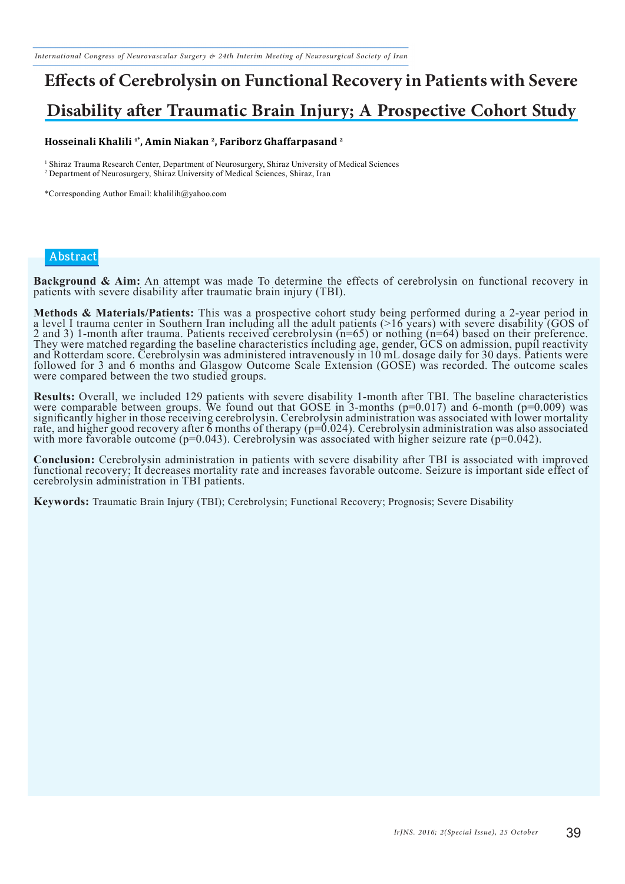# Effects of Cerebrolysin on Functional Recovery in Patients with Severe Disability after Traumatic Brain Injury; A Prospective Cohort Study

**Hosseinali Khalili [1*], Amin Niakan [2], Fariborz Ghaffarpasand [2]**

[1] Shiraz Trauma Research Center, Department of Neurosurgery, Shiraz University of Medical Sciences
[2] Department of Neurosurgery, Shiraz University of Medical Sciences, Shiraz, Iran

*Corresponding Author Email: khalilih@yahoo.com

## Abstract

**Background & Aim:** An attempt was made To determine the effects of cerebrolysin on functional recovery in patients with severe disability after traumatic brain injury (TBI).

**Methods & Materials/Patients:** This was a prospective cohort study being performed during a 2-year period in a level I trauma center in Southern Iran including all the adult patients (>16 years) with severe disability (GOS of 2 and 3) 1-month after trauma. Patients received cerebrolysin (n=65) or nothing (n=64) based on their preference. They were matched regarding the baseline characteristics including age, gender, GCS on admission, pupil reactivity and Rotterdam score. Cerebrolysin was administered intravenously in 10 mL dosage daily for 30 days. Patients were followed for 3 and 6 months and Glasgow Outcome Scale Extension (GOSE) was recorded. The outcome scales were compared between the two studied groups.

**Results:** Overall, we included 129 patients with severe disability 1-month after TBI. The baseline characteristics were comparable between groups. We found out that GOSE in 3-months (p=0.017) and 6-month (p=0.009) was significantly higher in those receiving cerebrolysin. Cerebrolysin administration was associated with lower mortality rate, and higher good recovery after 6 months of therapy (p=0.024). Cerebrolysin administration was also associated with more favorable outcome (p=0.043). Cerebrolysin was associated with higher seizure rate (p=0.042).

**Conclusion:** Cerebrolysin administration in patients with severe disability after TBI is associated with improved functional recovery; It decreases mortality rate and increases favorable outcome. Seizure is important side effect of cerebrolysin administration in TBI patients.

**Keywords:** Traumatic Brain Injury (TBI); Cerebrolysin; Functional Recovery; Prognosis; Severe Disability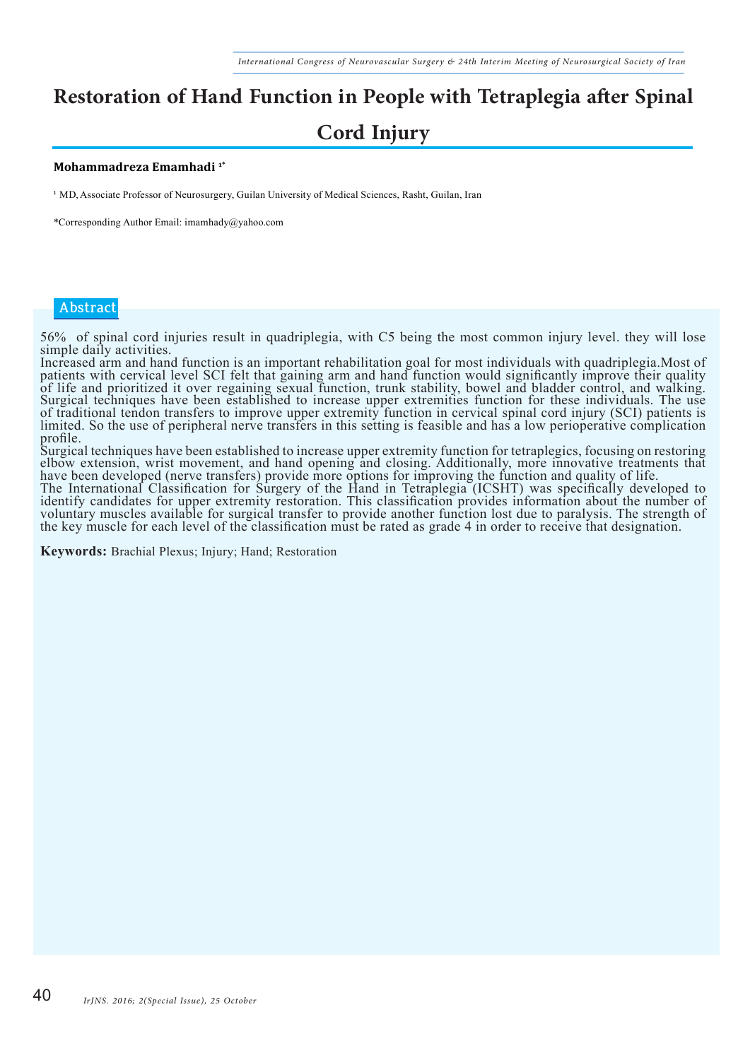# Restoration of Hand Function in People with Tetraplegia after Spinal Cord Injury

**Mohammadreza Emamhadi** [1*]

[1] MD, Associate Professor of Neurosurgery, Guilan University of Medical Sciences, Rasht, Guilan, Iran

*Corresponding Author Email: imamhady@yahoo.com

## Abstract

56%  of spinal cord injuries result in quadriplegia, with C5 being the most common injury level. they will lose simple daily activities.

Increased arm and hand function is an important rehabilitation goal for most individuals with quadriplegia.Most of patients with cervical level SCI felt that gaining arm and hand function would significantly improve their quality of life and prioritized it over regaining sexual function, trunk stability, bowel and bladder control, and walking. Surgical techniques have been established to increase upper extremities function for these individuals. The use of traditional tendon transfers to improve upper extremity function in cervical spinal cord injury (SCI) patients is limited. So the use of peripheral nerve transfers in this setting is feasible and has a low perioperative complication profile.

Surgical techniques have been established to increase upper extremity function for tetraplegics, focusing on restoring elbow extension, wrist movement, and hand opening and closing. Additionally, more innovative treatments that have been developed (nerve transfers) provide more options for improving the function and quality of life.

The International Classification for Surgery of the Hand in Tetraplegia (ICSHT) was specifically developed to identify candidates for upper extremity restoration. This classification provides information about the number of voluntary muscles available for surgical transfer to provide another function lost due to paralysis. The strength of the key muscle for each level of the classification must be rated as grade 4 in order to receive that designation.

**Keywords:** Brachial Plexus; Injury; Hand; Restoration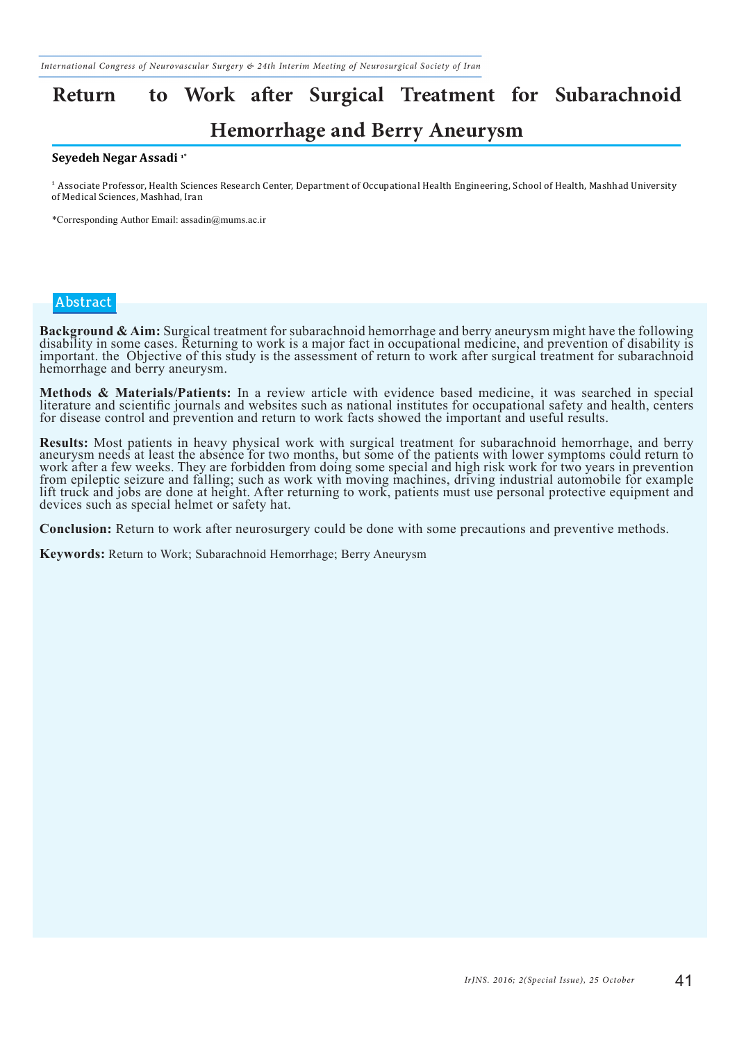# Return to Work after Surgical Treatment for Subarachnoid Hemorrhage and Berry Aneurysm

**Seyedeh Negar Assadi** [1*]

[1] Associate Professor, Health Sciences Research Center, Department of Occupational Health Engineering, School of Health, Mashhad University of Medical Sciences, Mashhad, Iran

*Corresponding Author Email: assadin@mums.ac.ir

## Abstract

**Background & Aim:** Surgical treatment for subarachnoid hemorrhage and berry aneurysm might have the following disability in some cases. Returning to work is a major fact in occupational medicine, and prevention of disability is important. the Objective of this study is the assessment of return to work after surgical treatment for subarachnoid hemorrhage and berry aneurysm.

**Methods & Materials/Patients:** In a review article with evidence based medicine, it was searched in special literature and scientific journals and websites such as national institutes for occupational safety and health, centers for disease control and prevention and return to work facts showed the important and useful results.

**Results:** Most patients in heavy physical work with surgical treatment for subarachnoid hemorrhage, and berry aneurysm needs at least the absence for two months, but some of the patients with lower symptoms could return to work after a few weeks. They are forbidden from doing some special and high risk work for two years in prevention from epileptic seizure and falling; such as work with moving machines, driving industrial automobile for example lift truck and jobs are done at height. After returning to work, patients must use personal protective equipment and devices such as special helmet or safety hat.

**Conclusion:** Return to work after neurosurgery could be done with some precautions and preventive methods.

**Keywords:** Return to Work; Subarachnoid Hemorrhage; Berry Aneurysm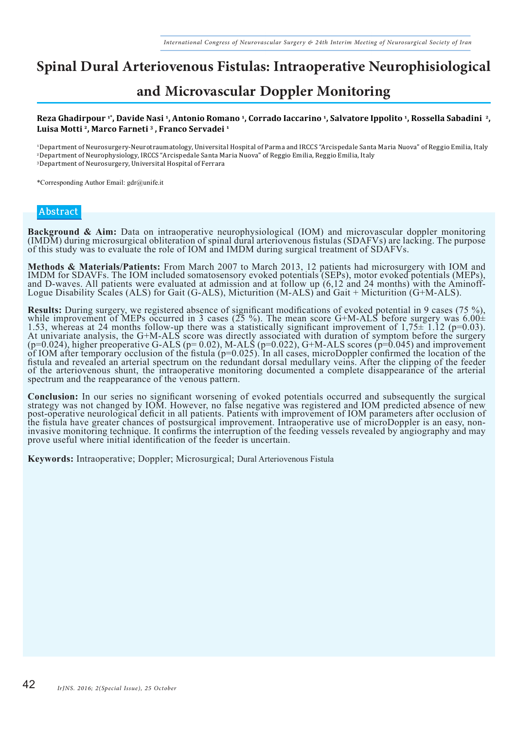# Spinal Dural Arteriovenous Fistulas: Intraoperative Neurophisiological and Microvascular Doppler Monitoring

**Reza Ghadirpour [1*], Davide Nasi [1], Antonio Romano [1], Corrado Iaccarino [1], Salvatore Ippolito [1], Rossella Sabadini [2], Luisa Motti [2], Marco Farneti [3], Franco Servadei [1]**

[1]Department of Neurosurgery-Neurotraumatology, Universital Hospital of Parma and IRCCS "Arcispedale Santa Maria Nuova" of Reggio Emilia, Italy
[2]Department of Neurophysiology, IRCCS "Arcispedale Santa Maria Nuova" of Reggio Emilia, Reggio Emilia, Italy
[3]Department of Neurosurgery, Universital Hospital of Ferrara

*Corresponding Author Email: gdr@unife.it

## Abstract

**Background & Aim:** Data on intraoperative neurophysiological (IOM) and microvascular doppler monitoring (IMDM) during microsurgical obliteration of spinal dural arteriovenous fistulas (SDAFVs) are lacking. The purpose of this study was to evaluate the role of IOM and IMDM during surgical treatment of SDAFVs.

**Methods & Materials/Patients:** From March 2007 to March 2013, 12 patients had microsurgery with IOM and IMDM for SDAVFs. The IOM included somatosensory evoked potentials (SEPs), motor evoked potentials (MEPs), and D-waves. All patients were evaluated at admission and at follow up (6,12 and 24 months) with the Aminoff-Logue Disability Scales (ALS) for Gait (G-ALS), Micturition (M-ALS) and Gait + Micturition (G+M-ALS).

**Results:** During surgery, we registered absence of significant modifications of evoked potential in 9 cases (75 %), while improvement of MEPs occurred in 3 cases (25 %). The mean score G+M-ALS before surgery was 6.00± 1.53, whereas at 24 months follow-up there was a statistically significant improvement of 1,75± 1.12 (p=0.03). At univariate analysis, the G+M-ALS score was directly associated with duration of symptom before the surgery (p=0.024), higher preoperative G-ALS (p= 0.02), M-ALS (p=0.022), G+M-ALS scores (p=0.045) and improvement of IOM after temporary occlusion of the fistula (p=0.025). In all cases, microDoppler confirmed the location of the fistula and revealed an arterial spectrum on the redundant dorsal medullary veins. After the clipping of the feeder of the arteriovenous shunt, the intraoperative monitoring documented a complete disappearance of the arterial spectrum and the reappearance of the venous pattern.

**Conclusion:** In our series no significant worsening of evoked potentials occurred and subsequently the surgical strategy was not changed by IOM. However, no false negative was registered and IOM predicted absence of new post-operative neurological deficit in all patients. Patients with improvement of IOM parameters after occlusion of the fistula have greater chances of postsurgical improvement. Intraoperative use of microDoppler is an easy, non-invasive monitoring technique. It confirms the interruption of the feeding vessels revealed by angiography and may prove useful where initial identification of the feeder is uncertain.

**Keywords:** Intraoperative; Doppler; Microsurgical; Dural Arteriovenous Fistula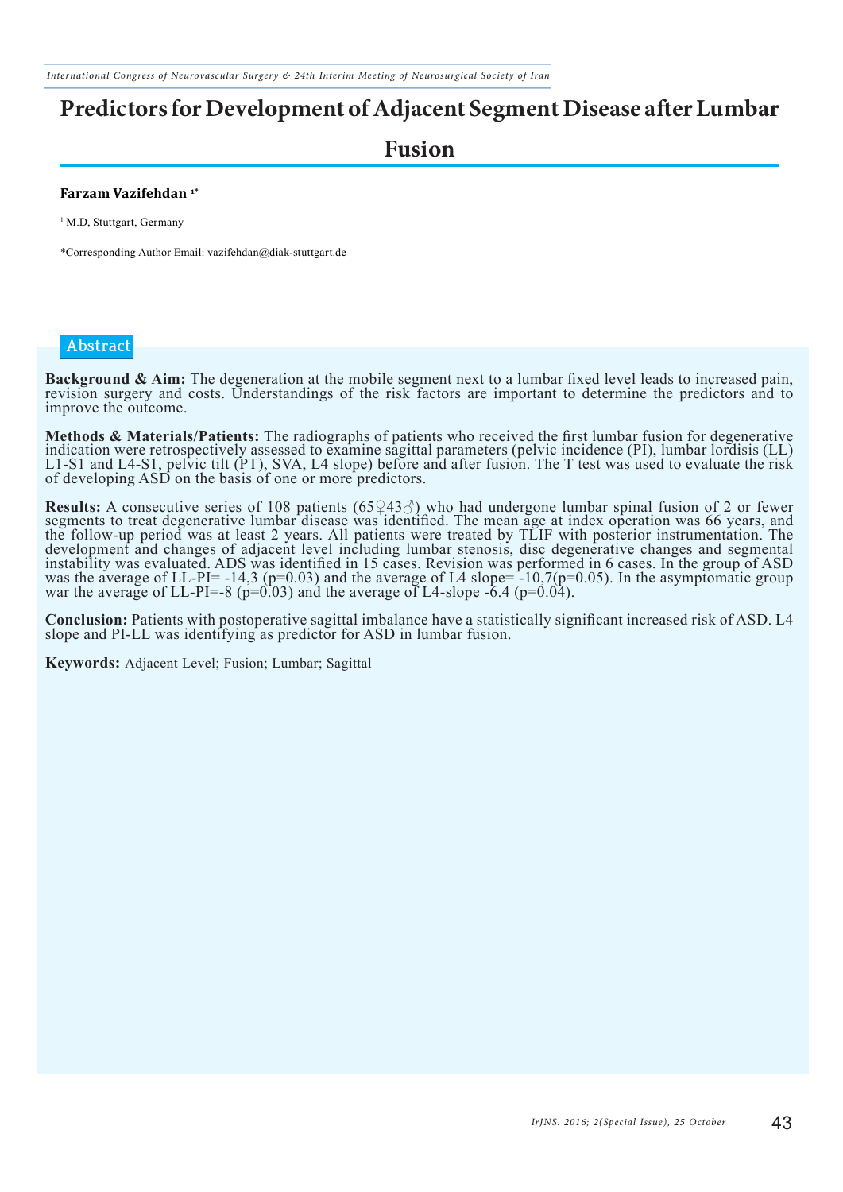# Predictors for Development of Adjacent Segment Disease after Lumbar Fusion

**Farzam Vazifehdan** [1*]

[1] M.D, Stuttgart, Germany

*Corresponding Author Email: vazifehdan@diak-stuttgart.de

## Abstract

**Background & Aim:** The degeneration at the mobile segment next to a lumbar fixed level leads to increased pain, revision surgery and costs. Understandings of the risk factors are important to determine the predictors and to improve the outcome.

**Methods & Materials/Patients:** The radiographs of patients who received the first lumbar fusion for degenerative indication were retrospectively assessed to examine sagittal parameters (pelvic incidence (PI), lumbar lordisis (LL) L1-S1 and L4-S1, pelvic tilt (PT), SVA, L4 slope) before and after fusion. The T test was used to evaluate the risk of developing ASD on the basis of one or more predictors.

**Results:** A consecutive series of 108 patients (65♀43♂) who had undergone lumbar spinal fusion of 2 or fewer segments to treat degenerative lumbar disease was identified. The mean age at index operation was 66 years, and the follow-up period was at least 2 years. All patients were treated by TLIF with posterior instrumentation. The development and changes of adjacent level including lumbar stenosis, disc degenerative changes and segmental instability was evaluated. ADS was identified in 15 cases. Revision was performed in 6 cases. In the group of ASD was the average of LL-PI= -14,3 ($p=0.03$) and the average of L4 slope= -10,7($p=0.05$). In the asymptomatic group war the average of LL-PI=-8 ($p=0.03$) and the average of L4-slope -6.4 ($p=0.04$).

**Conclusion:** Patients with postoperative sagittal imbalance have a statistically significant increased risk of ASD. L4 slope and PI-LL was identifying as predictor for ASD in lumbar fusion.

**Keywords:** Adjacent Level; Fusion; Lumbar; Sagittal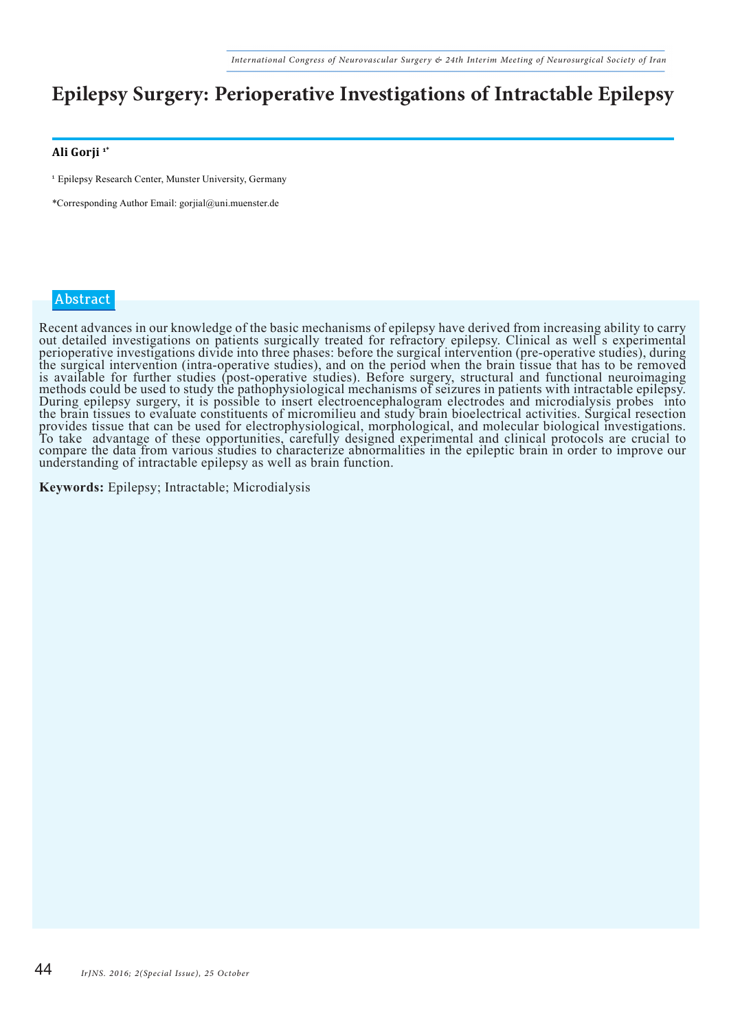# Epilepsy Surgery: Perioperative Investigations of Intractable Epilepsy

**Ali Gorji [1*]**

[1] Epilepsy Research Center, Munster University, Germany

*Corresponding Author Email: gorjial@uni.muenster.de

## Abstract

Recent advances in our knowledge of the basic mechanisms of epilepsy have derived from increasing ability to carry out detailed investigations on patients surgically treated for refractory epilepsy. Clinical as well s experimental perioperative investigations divide into three phases: before the surgical intervention (pre-operative studies), during the surgical intervention (intra-operative studies), and on the period when the brain tissue that has to be removed is available for further studies (post-operative studies). Before surgery, structural and functional neuroimaging methods could be used to study the pathophysiological mechanisms of seizures in patients with intractable epilepsy. During epilepsy surgery, it is possible to insert electroencephalogram electrodes and microdialysis probes into the brain tissues to evaluate constituents of micromilieu and study brain bioelectrical activities. Surgical resection provides tissue that can be used for electrophysiological, morphological, and molecular biological investigations. To take advantage of these opportunities, carefully designed experimental and clinical protocols are crucial to compare the data from various studies to characterize abnormalities in the epileptic brain in order to improve our understanding of intractable epilepsy as well as brain function.

**Keywords:** Epilepsy; Intractable; Microdialysis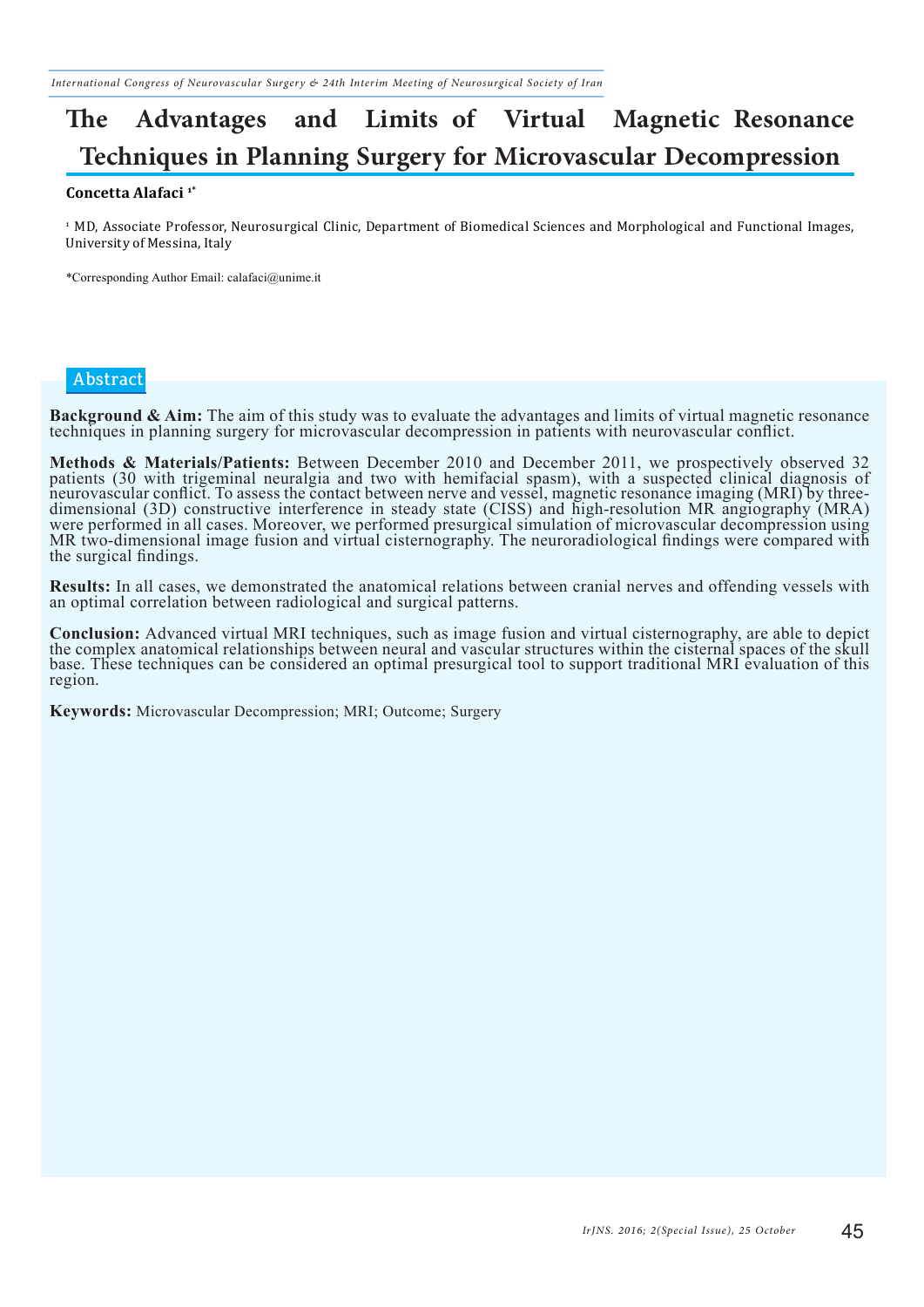# The Advantages and Limits of Virtual Magnetic Resonance Techniques in Planning Surgery for Microvascular Decompression

**Concetta Alafaci** [1*]

[1] MD, Associate Professor, Neurosurgical Clinic, Department of Biomedical Sciences and Morphological and Functional Images, University of Messina, Italy

*Corresponding Author Email: calafaci@unime.it

## Abstract

**Background & Aim:** The aim of this study was to evaluate the advantages and limits of virtual magnetic resonance techniques in planning surgery for microvascular decompression in patients with neurovascular conflict.

**Methods & Materials/Patients:** Between December 2010 and December 2011, we prospectively observed 32 patients (30 with trigeminal neuralgia and two with hemifacial spasm), with a suspected clinical diagnosis of neurovascular conflict. To assess the contact between nerve and vessel, magnetic resonance imaging (MRI) by three-dimensional (3D) constructive interference in steady state (CISS) and high-resolution MR angiography (MRA) were performed in all cases. Moreover, we performed presurgical simulation of microvascular decompression using MR two-dimensional image fusion and virtual cisternography. The neuroradiological findings were compared with the surgical findings.

**Results:** In all cases, we demonstrated the anatomical relations between cranial nerves and offending vessels with an optimal correlation between radiological and surgical patterns.

**Conclusion:** Advanced virtual MRI techniques, such as image fusion and virtual cisternography, are able to depict the complex anatomical relationships between neural and vascular structures within the cisternal spaces of the skull base. These techniques can be considered an optimal presurgical tool to support traditional MRI evaluation of this region.

**Keywords:** Microvascular Decompression; MRI; Outcome; Surgery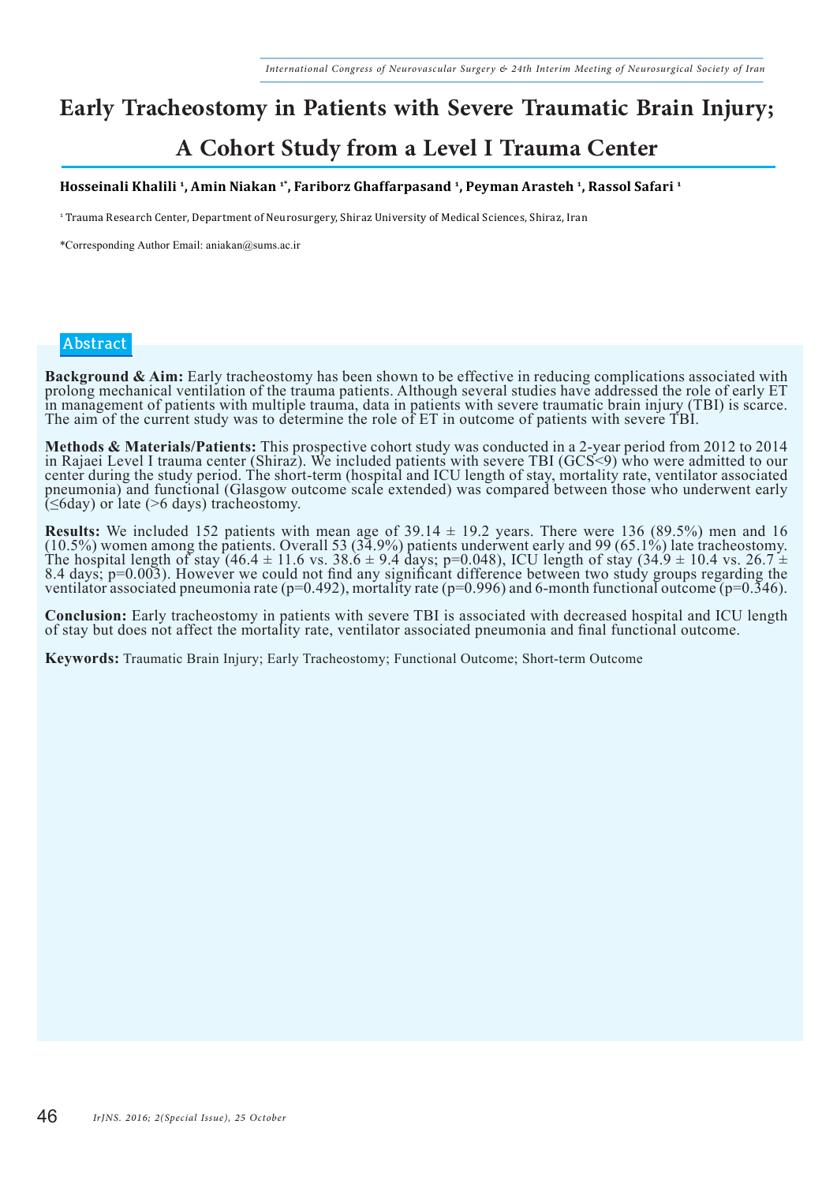# Early Tracheostomy in Patients with Severe Traumatic Brain Injury; A Cohort Study from a Level I Trauma Center

**Hosseinali Khalili [1], Amin Niakan [1*], Fariborz Ghaffarpasand [1], Peyman Arasteh [1], Rassol Safari [1]**

[1] Trauma Research Center, Department of Neurosurgery, Shiraz University of Medical Sciences, Shiraz, Iran

*Corresponding Author Email: aniakan@sums.ac.ir

## Abstract

**Background & Aim:** Early tracheostomy has been shown to be effective in reducing complications associated with prolong mechanical ventilation of the trauma patients. Although several studies have addressed the role of early ET in management of patients with multiple trauma, data in patients with severe traumatic brain injury (TBI) is scarce. The aim of the current study was to determine the role of ET in outcome of patients with severe TBI.

**Methods & Materials/Patients:** This prospective cohort study was conducted in a 2-year period from 2012 to 2014 in Rajaei Level I trauma center (Shiraz). We included patients with severe TBI (GCS<9) who were admitted to our center during the study period. The short-term (hospital and ICU length of stay, mortality rate, ventilator associated pneumonia) and functional (Glasgow outcome scale extended) was compared between those who underwent early (≤6day) or late (>6 days) tracheostomy.

**Results:** We included 152 patients with mean age of 39.14 ± 19.2 years. There were 136 (89.5%) men and 16 (10.5%) women among the patients. Overall 53 (34.9%) patients underwent early and 99 (65.1%) late tracheostomy. The hospital length of stay (46.4 ± 11.6 vs. 38.6 ± 9.4 days; p=0.048), ICU length of stay (34.9 ± 10.4 vs. 26.7 ± 8.4 days; p=0.003). However we could not find any significant difference between two study groups regarding the ventilator associated pneumonia rate (p=0.492), mortality rate (p=0.996) and 6-month functional outcome (p=0.346).

**Conclusion:** Early tracheostomy in patients with severe TBI is associated with decreased hospital and ICU length of stay but does not affect the mortality rate, ventilator associated pneumonia and final functional outcome.

**Keywords:** Traumatic Brain Injury; Early Tracheostomy; Functional Outcome; Short-term Outcome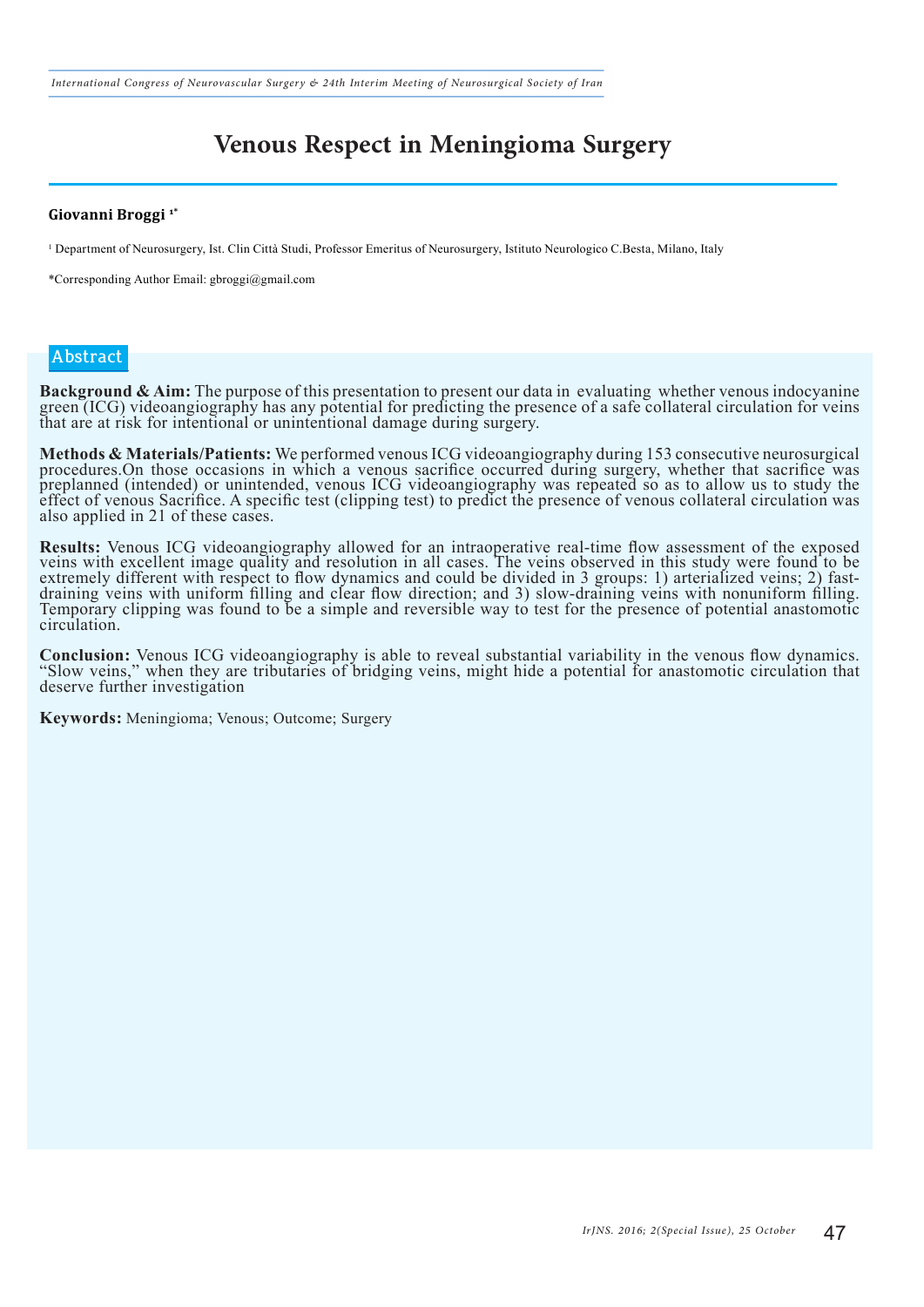# Venous Respect in Meningioma Surgery

**Giovanni Broggi** [1*]

[1] Department of Neurosurgery, Ist. Clin Città Studi, Professor Emeritus of Neurosurgery, Istituto Neurologico C.Besta, Milano, Italy

*Corresponding Author Email: gbroggi@gmail.com

## Abstract

**Background & Aim:** The purpose of this presentation to present our data in evaluating whether venous indocyanine green (ICG) videoangiography has any potential for predicting the presence of a safe collateral circulation for veins that are at risk for intentional or unintentional damage during surgery.

**Methods & Materials/Patients:** We performed venous ICG videoangiography during 153 consecutive neurosurgical procedures.On those occasions in which a venous sacrifice occurred during surgery, whether that sacrifice was preplanned (intended) or unintended, venous ICG videoangiography was repeated so as to allow us to study the effect of venous Sacrifice. A specific test (clipping test) to predict the presence of venous collateral circulation was also applied in 21 of these cases.

**Results:** Venous ICG videoangiography allowed for an intraoperative real-time flow assessment of the exposed veins with excellent image quality and resolution in all cases. The veins observed in this study were found to be extremely different with respect to flow dynamics and could be divided in 3 groups: 1) arterialized veins; 2) fast-draining veins with uniform filling and clear flow direction; and 3) slow-draining veins with nonuniform filling. Temporary clipping was found to be a simple and reversible way to test for the presence of potential anastomotic circulation.

**Conclusion:** Venous ICG videoangiography is able to reveal substantial variability in the venous flow dynamics. "Slow veins," when they are tributaries of bridging veins, might hide a potential for anastomotic circulation that deserve further investigation

**Keywords:** Meningioma; Venous; Outcome; Surgery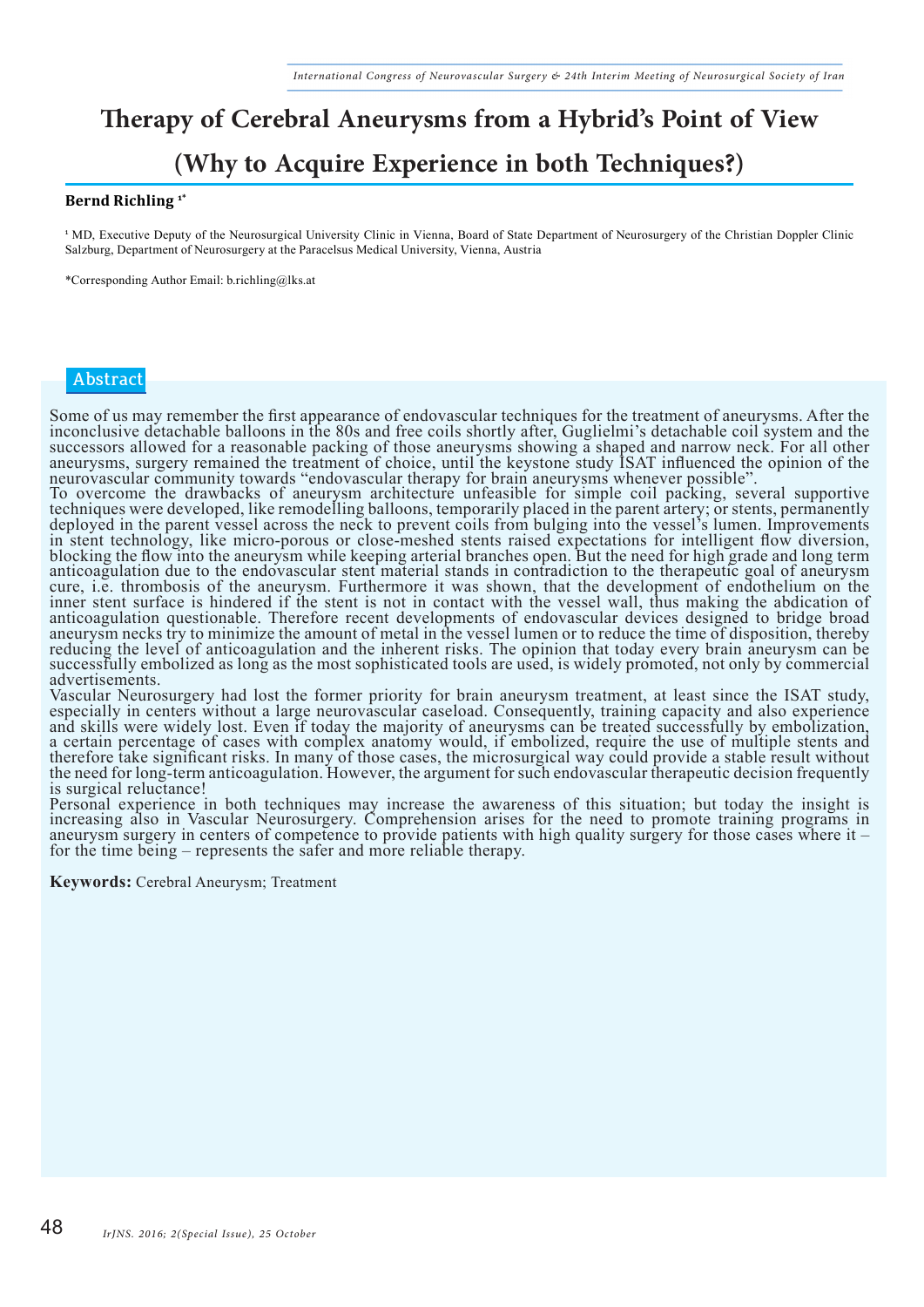# Therapy of Cerebral Aneurysms from a Hybrid's Point of View (Why to Acquire Experience in both Techniques?)

**Bernd Richling** [1*]

[1] MD, Executive Deputy of the Neurosurgical University Clinic in Vienna, Board of State Department of Neurosurgery of the Christian Doppler Clinic Salzburg, Department of Neurosurgery at the Paracelsus Medical University, Vienna, Austria

*Corresponding Author Email: b.richling@lks.at

## Abstract

Some of us may remember the first appearance of endovascular techniques for the treatment of aneurysms. After the inconclusive detachable balloons in the 80s and free coils shortly after, Guglielmi's detachable coil system and the successors allowed for a reasonable packing of those aneurysms showing a shaped and narrow neck. For all other aneurysms, surgery remained the treatment of choice, until the keystone study ISAT influenced the opinion of the neurovascular community towards "endovascular therapy for brain aneurysms whenever possible".

To overcome the drawbacks of aneurysm architecture unfeasible for simple coil packing, several supportive techniques were developed, like remodelling balloons, temporarily placed in the parent artery; or stents, permanently deployed in the parent vessel across the neck to prevent coils from bulging into the vessel's lumen. Improvements in stent technology, like micro-porous or close-meshed stents raised expectations for intelligent flow diversion, blocking the flow into the aneurysm while keeping arterial branches open. But the need for high grade and long term anticoagulation due to the endovascular stent material stands in contradiction to the therapeutic goal of aneurysm cure, i.e. thrombosis of the aneurysm. Furthermore it was shown, that the development of endothelium on the inner stent surface is hindered if the stent is not in contact with the vessel wall, thus making the abdication of anticoagulation questionable. Therefore recent developments of endovascular devices designed to bridge broad aneurysm necks try to minimize the amount of metal in the vessel lumen or to reduce the time of disposition, thereby reducing the level of anticoagulation and the inherent risks. The opinion that today every brain aneurysm can be successfully embolized as long as the most sophisticated tools are used, is widely promoted, not only by commercial advertisements.

Vascular Neurosurgery had lost the former priority for brain aneurysm treatment, at least since the ISAT study, especially in centers without a large neurovascular caseload. Consequently, training capacity and also experience and skills were widely lost. Even if today the majority of aneurysms can be treated successfully by embolization, a certain percentage of cases with complex anatomy would, if embolized, require the use of multiple stents and therefore take significant risks. In many of those cases, the microsurgical way could provide a stable result without the need for long-term anticoagulation. However, the argument for such endovascular therapeutic decision frequently is surgical reluctance!

Personal experience in both techniques may increase the awareness of this situation; but today the insight is increasing also in Vascular Neurosurgery. Comprehension arises for the need to promote training programs in aneurysm surgery in centers of competence to provide patients with high quality surgery for those cases where it – for the time being – represents the safer and more reliable therapy.

**Keywords:** Cerebral Aneurysm; Treatment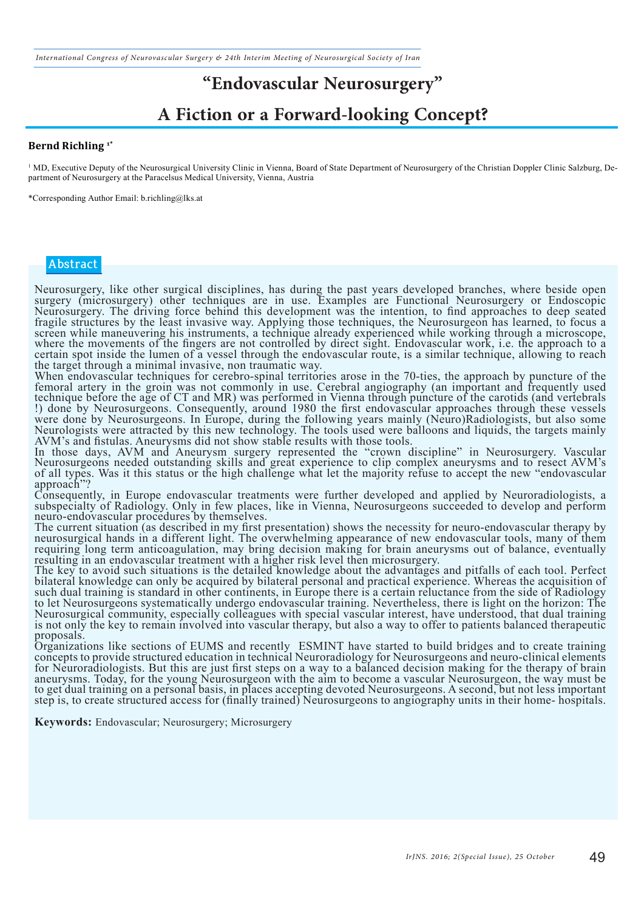# "Endovascular Neurosurgery"

# A Fiction or a Forward-looking Concept?

**Bernd Richling** [1*]

[1] MD, Executive Deputy of the Neurosurgical University Clinic in Vienna, Board of State Department of Neurosurgery of the Christian Doppler Clinic Salzburg, Department of Neurosurgery at the Paracelsus Medical University, Vienna, Austria

*Corresponding Author Email: b.richling@lks.at

## Abstract

Neurosurgery, like other surgical disciplines, has during the past years developed branches, where beside open surgery (microsurgery) other techniques are in use. Examples are Functional Neurosurgery or Endoscopic Neurosurgery. The driving force behind this development was the intention, to find approaches to deep seated fragile structures by the least invasive way. Applying those techniques, the Neurosurgeon has learned, to focus a screen while maneuvering his instruments, a technique already experienced while working through a microscope, where the movements of the fingers are not controlled by direct sight. Endovascular work, i.e. the approach to a certain spot inside the lumen of a vessel through the endovascular route, is a similar technique, allowing to reach the target through a minimal invasive, non traumatic way.

When endovascular techniques for cerebro-spinal territories arose in the 70-ties, the approach by puncture of the femoral artery in the groin was not commonly in use. Cerebral angiography (an important and frequently used technique before the age of CT and MR) was performed in Vienna through puncture of the carotids (and vertebrals !) done by Neurosurgeons. Consequently, around 1980 the first endovascular approaches through these vessels were done by Neurosurgeons. In Europe, during the following years mainly (Neuro)Radiologists, but also some Neurologists were attracted by this new technology. The tools used were balloons and liquids, the targets mainly AVM's and fistulas. Aneurysms did not show stable results with those tools.

In those days, AVM and Aneurysm surgery represented the "crown discipline" in Neurosurgery. Vascular Neurosurgeons needed outstanding skills and great experience to clip complex aneurysms and to resect AVM's of all types. Was it this status or the high challenge what let the majority refuse to accept the new "endovascular approach"?

Consequently, in Europe endovascular treatments were further developed and applied by Neuroradiologists, a subspecialty of Radiology. Only in few places, like in Vienna, Neurosurgeons succeeded to develop and perform neuro-endovascular procedures by themselves.

The current situation (as described in my first presentation) shows the necessity for neuro-endovascular therapy by neurosurgical hands in a different light. The overwhelming appearance of new endovascular tools, many of them requiring long term anticoagulation, may bring decision making for brain aneurysms out of balance, eventually resulting in an endovascular treatment with a higher risk level then microsurgery.

The key to avoid such situations is the detailed knowledge about the advantages and pitfalls of each tool. Perfect bilateral knowledge can only be acquired by bilateral personal and practical experience. Whereas the acquisition of such dual training is standard in other continents, in Europe there is a certain reluctance from the side of Radiology to let Neurosurgeons systematically undergo endovascular training. Nevertheless, there is light on the horizon: The Neurosurgical community, especially colleagues with special vascular interest, have understood, that dual training is not only the key to remain involved into vascular therapy, but also a way to offer to patients balanced therapeutic proposals.

Organizations like sections of EUMS and recently ESMINT have started to build bridges and to create training concepts to provide structured education in technical Neuroradiology for Neurosurgeons and neuro-clinical elements for Neuroradiologists. But this are just first steps on a way to a balanced decision making for the therapy of brain aneurysms. Today, for the young Neurosurgeon with the aim to become a vascular Neurosurgeon, the way must be to get dual training on a personal basis, in places accepting devoted Neurosurgeons. A second, but not less important step is, to create structured access for (finally trained) Neurosurgeons to angiography units in their home- hospitals.

**Keywords:** Endovascular; Neurosurgery; Microsurgery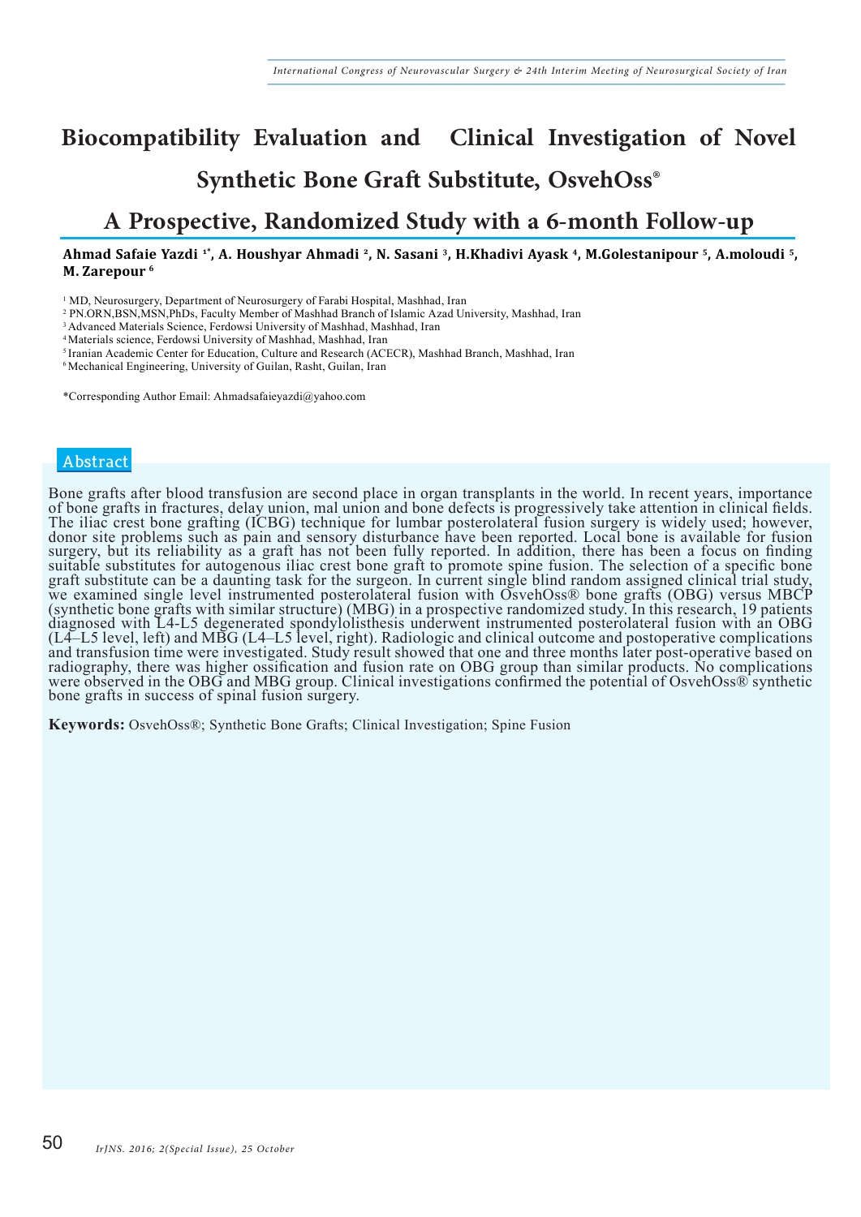# Biocompatibility Evaluation and Clinical Investigation of Novel Synthetic Bone Graft Substitute, OsvehOss®

## A Prospective, Randomized Study with a 6-month Follow-up

**Ahmad Safaie Yazdi [1*], A. Houshyar Ahmadi [2], N. Sasani [3], H.Khadivi Ayask [4], M.Golestanipour [5], A.moloudi [5], M. Zarepour [6]**

[1] MD, Neurosurgery, Department of Neurosurgery of Farabi Hospital, Mashhad, Iran
[2] PN.ORN,BSN,MSN,PhDs, Faculty Member of Mashhad Branch of Islamic Azad University, Mashhad, Iran
[3] Advanced Materials Science, Ferdowsi University of Mashhad, Mashhad, Iran
[4] Materials science, Ferdowsi University of Mashhad, Mashhad, Iran
[5] Iranian Academic Center for Education, Culture and Research (ACECR), Mashhad Branch, Mashhad, Iran
[6] Mechanical Engineering, University of Guilan, Rasht, Guilan, Iran

*Corresponding Author Email: Ahmadsafaieyazdi@yahoo.com

## Abstract

Bone grafts after blood transfusion are second place in organ transplants in the world. In recent years, importance of bone grafts in fractures, delay union, mal union and bone defects is progressively take attention in clinical fields. The iliac crest bone grafting (ICBG) technique for lumbar posterolateral fusion surgery is widely used; however, donor site problems such as pain and sensory disturbance have been reported. Local bone is available for fusion surgery, but its reliability as a graft has not been fully reported. In addition, there has been a focus on finding suitable substitutes for autogenous iliac crest bone graft to promote spine fusion. The selection of a specific bone graft substitute can be a daunting task for the surgeon. In current single blind random assigned clinical trial study, we examined single level instrumented posterolateral fusion with OsvehOss® bone grafts (OBG) versus MBCP (synthetic bone grafts with similar structure) (MBG) in a prospective randomized study. In this research, 19 patients diagnosed with L4-L5 degenerated spondylolisthesis underwent instrumented posterolateral fusion with an OBG (L4–L5 level, left) and MBG (L4–L5 level, right). Radiologic and clinical outcome and postoperative complications and transfusion time were investigated. Study result showed that one and three months later post-operative based on radiography, there was higher ossification and fusion rate on OBG group than similar products. No complications were observed in the OBG and MBG group. Clinical investigations confirmed the potential of OsvehOss® synthetic bone grafts in success of spinal fusion surgery.

**Keywords:** OsvehOss®; Synthetic Bone Grafts; Clinical Investigation; Spine Fusion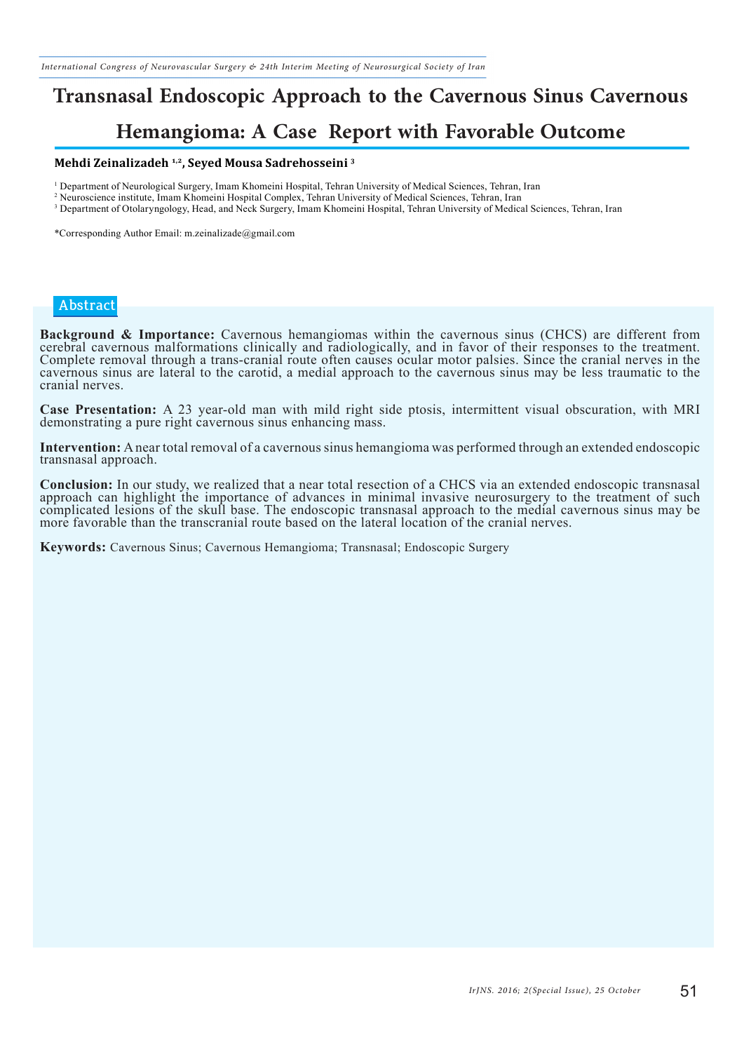# Transnasal Endoscopic Approach to the Cavernous Sinus Cavernous Hemangioma: A Case Report with Favorable Outcome

**Mehdi Zeinalizadeh [1,2], Seyed Mousa Sadrehosseini [3]**

[1] Department of Neurological Surgery, Imam Khomeini Hospital, Tehran University of Medical Sciences, Tehran, Iran
[2] Neuroscience institute, Imam Khomeini Hospital Complex, Tehran University of Medical Sciences, Tehran, Iran
[3] Department of Otolaryngology, Head, and Neck Surgery, Imam Khomeini Hospital, Tehran University of Medical Sciences, Tehran, Iran

*Corresponding Author Email: m.zeinalizade@gmail.com

## Abstract

**Background & Importance:** Cavernous hemangiomas within the cavernous sinus (CHCS) are different from cerebral cavernous malformations clinically and radiologically, and in favor of their responses to the treatment. Complete removal through a trans-cranial route often causes ocular motor palsies. Since the cranial nerves in the cavernous sinus are lateral to the carotid, a medial approach to the cavernous sinus may be less traumatic to the cranial nerves.

**Case Presentation:** A 23 year-old man with mild right side ptosis, intermittent visual obscuration, with MRI demonstrating a pure right cavernous sinus enhancing mass.

**Intervention:** A near total removal of a cavernous sinus hemangioma was performed through an extended endoscopic transnasal approach.

**Conclusion:** In our study, we realized that a near total resection of a CHCS via an extended endoscopic transnasal approach can highlight the importance of advances in minimal invasive neurosurgery to the treatment of such complicated lesions of the skull base. The endoscopic transnasal approach to the medial cavernous sinus may be more favorable than the transcranial route based on the lateral location of the cranial nerves.

**Keywords:** Cavernous Sinus; Cavernous Hemangioma; Transnasal; Endoscopic Surgery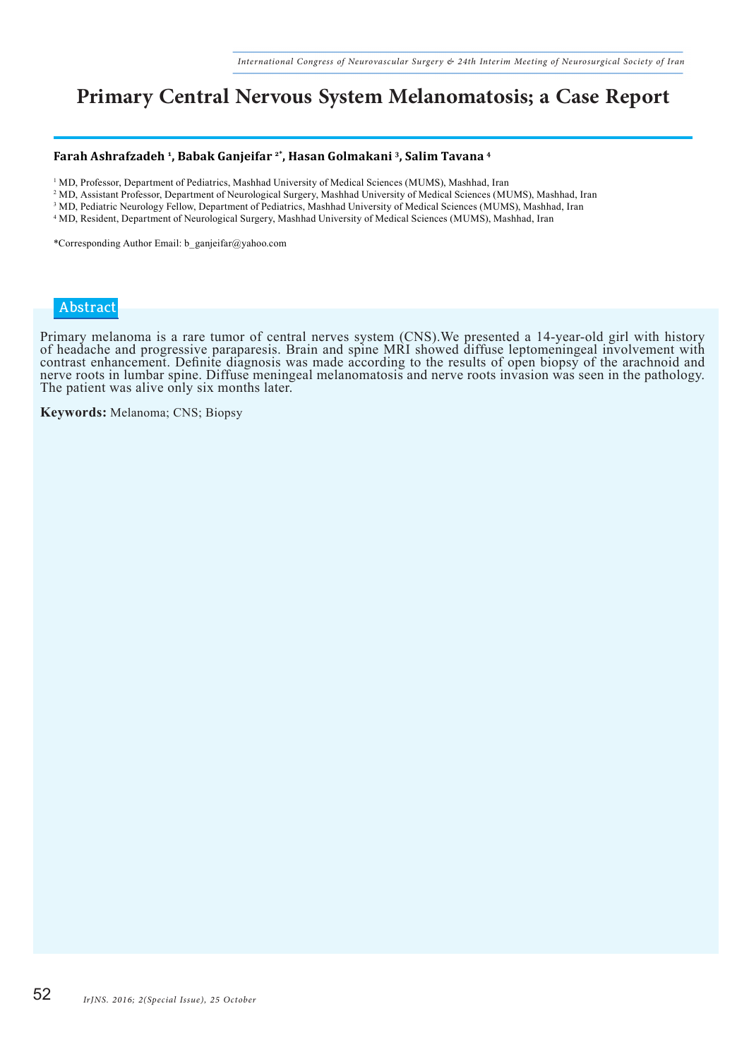# Primary Central Nervous System Melanomatosis; a Case Report

**Farah Ashrafzadeh [1], Babak Ganjeifar [2*], Hasan Golmakani [3], Salim Tavana [4]**

[1] MD, Professor, Department of Pediatrics, Mashhad University of Medical Sciences (MUMS), Mashhad, Iran
[2] MD, Assistant Professor, Department of Neurological Surgery, Mashhad University of Medical Sciences (MUMS), Mashhad, Iran
[3] MD, Pediatric Neurology Fellow, Department of Pediatrics, Mashhad University of Medical Sciences (MUMS), Mashhad, Iran
[4] MD, Resident, Department of Neurological Surgery, Mashhad University of Medical Sciences (MUMS), Mashhad, Iran

*Corresponding Author Email: b_ganjeifar@yahoo.com

## Abstract

Primary melanoma is a rare tumor of central nerves system (CNS).We presented a 14-year-old girl with history of headache and progressive paraparesis. Brain and spine MRI showed diffuse leptomeningeal involvement with contrast enhancement. Definite diagnosis was made according to the results of open biopsy of the arachnoid and nerve roots in lumbar spine. Diffuse meningeal melanomatosis and nerve roots invasion was seen in the pathology. The patient was alive only six months later.

**Keywords:** Melanoma; CNS; Biopsy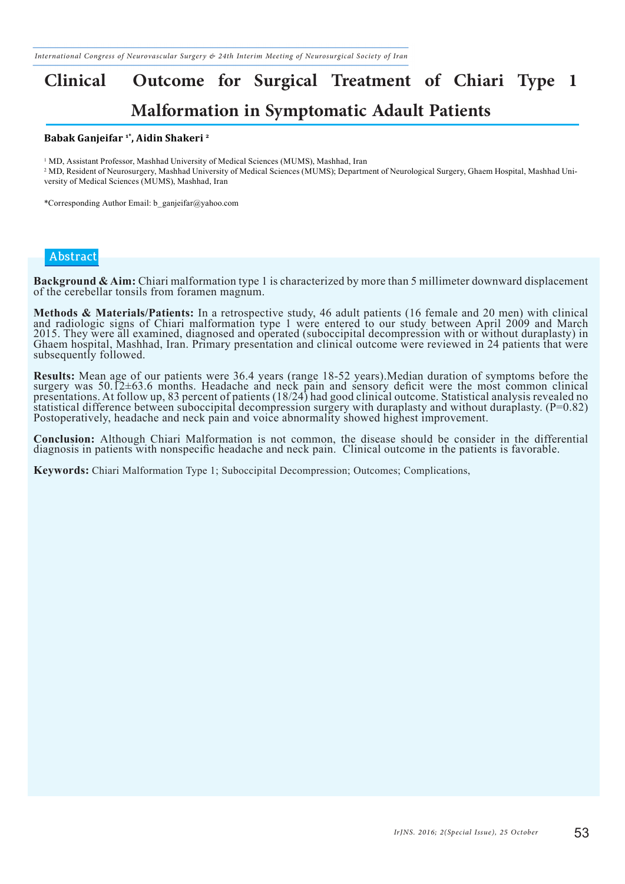# Clinical Outcome for Surgical Treatment of Chiari Type 1 Malformation in Symptomatic Adault Patients

**Babak Ganjeifar [1*], Aidin Shakeri [2]**

[1] MD, Assistant Professor, Mashhad University of Medical Sciences (MUMS), Mashhad, Iran

[2] MD, Resident of Neurosurgery, Mashhad University of Medical Sciences (MUMS); Department of Neurological Surgery, Ghaem Hospital, Mashhad University of Medical Sciences (MUMS), Mashhad, Iran

*Corresponding Author Email: b_ganjeifar@yahoo.com

## Abstract

**Background & Aim:** Chiari malformation type 1 is characterized by more than 5 millimeter downward displacement of the cerebellar tonsils from foramen magnum.

**Methods & Materials/Patients:** In a retrospective study, 46 adult patients (16 female and 20 men) with clinical and radiologic signs of Chiari malformation type 1 were entered to our study between April 2009 and March 2015. They were all examined, diagnosed and operated (suboccipital decompression with or without duraplasty) in Ghaem hospital, Mashhad, Iran. Primary presentation and clinical outcome were reviewed in 24 patients that were subsequently followed.

**Results:** Mean age of our patients were 36.4 years (range 18-52 years).Median duration of symptoms before the surgery was 50.12±63.6 months. Headache and neck pain and sensory deficit were the most common clinical presentations. At follow up, 83 percent of patients (18/24) had good clinical outcome. Statistical analysis revealed no statistical difference between suboccipital decompression surgery with duraplasty and without duraplasty. ($P=0.82$) Postoperatively, headache and neck pain and voice abnormality showed highest improvement.

**Conclusion:** Although Chiari Malformation is not common, the disease should be consider in the differential diagnosis in patients with nonspecific headache and neck pain. Clinical outcome in the patients is favorable.

**Keywords:** Chiari Malformation Type 1; Suboccipital Decompression; Outcomes; Complications,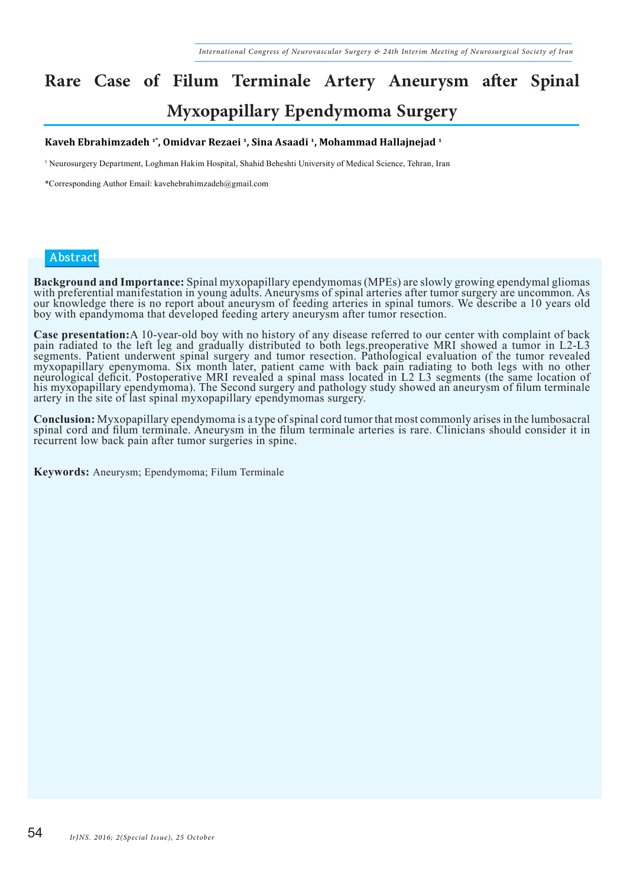# Rare Case of Filum Terminale Artery Aneurysm after Spinal Myxopapillary Ependymoma Surgery

**Kaveh Ebrahimzadeh [1*], Omidvar Rezaei [1], Sina Asaadi [1], Mohammad Hallajnejad [1]**

[1] Neurosurgery Department, Loghman Hakim Hospital, Shahid Beheshti University of Medical Science, Tehran, Iran

*Corresponding Author Email: kavehebrahimzadeh@gmail.com

## Abstract

**Background and Importance:** Spinal myxopapillary ependymomas (MPEs) are slowly growing ependymal gliomas with preferential manifestation in young adults. Aneurysms of spinal arteries after tumor surgery are uncommon. As our knowledge there is no report about aneurysm of feeding arteries in spinal tumors. We describe a 10 years old boy with epandymoma that developed feeding artery aneurysm after tumor resection.

**Case presentation:**A 10-year-old boy with no history of any disease referred to our center with complaint of back pain radiated to the left leg and gradually distributed to both legs.preoperative MRI showed a tumor in L2-L3 segments. Patient underwent spinal surgery and tumor resection. Pathological evaluation of the tumor revealed myxopapillary epenymoma. Six month later, patient came with back pain radiating to both legs with no other neurological deficit. Postoperative MRI revealed a spinal mass located in L2 L3 segments (the same location of his myxopapillary ependymoma). The Second surgery and pathology study showed an aneurysm of filum terminale artery in the site of last spinal myxopapillary ependymomas surgery.

**Conclusion:** Myxopapillary ependymoma is a type of spinal cord tumor that most commonly arises in the lumbosacral spinal cord and filum terminale. Aneurysm in the filum terminale arteries is rare. Clinicians should consider it in recurrent low back pain after tumor surgeries in spine.

**Keywords:** Aneurysm; Ependymoma; Filum Terminale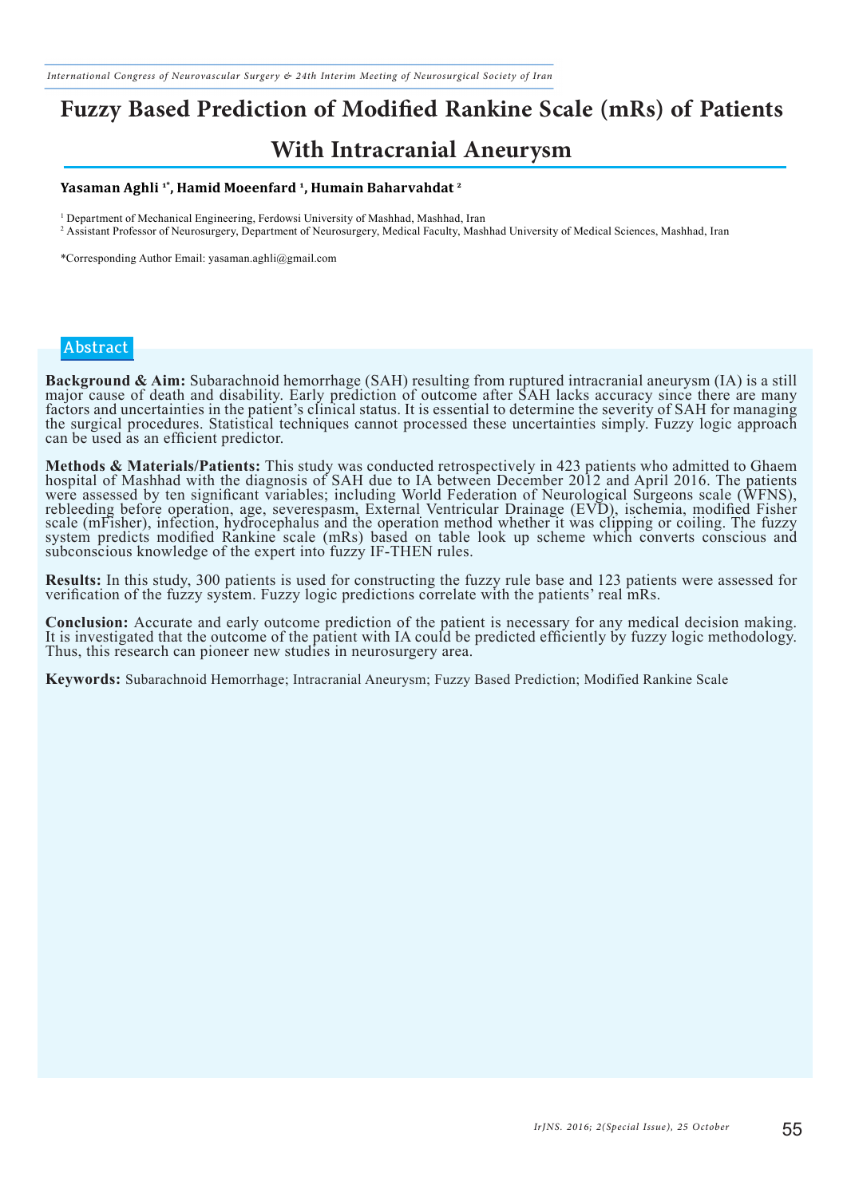# Fuzzy Based Prediction of Modified Rankine Scale (mRs) of Patients With Intracranial Aneurysm

**Yasaman Aghli [1*], Hamid Moeenfard [1], Humain Baharvahdat [2]**

[1] Department of Mechanical Engineering, Ferdowsi University of Mashhad, Mashhad, Iran
[2] Assistant Professor of Neurosurgery, Department of Neurosurgery, Medical Faculty, Mashhad University of Medical Sciences, Mashhad, Iran

*Corresponding Author Email: yasaman.aghli@gmail.com

## Abstract

**Background & Aim:** Subarachnoid hemorrhage (SAH) resulting from ruptured intracranial aneurysm (IA) is a still major cause of death and disability. Early prediction of outcome after SAH lacks accuracy since there are many factors and uncertainties in the patient's clinical status. It is essential to determine the severity of SAH for managing the surgical procedures. Statistical techniques cannot processed these uncertainties simply. Fuzzy logic approach can be used as an efficient predictor.

**Methods & Materials/Patients:** This study was conducted retrospectively in 423 patients who admitted to Ghaem hospital of Mashhad with the diagnosis of SAH due to IA between December 2012 and April 2016. The patients were assessed by ten significant variables; including World Federation of Neurological Surgeons scale (WFNS), rebleeding before operation, age, severespasm, External Ventricular Drainage (EVD), ischemia, modified Fisher scale (mFisher), infection, hydrocephalus and the operation method whether it was clipping or coiling. The fuzzy system predicts modified Rankine scale (mRs) based on table look up scheme which converts conscious and subconscious knowledge of the expert into fuzzy IF-THEN rules.

**Results:** In this study, 300 patients is used for constructing the fuzzy rule base and 123 patients were assessed for verification of the fuzzy system. Fuzzy logic predictions correlate with the patients' real mRs.

**Conclusion:** Accurate and early outcome prediction of the patient is necessary for any medical decision making. It is investigated that the outcome of the patient with IA could be predicted efficiently by fuzzy logic methodology. Thus, this research can pioneer new studies in neurosurgery area.

**Keywords:** Subarachnoid Hemorrhage; Intracranial Aneurysm; Fuzzy Based Prediction; Modified Rankine Scale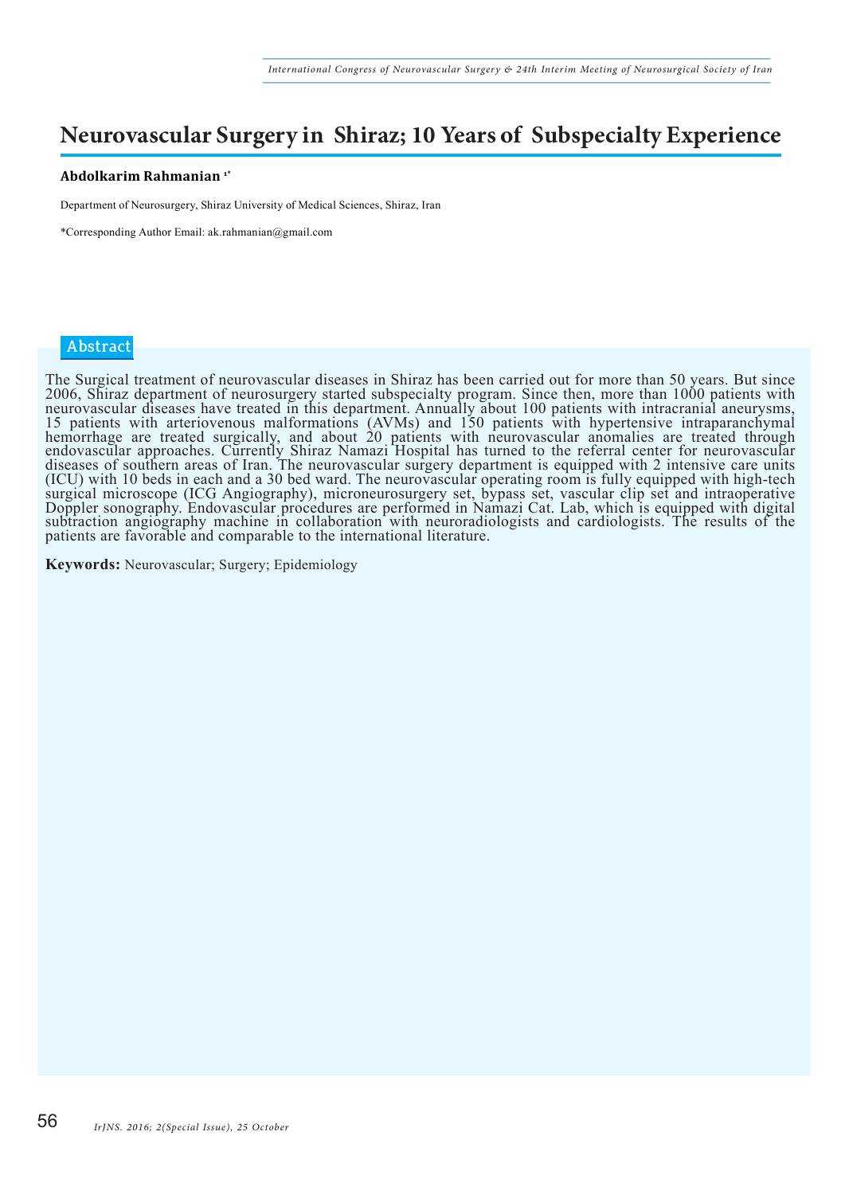# Neurovascular Surgery in Shiraz; 10 Years of Subspecialty Experience

**Abdolkarim Rahmanian** [1*]

Department of Neurosurgery, Shiraz University of Medical Sciences, Shiraz, Iran

*Corresponding Author Email: ak.rahmanian@gmail.com

## Abstract

The Surgical treatment of neurovascular diseases in Shiraz has been carried out for more than 50 years. But since 2006, Shiraz department of neurosurgery started subspecialty program. Since then, more than 1000 patients with neurovascular diseases have treated in this department. Annually about 100 patients with intracranial aneurysms, 15 patients with arteriovenous malformations (AVMs) and 150 patients with hypertensive intraparanchymal hemorrhage are treated surgically, and about 20 patients with neurovascular anomalies are treated through endovascular approaches. Currently Shiraz Namazi Hospital has turned to the referral center for neurovascular diseases of southern areas of Iran. The neurovascular surgery department is equipped with 2 intensive care units (ICU) with 10 beds in each and a 30 bed ward. The neurovascular operating room is fully equipped with high-tech surgical microscope (ICG Angiography), microneurosurgery set, bypass set, vascular clip set and intraoperative Doppler sonography. Endovascular procedures are performed in Namazi Cat. Lab, which is equipped with digital subtraction angiography machine in collaboration with neuroradiologists and cardiologists. The results of the patients are favorable and comparable to the international literature.

**Keywords:** Neurovascular; Surgery; Epidemiology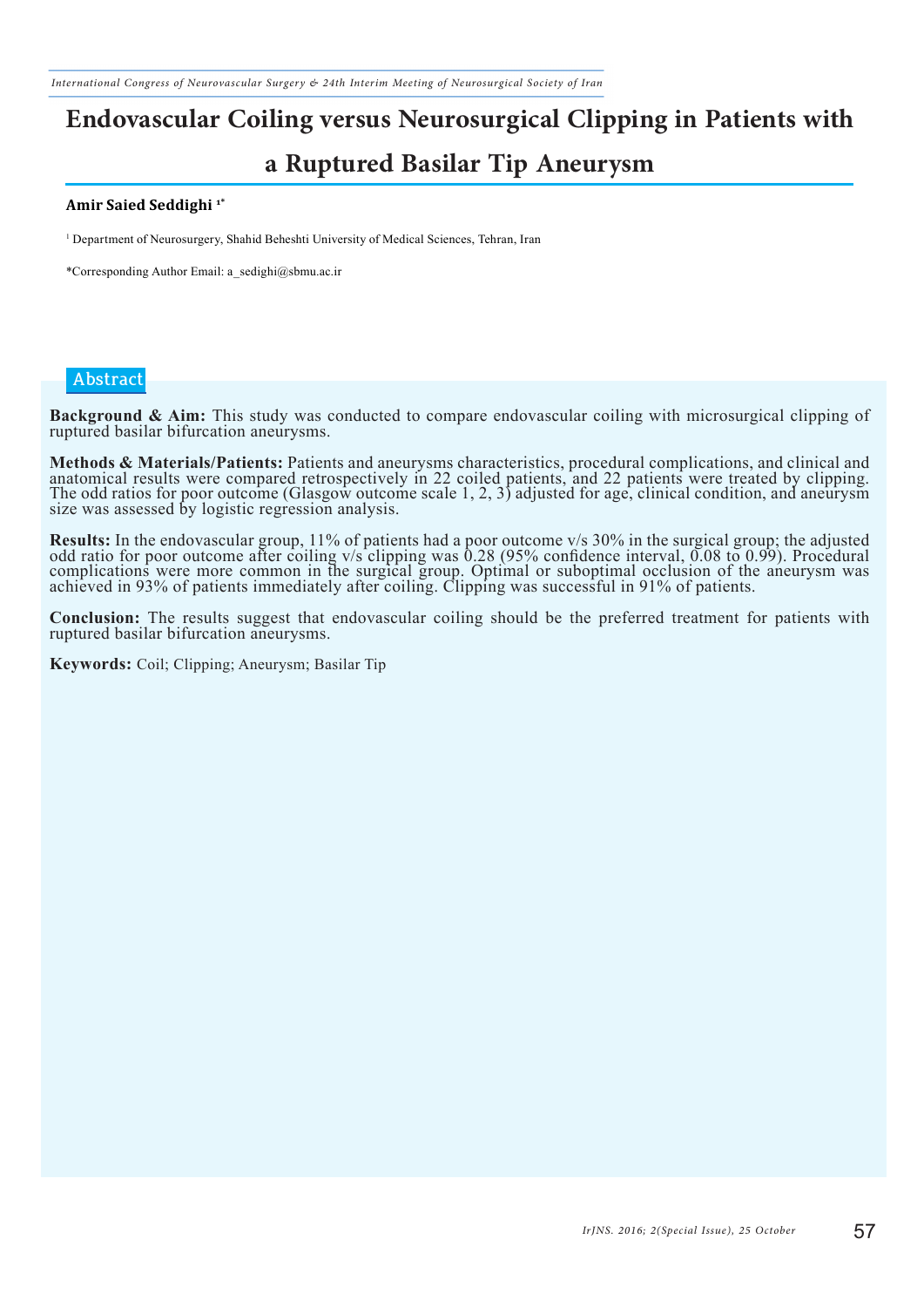# Endovascular Coiling versus Neurosurgical Clipping in Patients with a Ruptured Basilar Tip Aneurysm

**Amir Saied Seddighi [1*]**

[1] Department of Neurosurgery, Shahid Beheshti University of Medical Sciences, Tehran, Iran

*Corresponding Author Email: a_sedighi@sbmu.ac.ir

## Abstract

**Background & Aim:** This study was conducted to compare endovascular coiling with microsurgical clipping of ruptured basilar bifurcation aneurysms.

**Methods & Materials/Patients:** Patients and aneurysms characteristics, procedural complications, and clinical and anatomical results were compared retrospectively in 22 coiled patients, and 22 patients were treated by clipping. The odd ratios for poor outcome (Glasgow outcome scale 1, 2, 3) adjusted for age, clinical condition, and aneurysm size was assessed by logistic regression analysis.

**Results:** In the endovascular group, 11% of patients had a poor outcome v/s 30% in the surgical group; the adjusted odd ratio for poor outcome after coiling v/s clipping was 0.28 (95% confidence interval, 0.08 to 0.99). Procedural complications were more common in the surgical group. Optimal or suboptimal occlusion of the aneurysm was achieved in 93% of patients immediately after coiling. Clipping was successful in 91% of patients.

**Conclusion:** The results suggest that endovascular coiling should be the preferred treatment for patients with ruptured basilar bifurcation aneurysms.

**Keywords:** Coil; Clipping; Aneurysm; Basilar Tip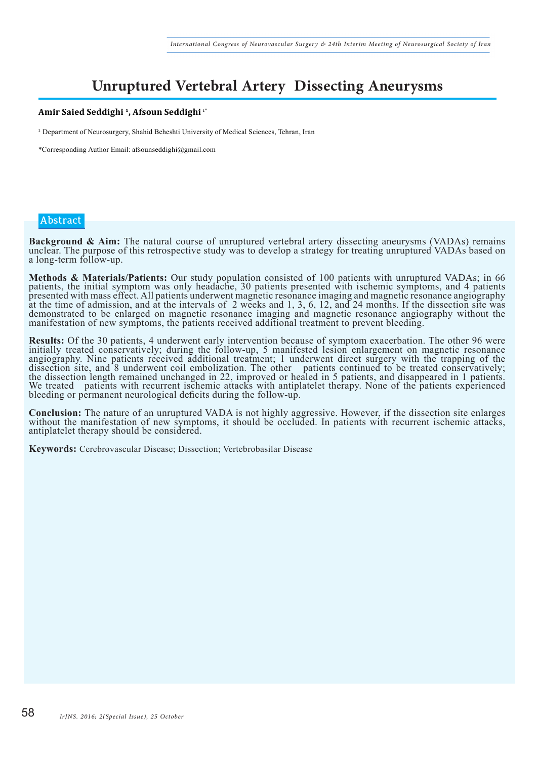# Unruptured Vertebral Artery Dissecting Aneurysms

**Amir Saied Seddighi [1], Afsoun Seddighi [1*]**

[1] Department of Neurosurgery, Shahid Beheshti University of Medical Sciences, Tehran, Iran

*Corresponding Author Email: afsounseddighi@gmail.com

## Abstract

**Background & Aim:** The natural course of unruptured vertebral artery dissecting aneurysms (VADAs) remains unclear. The purpose of this retrospective study was to develop a strategy for treating unruptured VADAs based on a long-term follow-up.

**Methods & Materials/Patients:** Our study population consisted of 100 patients with unruptured VADAs; in 66 patients, the initial symptom was only headache, 30 patients presented with ischemic symptoms, and 4 patients presented with mass effect. All patients underwent magnetic resonance imaging and magnetic resonance angiography at the time of admission, and at the intervals of 2 weeks and 1, 3, 6, 12, and 24 months. If the dissection site was demonstrated to be enlarged on magnetic resonance imaging and magnetic resonance angiography without the manifestation of new symptoms, the patients received additional treatment to prevent bleeding.

**Results:** Of the 30 patients, 4 underwent early intervention because of symptom exacerbation. The other 96 were initially treated conservatively; during the follow-up, 5 manifested lesion enlargement on magnetic resonance angiography. Nine patients received additional treatment; 1 underwent direct surgery with the trapping of the dissection site, and 8 underwent coil embolization. The other patients continued to be treated conservatively; the dissection length remained unchanged in 22, improved or healed in 5 patients, and disappeared in 1 patients. We treated patients with recurrent ischemic attacks with antiplatelet therapy. None of the patients experienced bleeding or permanent neurological deficits during the follow-up.

**Conclusion:** The nature of an unruptured VADA is not highly aggressive. However, if the dissection site enlarges without the manifestation of new symptoms, it should be occluded. In patients with recurrent ischemic attacks, antiplatelet therapy should be considered.

**Keywords:** Cerebrovascular Disease; Dissection; Vertebrobasilar Disease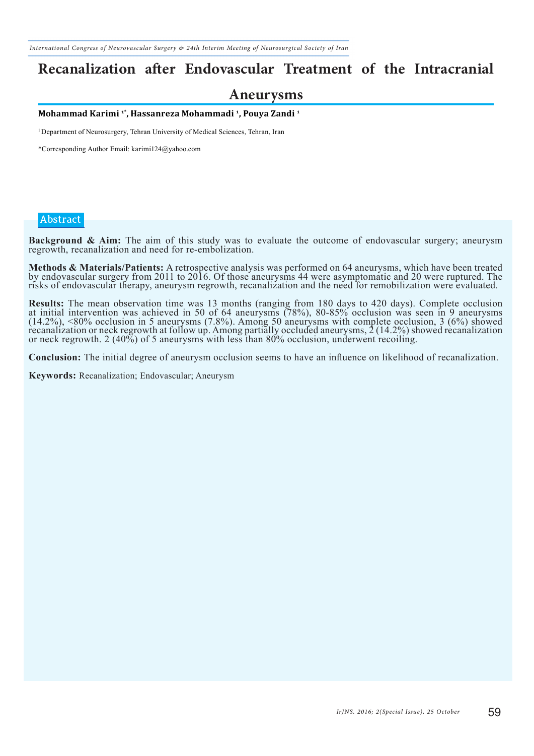# Recalanization after Endovascular Treatment of the Intracranial Aneurysms

**Mohammad Karimi [1*], Hassanreza Mohammadi [1], Pouya Zandi [1]**

[1] Department of Neurosurgery, Tehran University of Medical Sciences, Tehran, Iran

*Corresponding Author Email: karimi124@yahoo.com

## Abstract

**Background & Aim:** The aim of this study was to evaluate the outcome of endovascular surgery; aneurysm regrowth, recanalization and need for re-embolization.

**Methods & Materials/Patients:** A retrospective analysis was performed on 64 aneurysms, which have been treated by endovascular surgery from 2011 to 2016. Of those aneurysms 44 were asymptomatic and 20 were ruptured. The risks of endovascular therapy, aneurysm regrowth, recanalization and the need for remobilization were evaluated.

**Results:** The mean observation time was 13 months (ranging from 180 days to 420 days). Complete occlusion at initial intervention was achieved in 50 of 64 aneurysms (78%), 80-85% occlusion was seen in 9 aneurysms (14.2%), <80% occlusion in 5 aneurysms (7.8%). Among 50 aneurysms with complete occlusion, 3 (6%) showed recanalization or neck regrowth at follow up. Among partially occluded aneurysms, 2 (14.2%) showed recanalization or neck regrowth. 2 (40%) of 5 aneurysms with less than 80% occlusion, underwent recoiling.

**Conclusion:** The initial degree of aneurysm occlusion seems to have an influence on likelihood of recanalization.

**Keywords:** Recanalization; Endovascular; Aneurysm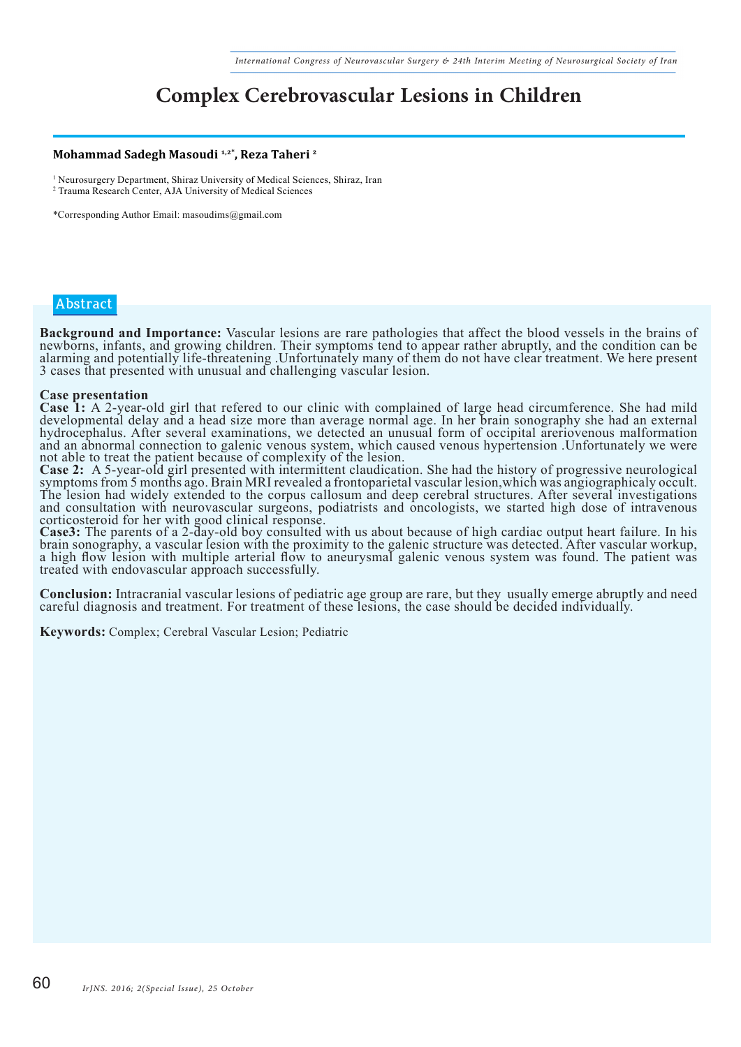# Complex Cerebrovascular Lesions in Children

**Mohammad Sadegh Masoudi [1,2*], Reza Taheri [2]**

[1] Neurosurgery Department, Shiraz University of Medical Sciences, Shiraz, Iran
[2] Trauma Research Center, AJA University of Medical Sciences

*Corresponding Author Email: masoudims@gmail.com

## Abstract

**Background and Importance:** Vascular lesions are rare pathologies that affect the blood vessels in the brains of newborns, infants, and growing children. Their symptoms tend to appear rather abruptly, and the condition can be alarming and potentially life-threatening .Unfortunately many of them do not have clear treatment. We here present 3 cases that presented with unusual and challenging vascular lesion.

**Case presentation**
**Case 1:** A 2-year-old girl that refered to our clinic with complained of large head circumference. She had mild developmental delay and a head size more than average normal age. In her brain sonography she had an external hydrocephalus. After several examinations, we detected an unusual form of occipital areriovenous malformation and an abnormal connection to galenic venous system, which caused venous hypertension .Unfortunately we were not able to treat the patient because of complexity of the lesion.
**Case 2:** A 5-year-old girl presented with intermittent claudication. She had the history of progressive neurological symptoms from 5 months ago. Brain MRI revealed a frontoparietal vascular lesion,which was angiographicaly occult. The lesion had widely extended to the corpus callosum and deep cerebral structures. After several investigations and consultation with neurovascular surgeons, podiatrists and oncologists, we started high dose of intravenous corticosteroid for her with good clinical response.
**Case3:** The parents of a 2-day-old boy consulted with us about because of high cardiac output heart failure. In his brain sonography, a vascular lesion with the proximity to the galenic structure was detected. After vascular workup, a high flow lesion with multiple arterial flow to aneurysmal galenic venous system was found. The patient was treated with endovascular approach successfully.

**Conclusion:** Intracranial vascular lesions of pediatric age group are rare, but they usually emerge abruptly and need careful diagnosis and treatment. For treatment of these lesions, the case should be decided individually.

**Keywords:** Complex; Cerebral Vascular Lesion; Pediatric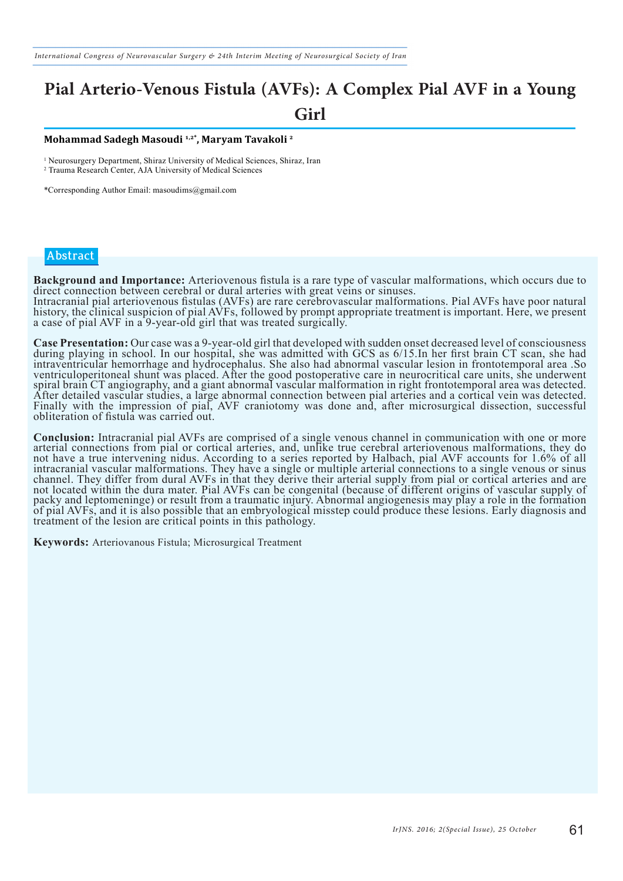# Pial Arterio-Venous Fistula (AVFs): A Complex Pial AVF in a Young Girl

**Mohammad Sadegh Masoudi [1,2*], Maryam Tavakoli [2]**

[1] Neurosurgery Department, Shiraz University of Medical Sciences, Shiraz, Iran
[2] Trauma Research Center, AJA University of Medical Sciences

*Corresponding Author Email: masoudims@gmail.com

## Abstract

**Background and Importance:** Arteriovenous fistula is a rare type of vascular malformations, which occurs due to direct connection between cerebral or dural arteries with great veins or sinuses.
Intracranial pial arteriovenous fistulas (AVFs) are rare cerebrovascular malformations. Pial AVFs have poor natural history, the clinical suspicion of pial AVFs, followed by prompt appropriate treatment is important. Here, we present a case of pial AVF in a 9-year-old girl that was treated surgically.

**Case Presentation:** Our case was a 9-year-old girl that developed with sudden onset decreased level of consciousness during playing in school. In our hospital, she was admitted with GCS as 6/15.In her first brain CT scan, she had intraventricular hemorrhage and hydrocephalus. She also had abnormal vascular lesion in frontotemporal area .So ventriculoperitoneal shunt was placed. After the good postoperative care in neurocritical care units, she underwent spiral brain CT angiography, and a giant abnormal vascular malformation in right frontotemporal area was detected. After detailed vascular studies, a large abnormal connection between pial arteries and a cortical vein was detected. Finally with the impression of pial, AVF craniotomy was done and, after microsurgical dissection, successful obliteration of fistula was carried out.

**Conclusion:** Intracranial pial AVFs are comprised of a single venous channel in communication with one or more arterial connections from pial or cortical arteries, and, unlike true cerebral arteriovenous malformations, they do not have a true intervening nidus. According to a series reported by Halbach, pial AVF accounts for 1.6% of all intracranial vascular malformations. They have a single or multiple arterial connections to a single venous or sinus channel. They differ from dural AVFs in that they derive their arterial supply from pial or cortical arteries and are not located within the dura mater. Pial AVFs can be congenital (because of different origins of vascular supply of packy and leptomeninge) or result from a traumatic injury. Abnormal angiogenesis may play a role in the formation of pial AVFs, and it is also possible that an embryological misstep could produce these lesions. Early diagnosis and treatment of the lesion are critical points in this pathology.

**Keywords:** Arteriovanous Fistula; Microsurgical Treatment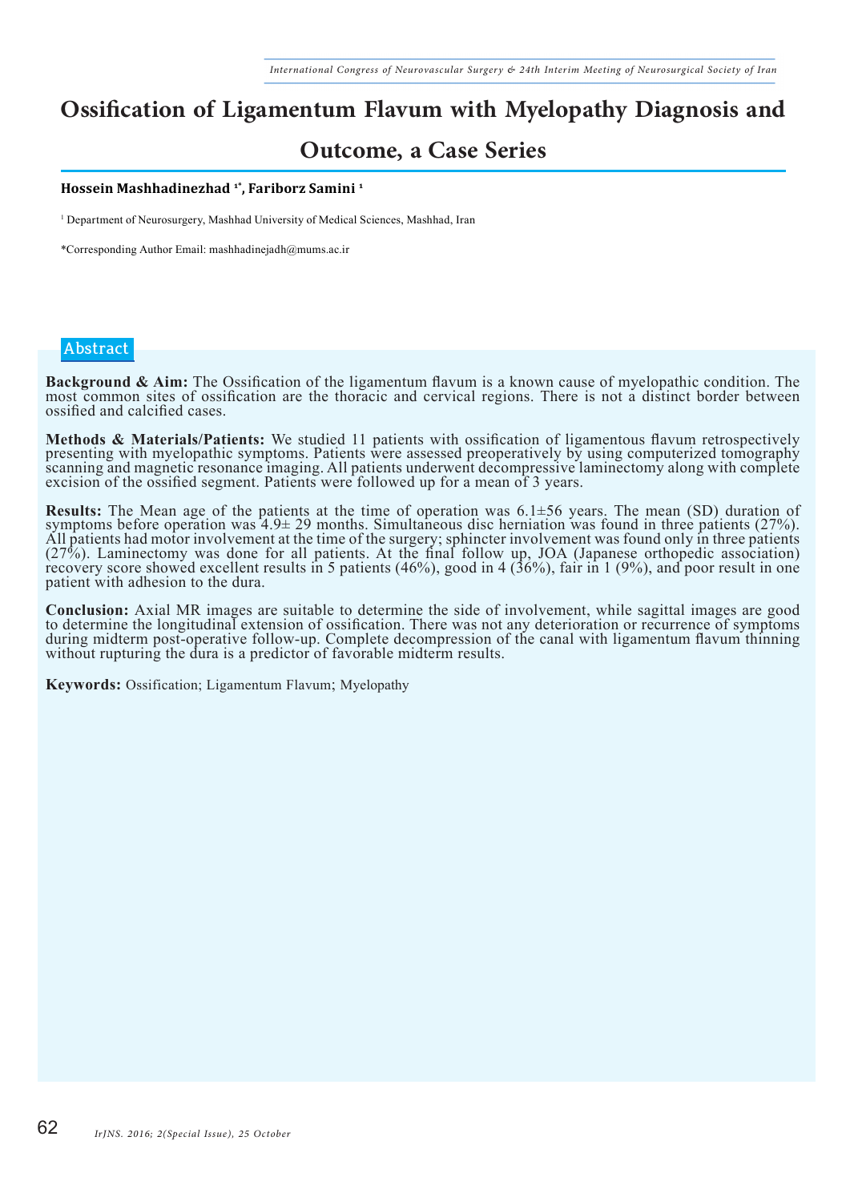# Ossification of Ligamentum Flavum with Myelopathy Diagnosis and Outcome, a Case Series

**Hossein Mashhadinezhad [1*], Fariborz Samini [1]**

[1] Department of Neurosurgery, Mashhad University of Medical Sciences, Mashhad, Iran

*Corresponding Author Email: mashhadinejadh@mums.ac.ir

## Abstract

**Background & Aim:** The Ossification of the ligamentum flavum is a known cause of myelopathic condition. The most common sites of ossification are the thoracic and cervical regions. There is not a distinct border between ossified and calcified cases.

**Methods & Materials/Patients:** We studied 11 patients with ossification of ligamentous flavum retrospectively presenting with myelopathic symptoms. Patients were assessed preoperatively by using computerized tomography scanning and magnetic resonance imaging. All patients underwent decompressive laminectomy along with complete excision of the ossified segment. Patients were followed up for a mean of 3 years.

**Results:** The Mean age of the patients at the time of operation was 6.1±56 years. The mean (SD) duration of symptoms before operation was 4.9± 29 months. Simultaneous disc herniation was found in three patients (27%). All patients had motor involvement at the time of the surgery; sphincter involvement was found only in three patients (27%). Laminectomy was done for all patients. At the final follow up, JOA (Japanese orthopedic association) recovery score showed excellent results in 5 patients (46%), good in 4 (36%), fair in 1 (9%), and poor result in one patient with adhesion to the dura.

**Conclusion:** Axial MR images are suitable to determine the side of involvement, while sagittal images are good to determine the longitudinal extension of ossification. There was not any deterioration or recurrence of symptoms during midterm post-operative follow-up. Complete decompression of the canal with ligamentum flavum thinning without rupturing the dura is a predictor of favorable midterm results.

**Keywords:** Ossification; Ligamentum Flavum; Myelopathy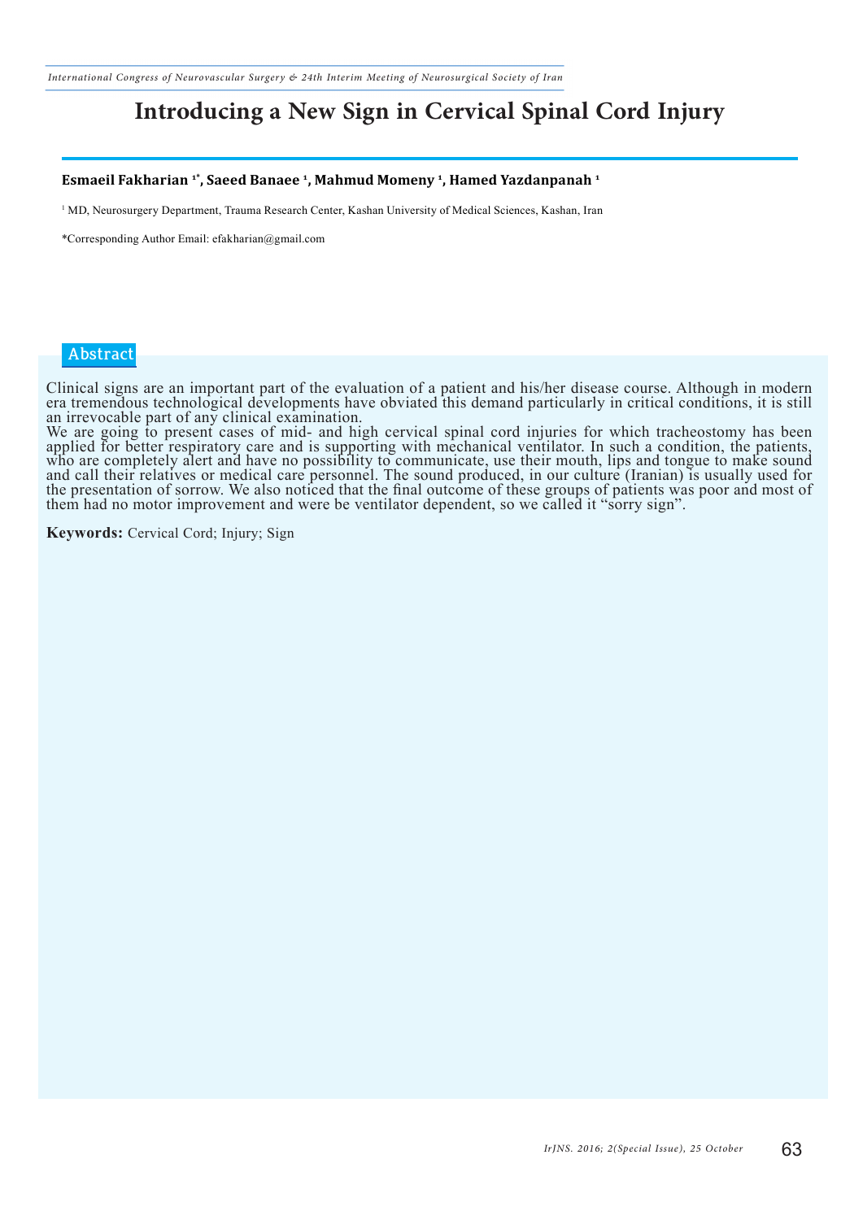# Introducing a New Sign in Cervical Spinal Cord Injury

**Esmaeil Fakharian [1*], Saeed Banaee [1], Mahmud Momeny [1], Hamed Yazdanpanah [1]**

[1] MD, Neurosurgery Department, Trauma Research Center, Kashan University of Medical Sciences, Kashan, Iran

*Corresponding Author Email: efakharian@gmail.com

## Abstract

Clinical signs are an important part of the evaluation of a patient and his/her disease course. Although in modern era tremendous technological developments have obviated this demand particularly in critical conditions, it is still an irrevocable part of any clinical examination.

We are going to present cases of mid- and high cervical spinal cord injuries for which tracheostomy has been applied for better respiratory care and is supporting with mechanical ventilator. In such a condition, the patients, who are completely alert and have no possibility to communicate, use their mouth, lips and tongue to make sound and call their relatives or medical care personnel. The sound produced, in our culture (Iranian) is usually used for the presentation of sorrow. We also noticed that the final outcome of these groups of patients was poor and most of them had no motor improvement and were be ventilator dependent, so we called it "sorry sign".

**Keywords:** Cervical Cord; Injury; Sign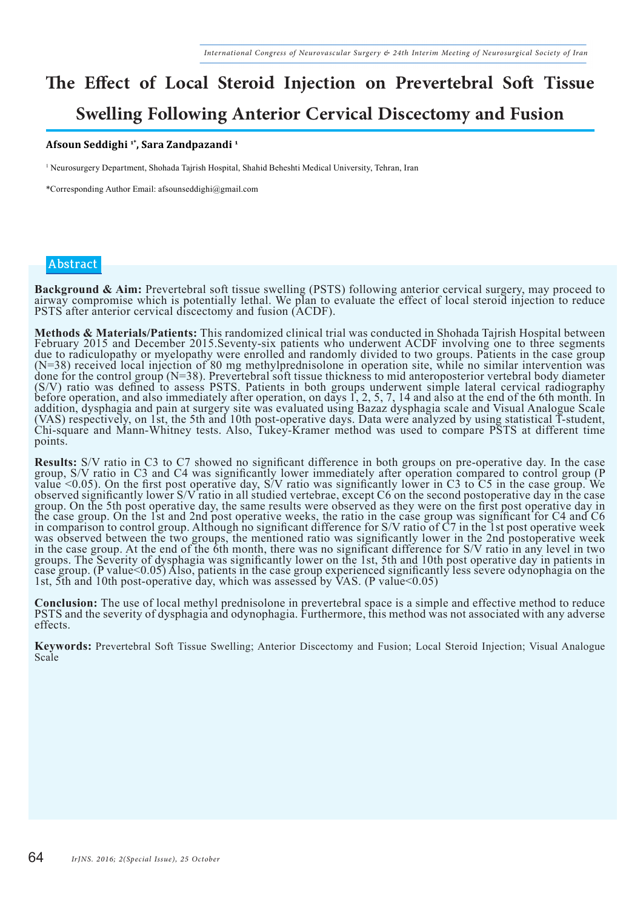# The Effect of Local Steroid Injection on Prevertebral Soft Tissue Swelling Following Anterior Cervical Discectomy and Fusion

**Afsoun Seddighi [1*], Sara Zandpazandi [1]**

[1] Neurosurgery Department, Shohada Tajrish Hospital, Shahid Beheshti Medical University, Tehran, Iran

*Corresponding Author Email: afsounseddighi@gmail.com

## Abstract

**Background & Aim:** Prevertebral soft tissue swelling (PSTS) following anterior cervical surgery, may proceed to airway compromise which is potentially lethal. We plan to evaluate the effect of local steroid injection to reduce PSTS after anterior cervical discectomy and fusion (ACDF).

**Methods & Materials/Patients:** This randomized clinical trial was conducted in Shohada Tajrish Hospital between February 2015 and December 2015.Seventy-six patients who underwent ACDF involving one to three segments due to radiculopathy or myelopathy were enrolled and randomly divided to two groups. Patients in the case group (N=38) received local injection of 80 mg methylprednisolone in operation site, while no similar intervention was done for the control group (N=38). Prevertebral soft tissue thickness to mid anteroposterior vertebral body diameter (S/V) ratio was defined to assess PSTS. Patients in both groups underwent simple lateral cervical radiography before operation, and also immediately after operation, on days 1, 2, 5, 7, 14 and also at the end of the 6th month. In addition, dysphagia and pain at surgery site was evaluated using Bazaz dysphagia scale and Visual Analogue Scale (VAS) respectively, on 1st, the 5th and 10th post-operative days. Data were analyzed by using statistical T-student, Chi-square and Mann-Whitney tests. Also, Tukey-Kramer method was used to compare PSTS at different time points.

**Results:** S/V ratio in C3 to C7 showed no significant difference in both groups on pre-operative day. In the case group, S/V ratio in C3 and C4 was significantly lower immediately after operation compared to control group (P value <0.05). On the first post operative day, S/V ratio was significantly lower in C3 to C5 in the case group. We observed significantly lower S/V ratio in all studied vertebrae, except C6 on the second postoperative day in the case group. On the 5th post operative day, the same results were observed as they were on the first post operative day in the case group. On the 1st and 2nd post operative weeks, the ratio in the case group was significant for C4 and C6 in comparison to control group. Although no significant difference for S/V ratio of C7 in the 1st post operative week was observed between the two groups, the mentioned ratio was significantly lower in the 2nd postoperative week in the case group. At the end of the 6th month, there was no significant difference for S/V ratio in any level in two groups. The Severity of dysphagia was significantly lower on the 1st, 5th and 10th post operative day in patients in case group. (P value<0.05) Also, patients in the case group experienced significantly less severe odynophagia on the 1st, 5th and 10th post-operative day, which was assessed by VAS. (P value<0.05)

**Conclusion:** The use of local methyl prednisolone in prevertebral space is a simple and effective method to reduce PSTS and the severity of dysphagia and odynophagia. Furthermore, this method was not associated with any adverse effects.

**Keywords:** Prevertebral Soft Tissue Swelling; Anterior Discectomy and Fusion; Local Steroid Injection; Visual Analogue Scale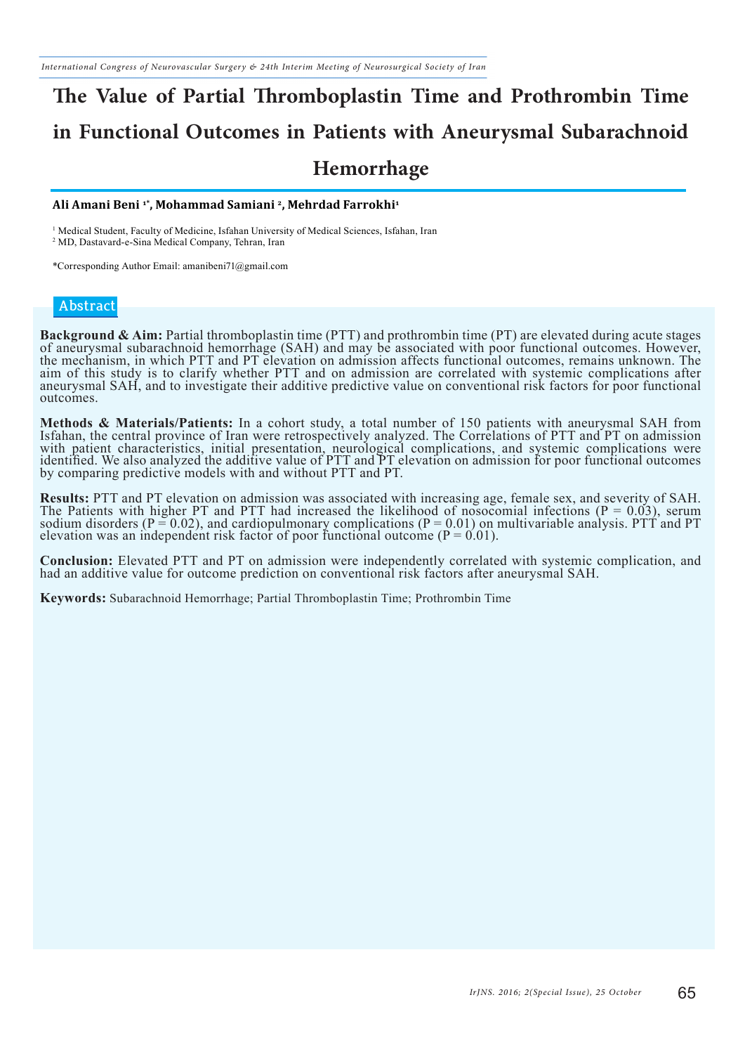# The Value of Partial Thromboplastin Time and Prothrombin Time in Functional Outcomes in Patients with Aneurysmal Subarachnoid Hemorrhage

**Ali Amani Beni [1*], Mohammad Samiani [2], Mehrdad Farrokhi[1]**

[1] Medical Student, Faculty of Medicine, Isfahan University of Medical Sciences, Isfahan, Iran
[2] MD, Dastavard-e-Sina Medical Company, Tehran, Iran

*Corresponding Author Email: amanibeni71@gmail.com

## Abstract

**Background & Aim:** Partial thromboplastin time (PTT) and prothrombin time (PT) are elevated during acute stages of aneurysmal subarachnoid hemorrhage (SAH) and may be associated with poor functional outcomes. However, the mechanism, in which PTT and PT elevation on admission affects functional outcomes, remains unknown. The aim of this study is to clarify whether PTT and on admission are correlated with systemic complications after aneurysmal SAH, and to investigate their additive predictive value on conventional risk factors for poor functional outcomes.

**Methods & Materials/Patients:** In a cohort study, a total number of 150 patients with aneurysmal SAH from Isfahan, the central province of Iran were retrospectively analyzed. The Correlations of PTT and PT on admission with patient characteristics, initial presentation, neurological complications, and systemic complications were identified. We also analyzed the additive value of PTT and PT elevation on admission for poor functional outcomes by comparing predictive models with and without PTT and PT.

**Results:** PTT and PT elevation on admission was associated with increasing age, female sex, and severity of SAH. The Patients with higher PT and PTT had increased the likelihood of nosocomial infections ($P = 0.03$), serum sodium disorders ($P = 0.02$), and cardiopulmonary complications ($P = 0.01$) on multivariable analysis. PTT and PT elevation was an independent risk factor of poor functional outcome ($P = 0.01$).

**Conclusion:** Elevated PTT and PT on admission were independently correlated with systemic complication, and had an additive value for outcome prediction on conventional risk factors after aneurysmal SAH.

**Keywords:** Subarachnoid Hemorrhage; Partial Thromboplastin Time; Prothrombin Time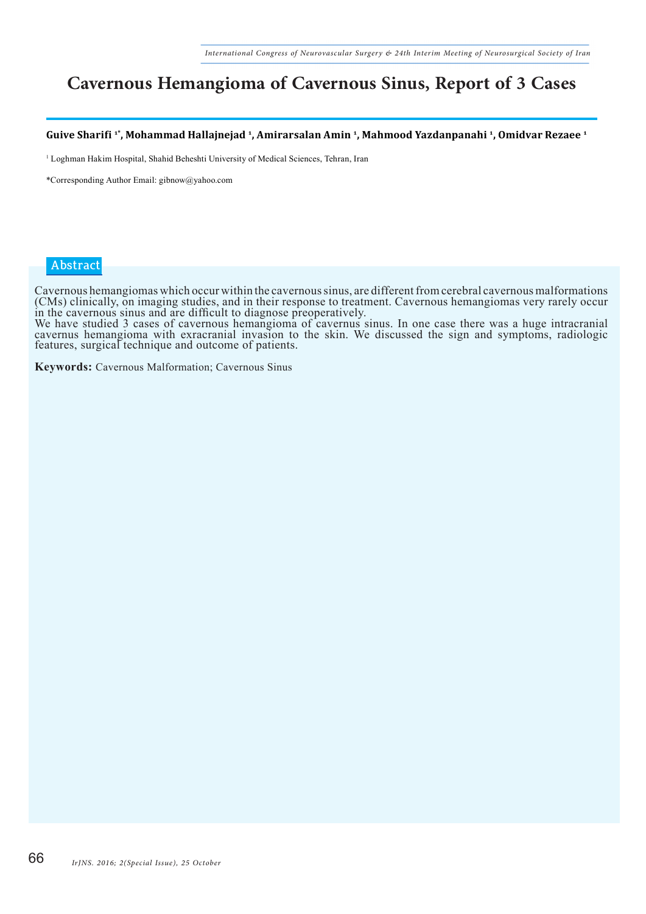# Cavernous Hemangioma of Cavernous Sinus, Report of 3 Cases

**Guive Sharifi [1*], Mohammad Hallajnejad [1], Amirarsalan Amin [1], Mahmood Yazdanpanahi [1], Omidvar Rezaee [1]**

[1] Loghman Hakim Hospital, Shahid Beheshti University of Medical Sciences, Tehran, Iran

*Corresponding Author Email: gibnow@yahoo.com

## Abstract

Cavernous hemangiomas which occur within the cavernous sinus, are different from cerebral cavernous malformations (CMs) clinically, on imaging studies, and in their response to treatment. Cavernous hemangiomas very rarely occur in the cavernous sinus and are difficult to diagnose preoperatively.

We have studied 3 cases of cavernous hemangioma of cavernus sinus. In one case there was a huge intracranial cavernus hemangioma with exracranial invasion to the skin. We discussed the sign and symptoms, radiologic features, surgical technique and outcome of patients.

**Keywords:** Cavernous Malformation; Cavernous Sinus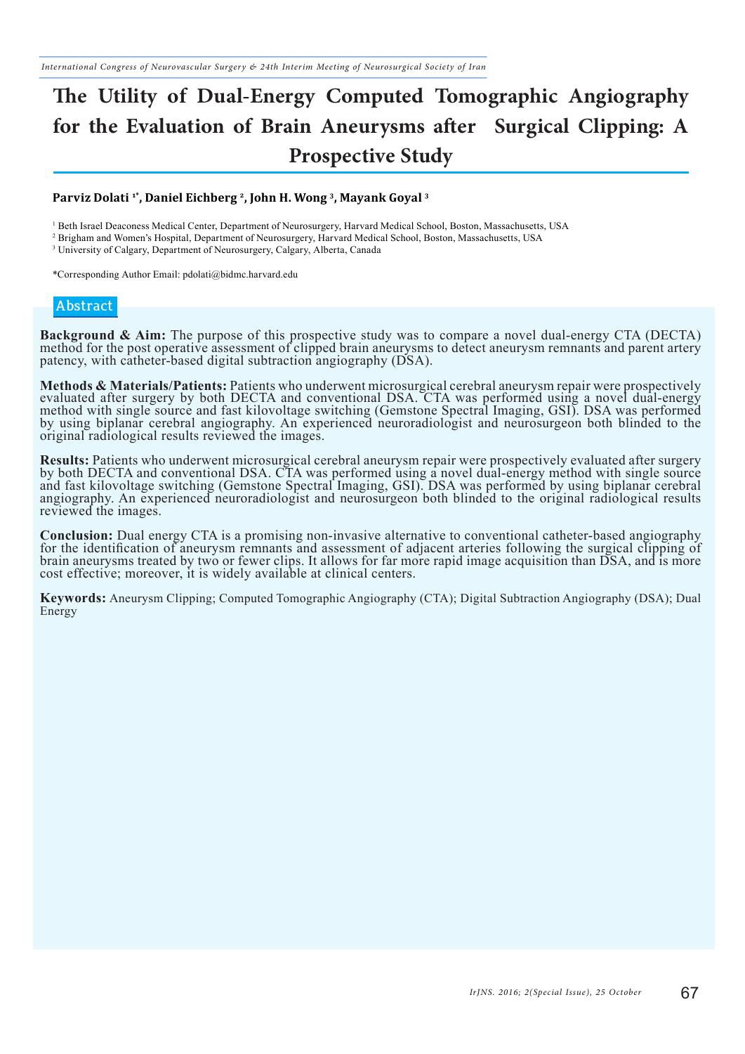# The Utility of Dual-Energy Computed Tomographic Angiography for the Evaluation of Brain Aneurysms after Surgical Clipping: A Prospective Study

**Parviz Dolati [1*], Daniel Eichberg [2], John H. Wong [3], Mayank Goyal [3]**

[1] Beth Israel Deaconess Medical Center, Department of Neurosurgery, Harvard Medical School, Boston, Massachusetts, USA

[2] Brigham and Women's Hospital, Department of Neurosurgery, Harvard Medical School, Boston, Massachusetts, USA

[3] University of Calgary, Department of Neurosurgery, Calgary, Alberta, Canada

*Corresponding Author Email: pdolati@bidmc.harvard.edu

## Abstract

**Background & Aim:** The purpose of this prospective study was to compare a novel dual-energy CTA (DECTA) method for the post operative assessment of clipped brain aneurysms to detect aneurysm remnants and parent artery patency, with catheter-based digital subtraction angiography (DSA).

**Methods & Materials/Patients:** Patients who underwent microsurgical cerebral aneurysm repair were prospectively evaluated after surgery by both DECTA and conventional DSA. CTA was performed using a novel dual-energy method with single source and fast kilovoltage switching (Gemstone Spectral Imaging, GSI). DSA was performed by using biplanar cerebral angiography. An experienced neuroradiologist and neurosurgeon both blinded to the original radiological results reviewed the images.

**Results:** Patients who underwent microsurgical cerebral aneurysm repair were prospectively evaluated after surgery by both DECTA and conventional DSA. CTA was performed using a novel dual-energy method with single source and fast kilovoltage switching (Gemstone Spectral Imaging, GSI). DSA was performed by using biplanar cerebral angiography. An experienced neuroradiologist and neurosurgeon both blinded to the original radiological results reviewed the images.

**Conclusion:** Dual energy CTA is a promising non-invasive alternative to conventional catheter-based angiography for the identification of aneurysm remnants and assessment of adjacent arteries following the surgical clipping of brain aneurysms treated by two or fewer clips. It allows for far more rapid image acquisition than DSA, and is more cost effective; moreover, it is widely available at clinical centers.

**Keywords:** Aneurysm Clipping; Computed Tomographic Angiography (CTA); Digital Subtraction Angiography (DSA); Dual Energy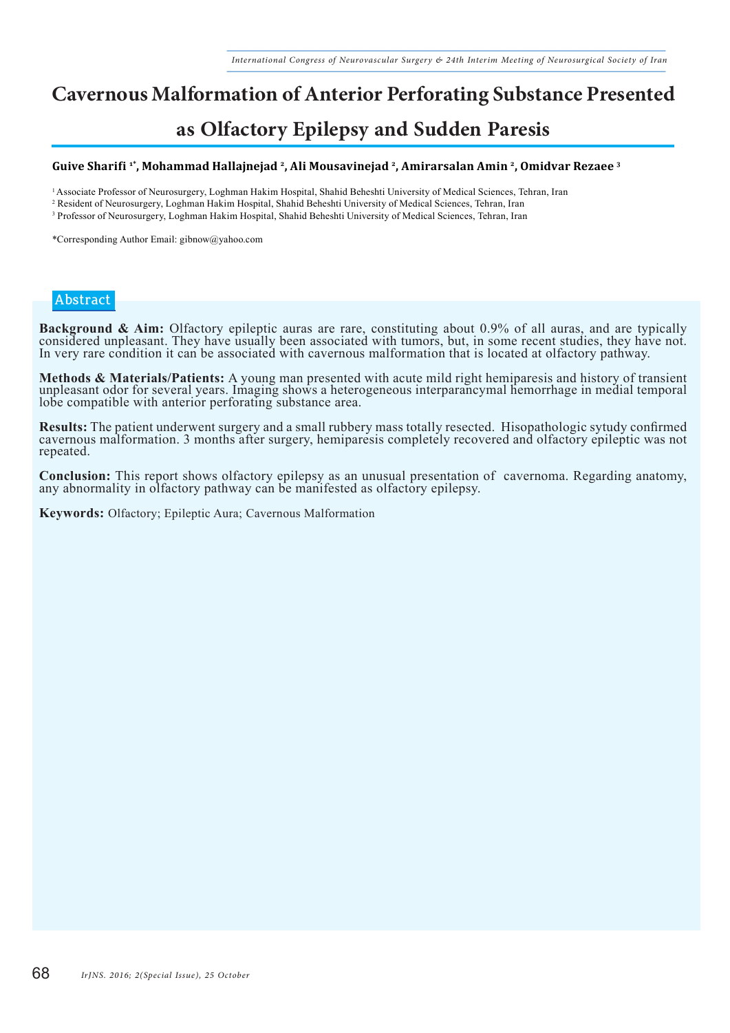# Cavernous Malformation of Anterior Perforating Substance Presented as Olfactory Epilepsy and Sudden Paresis

**Guive Sharifi [1*], Mohammad Hallajnejad [2], Ali Mousavinejad [2], Amirarsalan Amin [2], Omidvar Rezaee [3]**

[1] Associate Professor of Neurosurgery, Loghman Hakim Hospital, Shahid Beheshti University of Medical Sciences, Tehran, Iran
[2] Resident of Neurosurgery, Loghman Hakim Hospital, Shahid Beheshti University of Medical Sciences, Tehran, Iran
[3] Professor of Neurosurgery, Loghman Hakim Hospital, Shahid Beheshti University of Medical Sciences, Tehran, Iran

*Corresponding Author Email: gibnow@yahoo.com

## Abstract

**Background & Aim:** Olfactory epileptic auras are rare, constituting about 0.9% of all auras, and are typically considered unpleasant. They have usually been associated with tumors, but, in some recent studies, they have not. In very rare condition it can be associated with cavernous malformation that is located at olfactory pathway.

**Methods & Materials/Patients:** A young man presented with acute mild right hemiparesis and history of transient unpleasant odor for several years. Imaging shows a heterogeneous interparancymal hemorrhage in medial temporal lobe compatible with anterior perforating substance area.

**Results:** The patient underwent surgery and a small rubbery mass totally resected. Hisopathologic sytudy confirmed cavernous malformation. 3 months after surgery, hemiparesis completely recovered and olfactory epileptic was not repeated.

**Conclusion:** This report shows olfactory epilepsy as an unusual presentation of cavernoma. Regarding anatomy, any abnormality in olfactory pathway can be manifested as olfactory epilepsy.

**Keywords:** Olfactory; Epileptic Aura; Cavernous Malformation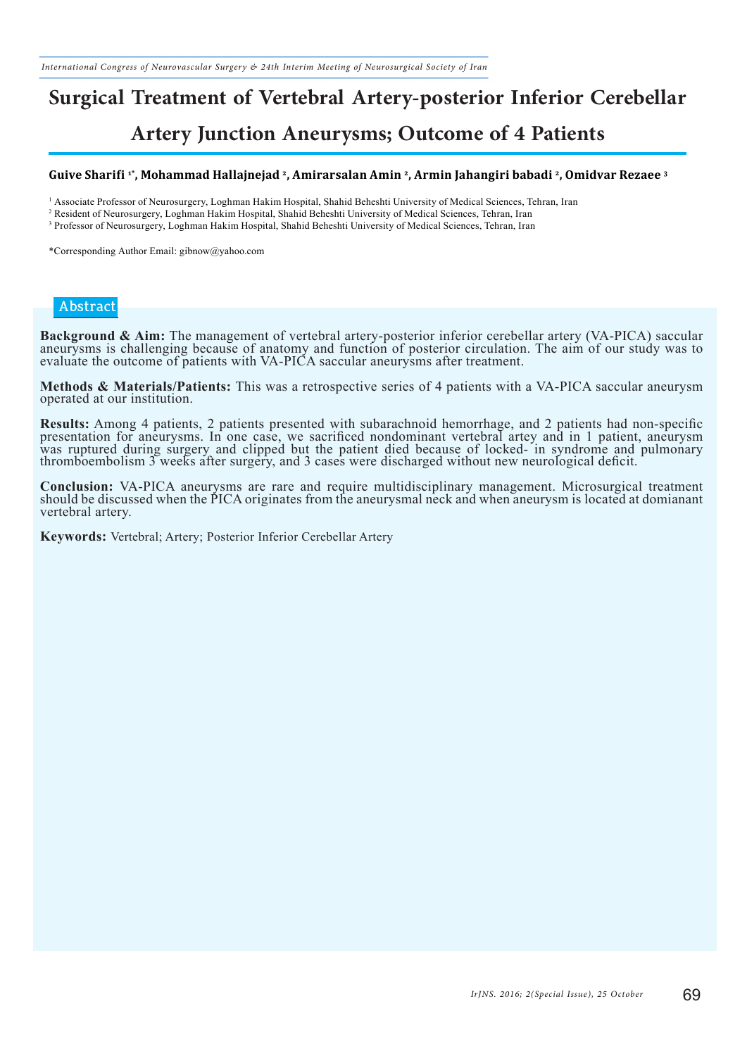# Surgical Treatment of Vertebral Artery-posterior Inferior Cerebellar Artery Junction Aneurysms; Outcome of 4 Patients

**Guive Sharifi [1*], Mohammad Hallajnejad [2], Amirarsalan Amin [2], Armin Jahangiri babadi [2], Omidvar Rezaee [3]**

[1] Associate Professor of Neurosurgery, Loghman Hakim Hospital, Shahid Beheshti University of Medical Sciences, Tehran, Iran
[2] Resident of Neurosurgery, Loghman Hakim Hospital, Shahid Beheshti University of Medical Sciences, Tehran, Iran
[3] Professor of Neurosurgery, Loghman Hakim Hospital, Shahid Beheshti University of Medical Sciences, Tehran, Iran

*Corresponding Author Email: gibnow@yahoo.com

## Abstract

**Background & Aim:** The management of vertebral artery-posterior inferior cerebellar artery (VA-PICA) saccular aneurysms is challenging because of anatomy and function of posterior circulation. The aim of our study was to evaluate the outcome of patients with VA-PICA saccular aneurysms after treatment.

**Methods & Materials/Patients:** This was a retrospective series of 4 patients with a VA-PICA saccular aneurysm operated at our institution.

**Results:** Among 4 patients, 2 patients presented with subarachnoid hemorrhage, and 2 patients had non-specific presentation for aneurysms. In one case, we sacrificed nondominant vertebral artey and in 1 patient, aneurysm was ruptured during surgery and clipped but the patient died because of locked- in syndrome and pulmonary thromboembolism 3 weeks after surgery, and 3 cases were discharged without new neurological deficit.

**Conclusion:** VA-PICA aneurysms are rare and require multidisciplinary management. Microsurgical treatment should be discussed when the PICA originates from the aneurysmal neck and when aneurysm is located at domianant vertebral artery.

**Keywords:** Vertebral; Artery; Posterior Inferior Cerebellar Artery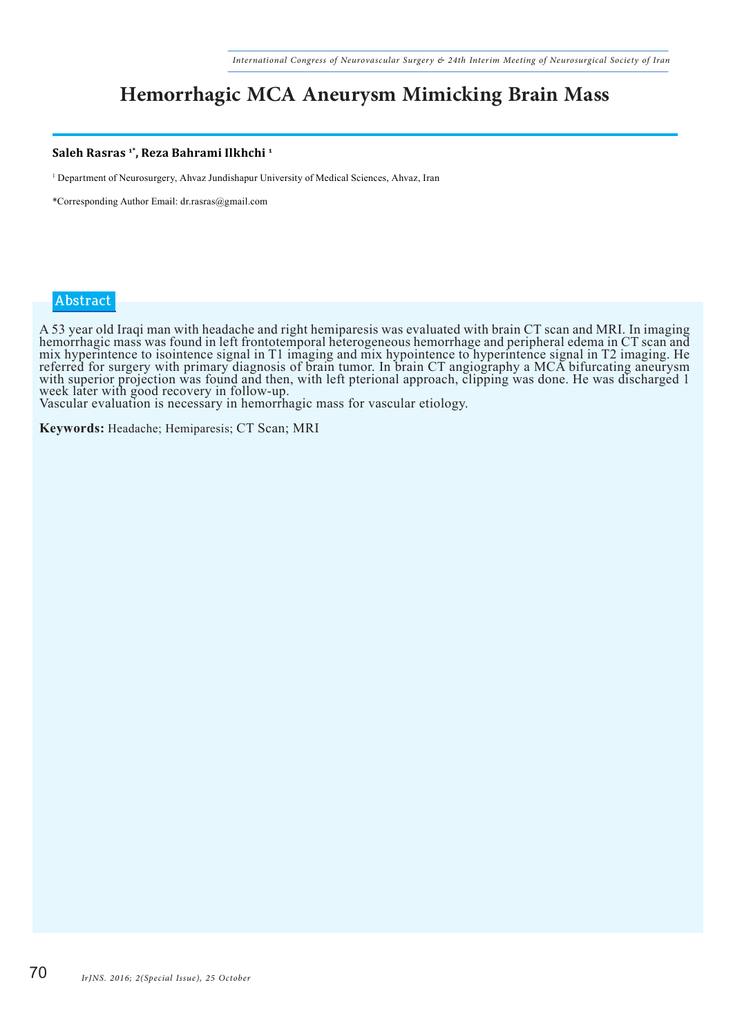# Hemorrhagic MCA Aneurysm Mimicking Brain Mass

**Saleh Rasras [1*], Reza Bahrami Ilkhchi [1]**

[1] Department of Neurosurgery, Ahvaz Jundishapur University of Medical Sciences, Ahvaz, Iran

*Corresponding Author Email: dr.rasras@gmail.com

## Abstract

A 53 year old Iraqi man with headache and right hemiparesis was evaluated with brain CT scan and MRI. In imaging hemorrhagic mass was found in left frontotemporal heterogeneous hemorrhage and peripheral edema in CT scan and mix hyperintence to isointence signal in T1 imaging and mix hypointence to hyperintence signal in T2 imaging. He referred for surgery with primary diagnosis of brain tumor. In brain CT angiography a MCA bifurcating aneurysm with superior projection was found and then, with left pterional approach, clipping was done. He was discharged 1 week later with good recovery in follow-up.
Vascular evaluation is necessary in hemorrhagic mass for vascular etiology.

**Keywords:** Headache; Hemiparesis; CT Scan; MRI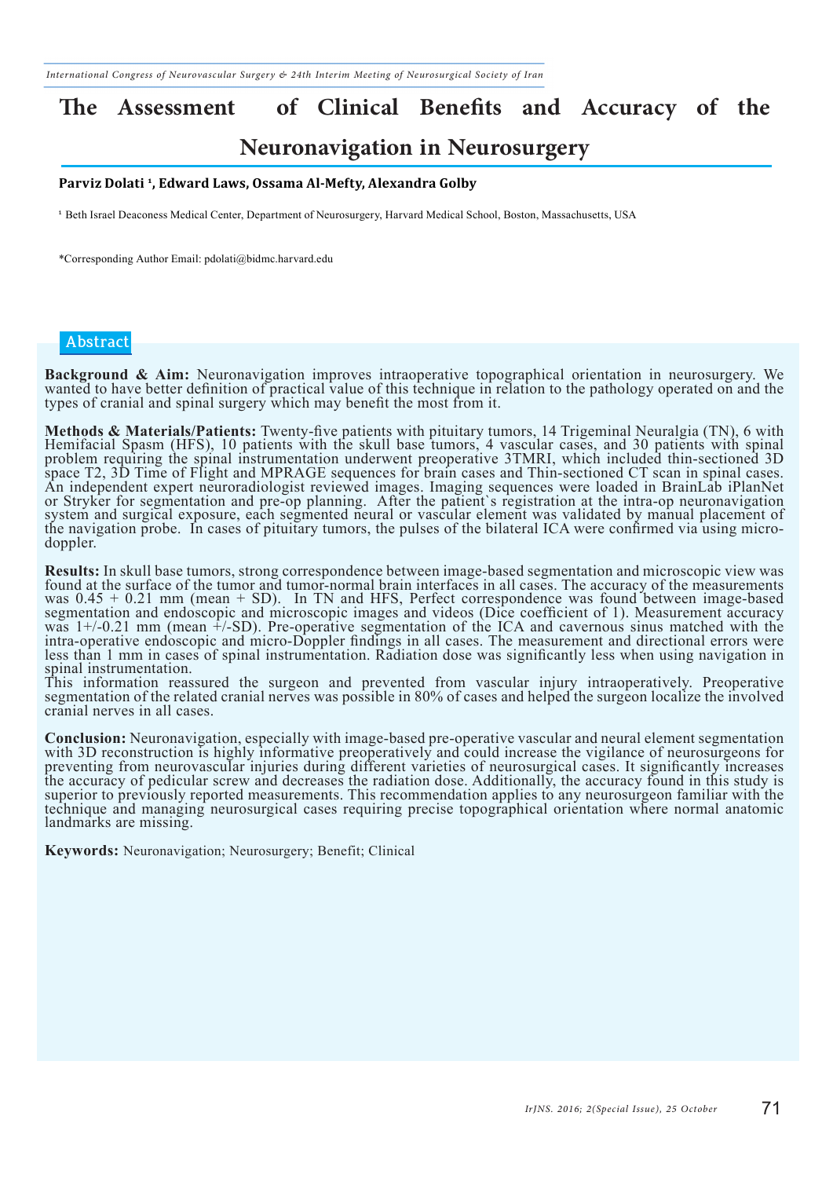# The Assessment of Clinical Benefits and Accuracy of the Neuronavigation in Neurosurgery

**Parviz Dolati [1], Edward Laws, Ossama Al-Mefty, Alexandra Golby**

[1] Beth Israel Deaconess Medical Center, Department of Neurosurgery, Harvard Medical School, Boston, Massachusetts, USA

*Corresponding Author Email: pdolati@bidmc.harvard.edu

## Abstract

**Background & Aim:** Neuronavigation improves intraoperative topographical orientation in neurosurgery. We wanted to have better definition of practical value of this technique in relation to the pathology operated on and the types of cranial and spinal surgery which may benefit the most from it.

**Methods & Materials/Patients:** Twenty-five patients with pituitary tumors, 14 Trigeminal Neuralgia (TN), 6 with Hemifacial Spasm (HFS), 10 patients with the skull base tumors, 4 vascular cases, and 30 patients with spinal problem requiring the spinal instrumentation underwent preoperative 3TMRI, which included thin-sectioned 3D space T2, 3D Time of Flight and MPRAGE sequences for brain cases and Thin-sectioned CT scan in spinal cases. An independent expert neuroradiologist reviewed images. Imaging sequences were loaded in BrainLab iPlanNet or Stryker for segmentation and pre-op planning. After the patient`s registration at the intra-op neuronavigation system and surgical exposure, each segmented neural or vascular element was validated by manual placement of the navigation probe. In cases of pituitary tumors, the pulses of the bilateral ICA were confirmed via using micro-doppler.

**Results:** In skull base tumors, strong correspondence between image-based segmentation and microscopic view was found at the surface of the tumor and tumor-normal brain interfaces in all cases. The accuracy of the measurements was 0.45 + 0.21 mm (mean + SD). In TN and HFS, Perfect correspondence was found between image-based segmentation and endoscopic and microscopic images and videos (Dice coefficient of 1). Measurement accuracy was 1+/-0.21 mm (mean +/-SD). Pre-operative segmentation of the ICA and cavernous sinus matched with the intra-operative endoscopic and micro-Doppler findings in all cases. The measurement and directional errors were less than 1 mm in cases of spinal instrumentation. Radiation dose was significantly less when using navigation in spinal instrumentation.
This information reassured the surgeon and prevented from vascular injury intraoperatively. Preoperative segmentation of the related cranial nerves was possible in 80% of cases and helped the surgeon localize the involved cranial nerves in all cases.

**Conclusion:** Neuronavigation, especially with image-based pre-operative vascular and neural element segmentation with 3D reconstruction is highly informative preoperatively and could increase the vigilance of neurosurgeons for preventing from neurovascular injuries during different varieties of neurosurgical cases. It significantly increases the accuracy of pedicular screw and decreases the radiation dose. Additionally, the accuracy found in this study is superior to previously reported measurements. This recommendation applies to any neurosurgeon familiar with the technique and managing neurosurgical cases requiring precise topographical orientation where normal anatomic landmarks are missing.

**Keywords:** Neuronavigation; Neurosurgery; Benefit; Clinical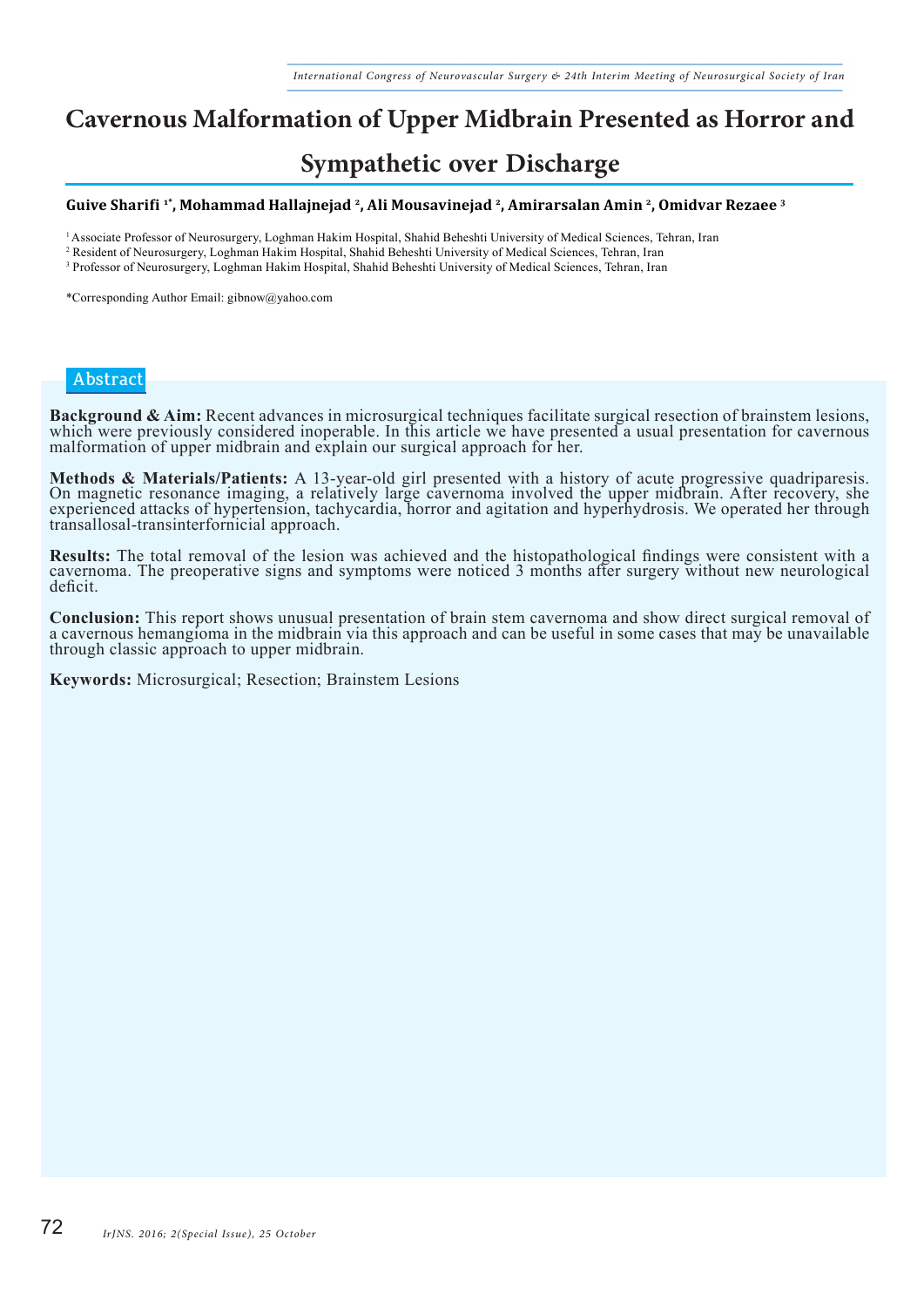# Cavernous Malformation of Upper Midbrain Presented as Horror and Sympathetic over Discharge

**Guive Sharifi [1*], Mohammad Hallajnejad [2], Ali Mousavinejad [2], Amirarsalan Amin [2], Omidvar Rezaee [3]**

[1] Associate Professor of Neurosurgery, Loghman Hakim Hospital, Shahid Beheshti University of Medical Sciences, Tehran, Iran
[2] Resident of Neurosurgery, Loghman Hakim Hospital, Shahid Beheshti University of Medical Sciences, Tehran, Iran
[3] Professor of Neurosurgery, Loghman Hakim Hospital, Shahid Beheshti University of Medical Sciences, Tehran, Iran

*Corresponding Author Email: gibnow@yahoo.com

## Abstract

**Background & Aim:** Recent advances in microsurgical techniques facilitate surgical resection of brainstem lesions, which were previously considered inoperable. In this article we have presented a usual presentation for cavernous malformation of upper midbrain and explain our surgical approach for her.

**Methods & Materials/Patients:** A 13-year-old girl presented with a history of acute progressive quadriparesis. On magnetic resonance imaging, a relatively large cavernoma involved the upper midbrain. After recovery, she experienced attacks of hypertension, tachycardia, horror and agitation and hyperhydrosis. We operated her through transallosal-transinterfornicial approach.

**Results:** The total removal of the lesion was achieved and the histopathological findings were consistent with a cavernoma. The preoperative signs and symptoms were noticed 3 months after surgery without new neurological deficit.

**Conclusion:** This report shows unusual presentation of brain stem cavernoma and show direct surgical removal of a cavernous hemangioma in the midbrain via this approach and can be useful in some cases that may be unavailable through classic approach to upper midbrain.

**Keywords:** Microsurgical; Resection; Brainstem Lesions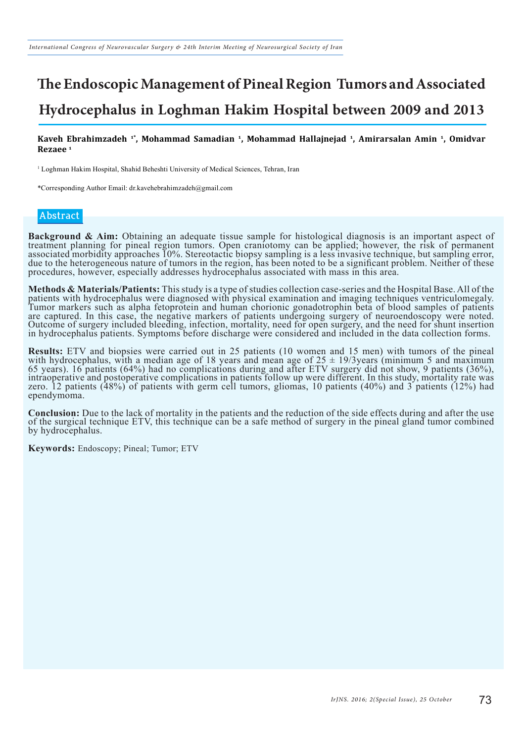# The Endoscopic Management of Pineal Region Tumors and Associated Hydrocephalus in Loghman Hakim Hospital between 2009 and 2013

**Kaveh Ebrahimzadeh [1*], Mohammad Samadian [1], Mohammad Hallajnejad [1], Amirarsalan Amin [1], Omidvar Rezaee [1]**

[1] Loghman Hakim Hospital, Shahid Beheshti University of Medical Sciences, Tehran, Iran

*Corresponding Author Email: dr.kavehebrahimzadeh@gmail.com

## Abstract

**Background & Aim:** Obtaining an adequate tissue sample for histological diagnosis is an important aspect of treatment planning for pineal region tumors. Open craniotomy can be applied; however, the risk of permanent associated morbidity approaches 10%. Stereotactic biopsy sampling is a less invasive technique, but sampling error, due to the heterogeneous nature of tumors in the region, has been noted to be a significant problem. Neither of these procedures, however, especially addresses hydrocephalus associated with mass in this area.

**Methods & Materials/Patients:** This study is a type of studies collection case-series and the Hospital Base. All of the patients with hydrocephalus were diagnosed with physical examination and imaging techniques ventriculomegaly. Tumor markers such as alpha fetoprotein and human chorionic gonadotrophin beta of blood samples of patients are captured. In this case, the negative markers of patients undergoing surgery of neuroendoscopy were noted. Outcome of surgery included bleeding, infection, mortality, need for open surgery, and the need for shunt insertion in hydrocephalus patients. Symptoms before discharge were considered and included in the data collection forms.

**Results:** ETV and biopsies were carried out in 25 patients (10 women and 15 men) with tumors of the pineal with hydrocephalus, with a median age of 18 years and mean age of 25 ± 19/3years (minimum 5 and maximum 65 years). 16 patients (64%) had no complications during and after ETV surgery did not show, 9 patients (36%), intraoperative and postoperative complications in patients follow up were different. In this study, mortality rate was zero. 12 patients (48%) of patients with germ cell tumors, gliomas, 10 patients (40%) and 3 patients (12%) had ependymoma.

**Conclusion:** Due to the lack of mortality in the patients and the reduction of the side effects during and after the use of the surgical technique ETV, this technique can be a safe method of surgery in the pineal gland tumor combined by hydrocephalus.

**Keywords:** Endoscopy; Pineal; Tumor; ETV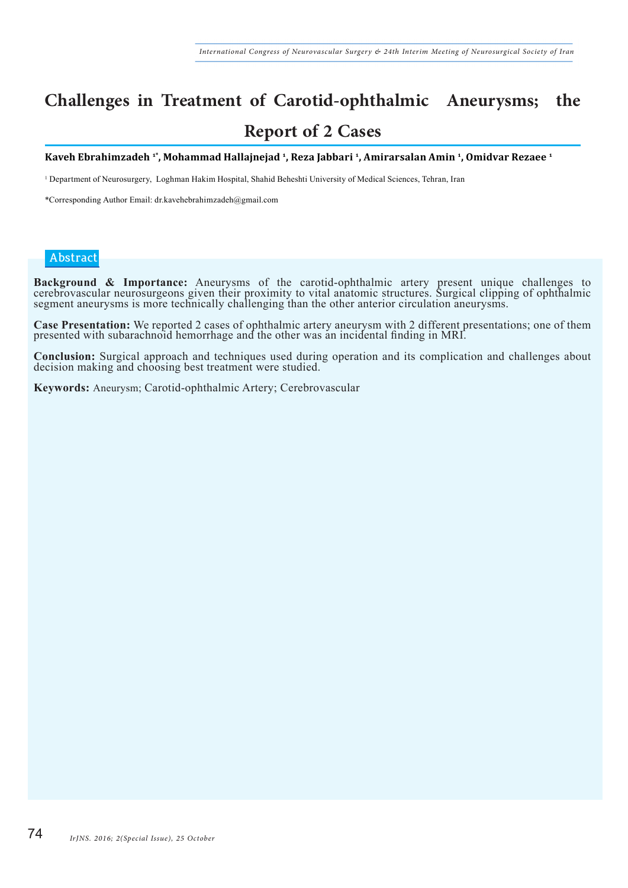# Challenges in Treatment of Carotid-ophthalmic Aneurysms; the Report of 2 Cases

**Kaveh Ebrahimzadeh [1*], Mohammad Hallajnejad [1], Reza Jabbari [1], Amirarsalan Amin [1], Omidvar Rezaee [1]**

[1] Department of Neurosurgery, Loghman Hakim Hospital, Shahid Beheshti University of Medical Sciences, Tehran, Iran

*Corresponding Author Email: dr.kavehebrahimzadeh@gmail.com

## Abstract

**Background & Importance:** Aneurysms of the carotid-ophthalmic artery present unique challenges to cerebrovascular neurosurgeons given their proximity to vital anatomic structures. Surgical clipping of ophthalmic segment aneurysms is more technically challenging than the other anterior circulation aneurysms.

**Case Presentation:** We reported 2 cases of ophthalmic artery aneurysm with 2 different presentations; one of them presented with subarachnoid hemorrhage and the other was an incidental finding in MRI.

**Conclusion:** Surgical approach and techniques used during operation and its complication and challenges about decision making and choosing best treatment were studied.

**Keywords:** Aneurysm; Carotid-ophthalmic Artery; Cerebrovascular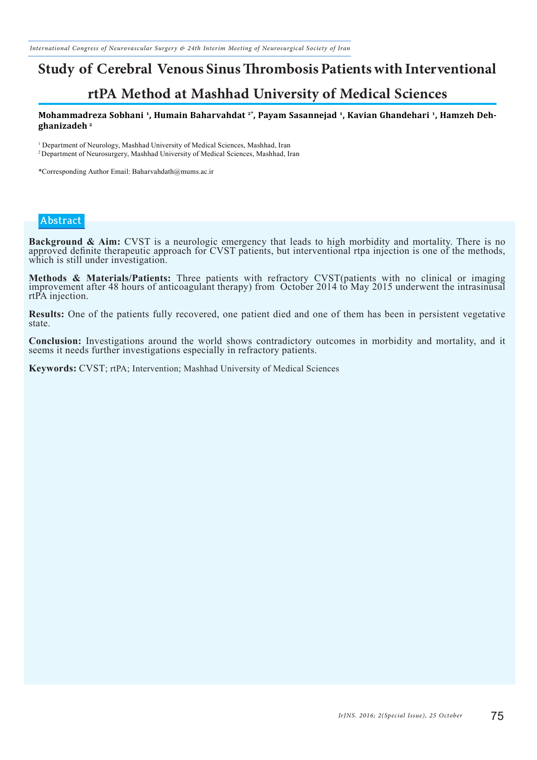# Study of Cerebral Venous Sinus Thrombosis Patients with Interventional rtPA Method at Mashhad University of Medical Sciences

**Mohammadreza Sobhani [1], Humain Baharvahdat [2*], Payam Sasannejad [1], Kavian Ghandehari [1], Hamzeh Dehghanizadeh [2]**

[1] Department of Neurology, Mashhad University of Medical Sciences, Mashhad, Iran
[2] Department of Neurosurgery, Mashhad University of Medical Sciences, Mashhad, Iran

*Corresponding Author Email: Baharvahdath@mums.ac.ir

## Abstract

**Background & Aim:** CVST is a neurologic emergency that leads to high morbidity and mortality. There is no approved definite therapeutic approach for CVST patients, but interventional rtpa injection is one of the methods, which is still under investigation.

**Methods & Materials/Patients:** Three patients with refractory CVST(patients with no clinical or imaging improvement after 48 hours of anticoagulant therapy) from October 2014 to May 2015 underwent the intrasinusal rtPA injection.

**Results:** One of the patients fully recovered, one patient died and one of them has been in persistent vegetative state.

**Conclusion:** Investigations around the world shows contradictory outcomes in morbidity and mortality, and it seems it needs further investigations especially in refractory patients.

**Keywords:** CVST; rtPA; Intervention; Mashhad University of Medical Sciences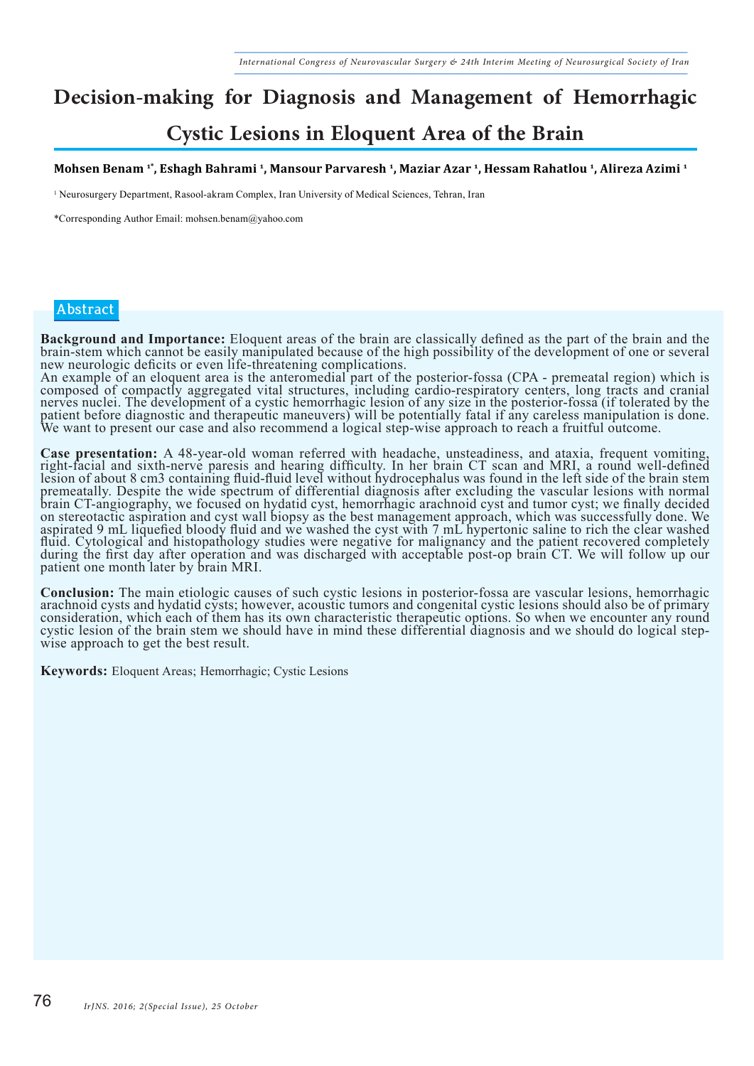# Decision-making for Diagnosis and Management of Hemorrhagic Cystic Lesions in Eloquent Area of the Brain

**Mohsen Benam [1*], Eshagh Bahrami [1], Mansour Parvaresh [1], Maziar Azar [1], Hessam Rahatlou [1], Alireza Azimi [1]**

[1] Neurosurgery Department, Rasool-akram Complex, Iran University of Medical Sciences, Tehran, Iran

*Corresponding Author Email: mohsen.benam@yahoo.com

## Abstract

**Background and Importance:** Eloquent areas of the brain are classically defined as the part of the brain and the brain-stem which cannot be easily manipulated because of the high possibility of the development of one or several new neurologic deficits or even life-threatening complications.
An example of an eloquent area is the anteromedial part of the posterior-fossa (CPA - premeatal region) which is composed of compactly aggregated vital structures, including cardio-respiratory centers, long tracts and cranial nerves nuclei. The development of a cystic hemorrhagic lesion of any size in the posterior-fossa (if tolerated by the patient before diagnostic and therapeutic maneuvers) will be potentially fatal if any careless manipulation is done. We want to present our case and also recommend a logical step-wise approach to reach a fruitful outcome.

**Case presentation:** A 48-year-old woman referred with headache, unsteadiness, and ataxia, frequent vomiting, right-facial and sixth-nerve paresis and hearing difficulty. In her brain CT scan and MRI, a round well-defined lesion of about 8 cm3 containing fluid-fluid level without hydrocephalus was found in the left side of the brain stem premeatally. Despite the wide spectrum of differential diagnosis after excluding the vascular lesions with normal brain CT-angiography, we focused on hydatid cyst, hemorrhagic arachnoid cyst and tumor cyst; we finally decided on stereotactic aspiration and cyst wall biopsy as the best management approach, which was successfully done. We aspirated 9 mL liquefied bloody fluid and we washed the cyst with 7 mL hypertonic saline to rich the clear washed fluid. Cytological and histopathology studies were negative for malignancy and the patient recovered completely during the first day after operation and was discharged with acceptable post-op brain CT. We will follow up our patient one month later by brain MRI.

**Conclusion:** The main etiologic causes of such cystic lesions in posterior-fossa are vascular lesions, hemorrhagic arachnoid cysts and hydatid cysts; however, acoustic tumors and congenital cystic lesions should also be of primary consideration, which each of them has its own characteristic therapeutic options. So when we encounter any round cystic lesion of the brain stem we should have in mind these differential diagnosis and we should do logical step-wise approach to get the best result.

**Keywords:** Eloquent Areas; Hemorrhagic; Cystic Lesions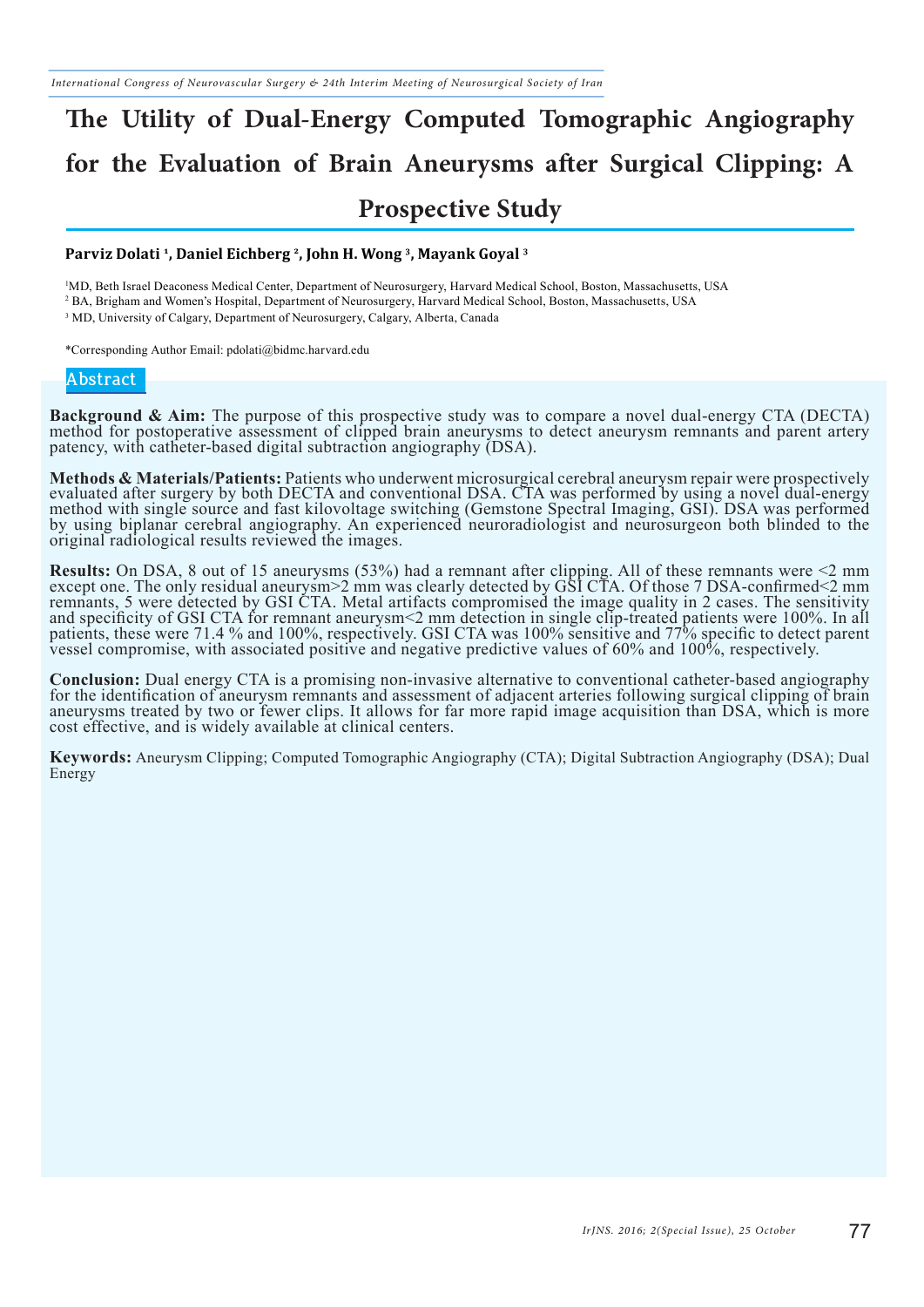# The Utility of Dual-Energy Computed Tomographic Angiography for the Evaluation of Brain Aneurysms after Surgical Clipping: A Prospective Study

**Parviz Dolati [1], Daniel Eichberg [2], John H. Wong [3], Mayank Goyal [3]**

[1] MD, Beth Israel Deaconess Medical Center, Department of Neurosurgery, Harvard Medical School, Boston, Massachusetts, USA

[2] BA, Brigham and Women's Hospital, Department of Neurosurgery, Harvard Medical School, Boston, Massachusetts, USA

[3] MD, University of Calgary, Department of Neurosurgery, Calgary, Alberta, Canada

*Corresponding Author Email: pdolati@bidmc.harvard.edu

## Abstract

**Background & Aim:** The purpose of this prospective study was to compare a novel dual-energy CTA (DECTA) method for postoperative assessment of clipped brain aneurysms to detect aneurysm remnants and parent artery patency, with catheter-based digital subtraction angiography (DSA).

**Methods & Materials/Patients:** Patients who underwent microsurgical cerebral aneurysm repair were prospectively evaluated after surgery by both DECTA and conventional DSA. CTA was performed by using a novel dual-energy method with single source and fast kilovoltage switching (Gemstone Spectral Imaging, GSI). DSA was performed by using biplanar cerebral angiography. An experienced neuroradiologist and neurosurgeon both blinded to the original radiological results reviewed the images.

**Results:** On DSA, 8 out of 15 aneurysms (53%) had a remnant after clipping. All of these remnants were <2 mm except one. The only residual aneurysm>2 mm was clearly detected by GSI CTA. Of those 7 DSA-confirmed<2 mm remnants, 5 were detected by GSI CTA. Metal artifacts compromised the image quality in 2 cases. The sensitivity and specificity of GSI CTA for remnant aneurysm<2 mm detection in single clip-treated patients were 100%. In all patients, these were 71.4 % and 100%, respectively. GSI CTA was 100% sensitive and 77% specific to detect parent vessel compromise, with associated positive and negative predictive values of 60% and 100%, respectively.

**Conclusion:** Dual energy CTA is a promising non-invasive alternative to conventional catheter-based angiography for the identification of aneurysm remnants and assessment of adjacent arteries following surgical clipping of brain aneurysms treated by two or fewer clips. It allows for far more rapid image acquisition than DSA, which is more cost effective, and is widely available at clinical centers.

**Keywords:** Aneurysm Clipping; Computed Tomographic Angiography (CTA); Digital Subtraction Angiography (DSA); Dual Energy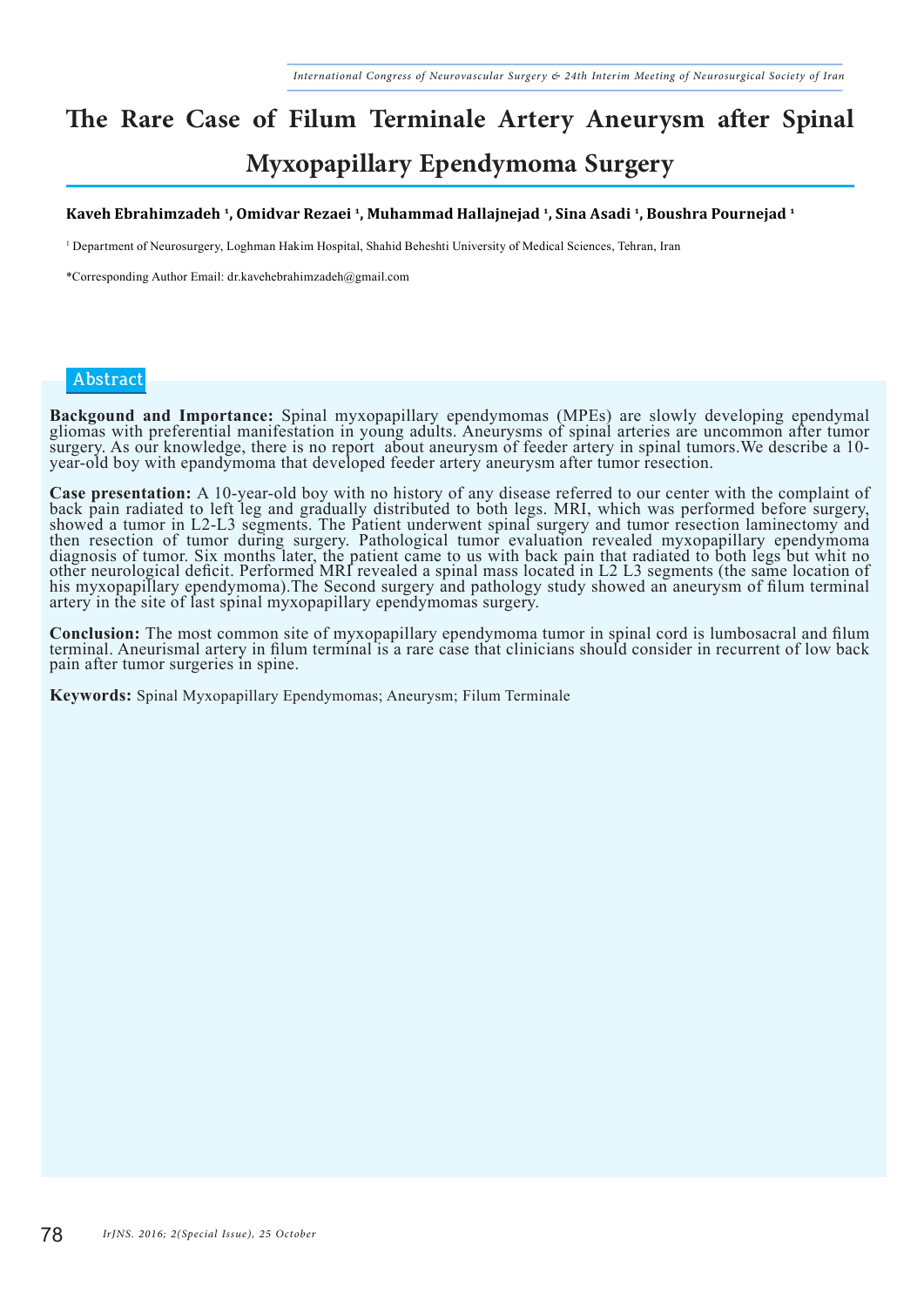# The Rare Case of Filum Terminale Artery Aneurysm after Spinal Myxopapillary Ependymoma Surgery

**Kaveh Ebrahimzadeh [1], Omidvar Rezaei [1], Muhammad Hallajnejad [1], Sina Asadi [1], Boushra Pournejad [1]**

[1] Department of Neurosurgery, Loghman Hakim Hospital, Shahid Beheshti University of Medical Sciences, Tehran, Iran

*Corresponding Author Email: dr.kavehebrahimzadeh@gmail.com

## Abstract

**Backgound and Importance:** Spinal myxopapillary ependymomas (MPEs) are slowly developing ependymal gliomas with preferential manifestation in young adults. Aneurysms of spinal arteries are uncommon after tumor surgery. As our knowledge, there is no report about aneurysm of feeder artery in spinal tumors.We describe a 10-year-old boy with epandymoma that developed feeder artery aneurysm after tumor resection.

**Case presentation:** A 10-year-old boy with no history of any disease referred to our center with the complaint of back pain radiated to left leg and gradually distributed to both legs. MRI, which was performed before surgery, showed a tumor in L2-L3 segments. The Patient underwent spinal surgery and tumor resection laminectomy and then resection of tumor during surgery. Pathological tumor evaluation revealed myxopapillary ependymoma diagnosis of tumor. Six months later, the patient came to us with back pain that radiated to both legs but whit no other neurological deficit. Performed MRI revealed a spinal mass located in L2 L3 segments (the same location of his myxopapillary ependymoma).The Second surgery and pathology study showed an aneurysm of filum terminal artery in the site of last spinal myxopapillary ependymomas surgery.

**Conclusion:** The most common site of myxopapillary ependymoma tumor in spinal cord is lumbosacral and filum terminal. Aneurismal artery in filum terminal is a rare case that clinicians should consider in recurrent of low back pain after tumor surgeries in spine.

**Keywords:** Spinal Myxopapillary Ependymomas; Aneurysm; Filum Terminale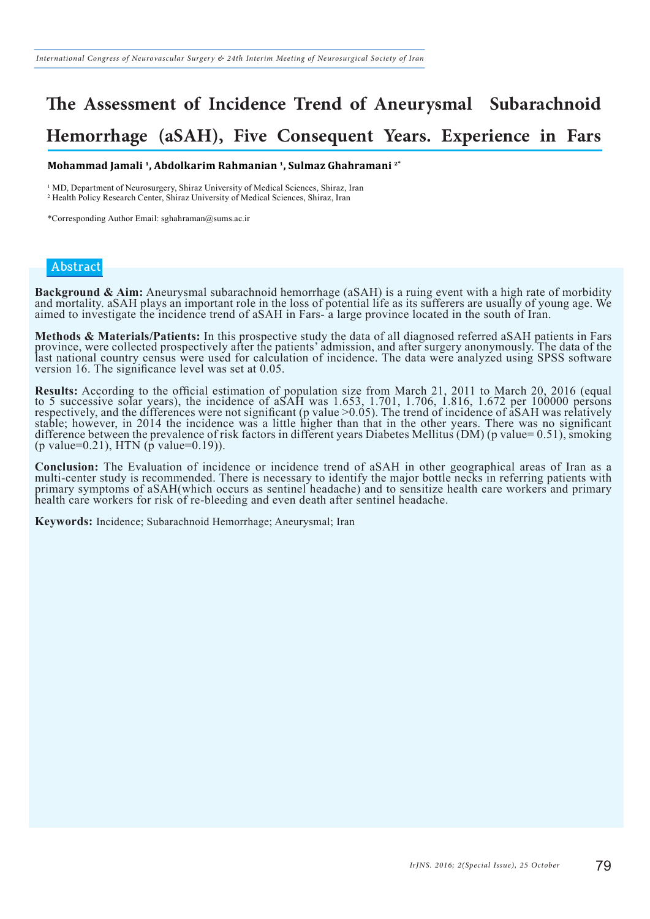# The Assessment of Incidence Trend of Aneurysmal Subarachnoid Hemorrhage (aSAH), Five Consequent Years. Experience in Fars

**Mohammad Jamali [1], Abdolkarim Rahmanian [1], Sulmaz Ghahramani [2*]**

[1] MD, Department of Neurosurgery, Shiraz University of Medical Sciences, Shiraz, Iran
[2] Health Policy Research Center, Shiraz University of Medical Sciences, Shiraz, Iran

*Corresponding Author Email: sghahraman@sums.ac.ir

## Abstract

**Background & Aim:** Aneurysmal subarachnoid hemorrhage (aSAH) is a ruing event with a high rate of morbidity and mortality. aSAH plays an important role in the loss of potential life as its sufferers are usually of young age. We aimed to investigate the incidence trend of aSAH in Fars- a large province located in the south of Iran.

**Methods & Materials/Patients:** In this prospective study the data of all diagnosed referred aSAH patients in Fars province, were collected prospectively after the patients' admission, and after surgery anonymously. The data of the last national country census were used for calculation of incidence. The data were analyzed using SPSS software version 16. The significance level was set at 0.05.

**Results:** According to the official estimation of population size from March 21, 2011 to March 20, 2016 (equal to 5 successive solar years), the incidence of aSAH was 1.653, 1.701, 1.706, 1.816, 1.672 per 100000 persons respectively, and the differences were not significant (p value >0.05). The trend of incidence of aSAH was relatively stable; however, in 2014 the incidence was a little higher than that in the other years. There was no significant difference between the prevalence of risk factors in different years Diabetes Mellitus (DM) (p value= 0.51), smoking (p value=0.21), HTN (p value=0.19)).

**Conclusion:** The Evaluation of incidence or incidence trend of aSAH in other geographical areas of Iran as a multi-center study is recommended. There is necessary to identify the major bottle necks in referring patients with primary symptoms of aSAH(which occurs as sentinel headache) and to sensitize health care workers and primary health care workers for risk of re-bleeding and even death after sentinel headache.

**Keywords:** Incidence; Subarachnoid Hemorrhage; Aneurysmal; Iran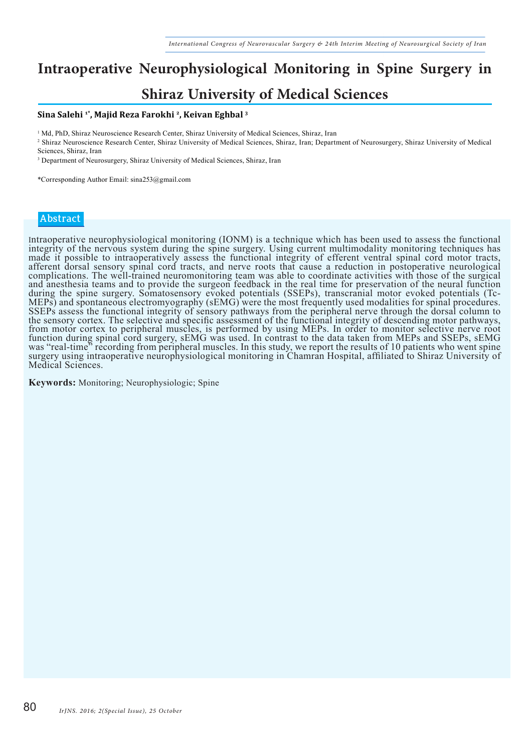# Intraoperative Neurophysiological Monitoring in Spine Surgery in Shiraz University of Medical Sciences

**Sina Salehi [1*], Majid Reza Farokhi [2], Keivan Eghbal [3]**

[1] Md, PhD, Shiraz Neuroscience Research Center, Shiraz University of Medical Sciences, Shiraz, Iran

[2] Shiraz Neuroscience Research Center, Shiraz University of Medical Sciences, Shiraz, Iran; Department of Neurosurgery, Shiraz University of Medical Sciences, Shiraz, Iran

[3] Department of Neurosurgery, Shiraz University of Medical Sciences, Shiraz, Iran

*Corresponding Author Email: sina253@gmail.com

## Abstract

Intraoperative neurophysiological monitoring (IONM) is a technique which has been used to assess the functional integrity of the nervous system during the spine surgery. Using current multimodality monitoring techniques has made it possible to intraoperatively assess the functional integrity of efferent ventral spinal cord motor tracts, afferent dorsal sensory spinal cord tracts, and nerve roots that cause a reduction in postoperative neurological complications. The well-trained neuromonitoring team was able to coordinate activities with those of the surgical and anesthesia teams and to provide the surgeon feedback in the real time for preservation of the neural function during the spine surgery. Somatosensory evoked potentials (SSEPs), transcranial motor evoked potentials (Tc-MEPs) and spontaneous electromyography (sEMG) were the most frequently used modalities for spinal procedures. SSEPs assess the functional integrity of sensory pathways from the peripheral nerve through the dorsal column to the sensory cortex. The selective and specific assessment of the functional integrity of descending motor pathways, from motor cortex to peripheral muscles, is performed by using MEPs. In order to monitor selective nerve root function during spinal cord surgery, sEMG was used. In contrast to the data taken from MEPs and SSEPs, sEMG was "real-time" recording from peripheral muscles. In this study, we report the results of 10 patients who went spine surgery using intraoperative neurophysiological monitoring in Chamran Hospital, affiliated to Shiraz University of Medical Sciences.

**Keywords:** Monitoring; Neurophysiologic; Spine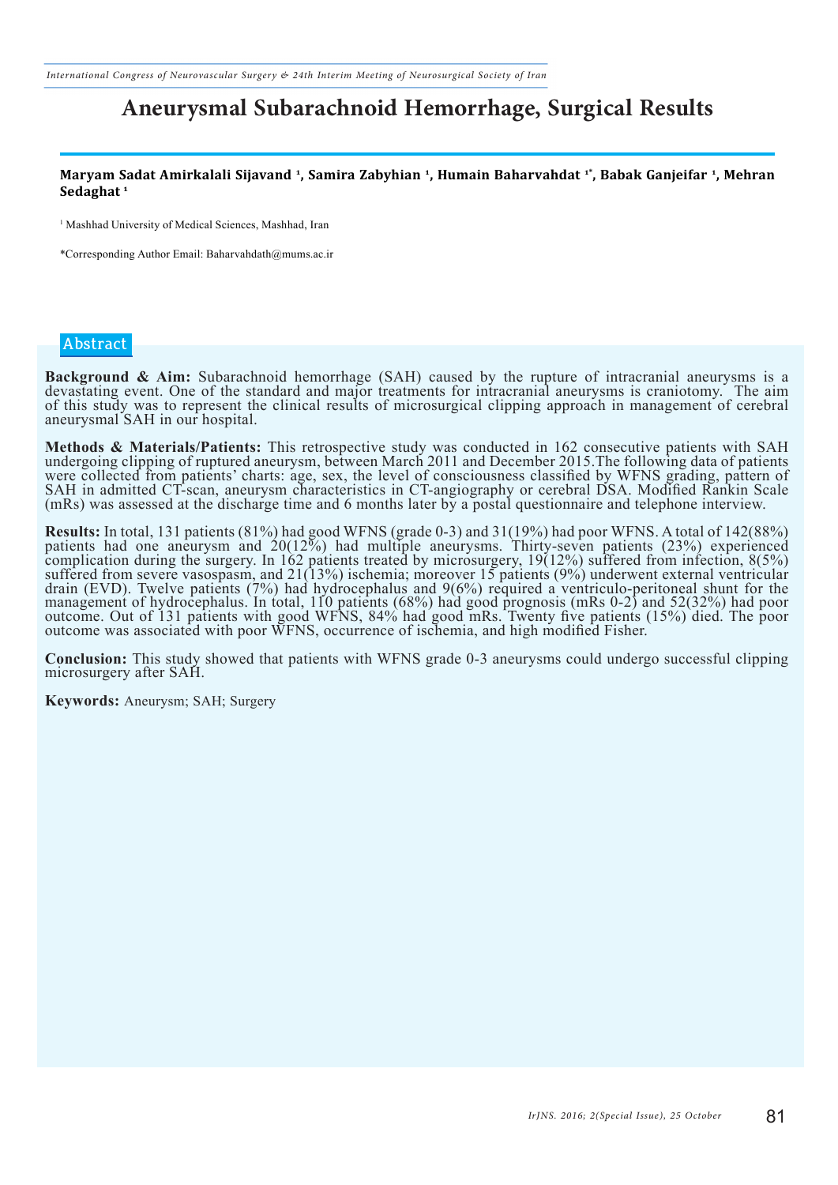# Aneurysmal Subarachnoid Hemorrhage, Surgical Results

**Maryam Sadat Amirkalali Sijavand [1], Samira Zabyhian [1], Humain Baharvahdat [1*], Babak Ganjeifar [1], Mehran Sedaghat [1]**

[1] Mashhad University of Medical Sciences, Mashhad, Iran

*Corresponding Author Email: Baharvahdath@mums.ac.ir

## Abstract

**Background & Aim:** Subarachnoid hemorrhage (SAH) caused by the rupture of intracranial aneurysms is a devastating event. One of the standard and major treatments for intracranial aneurysms is craniotomy. The aim of this study was to represent the clinical results of microsurgical clipping approach in management of cerebral aneurysmal SAH in our hospital.

**Methods & Materials/Patients:** This retrospective study was conducted in 162 consecutive patients with SAH undergoing clipping of ruptured aneurysm, between March 2011 and December 2015.The following data of patients were collected from patients' charts: age, sex, the level of consciousness classified by WFNS grading, pattern of SAH in admitted CT-scan, aneurysm characteristics in CT-angiography or cerebral DSA. Modified Rankin Scale (mRs) was assessed at the discharge time and 6 months later by a postal questionnaire and telephone interview.

**Results:** In total, 131 patients (81%) had good WFNS (grade 0-3) and 31(19%) had poor WFNS. A total of 142(88%) patients had one aneurysm and 20(12%) had multiple aneurysms. Thirty-seven patients (23%) experienced complication during the surgery. In 162 patients treated by microsurgery, 19(12%) suffered from infection, 8(5%) suffered from severe vasospasm, and 21(13%) ischemia; moreover 15 patients (9%) underwent external ventricular drain (EVD). Twelve patients (7%) had hydrocephalus and 9(6%) required a ventriculo-peritoneal shunt for the management of hydrocephalus. In total, 110 patients (68%) had good prognosis (mRs 0-2) and 52(32%) had poor outcome. Out of 131 patients with good WFNS, 84% had good mRs. Twenty five patients (15%) died. The poor outcome was associated with poor WFNS, occurrence of ischemia, and high modified Fisher.

**Conclusion:** This study showed that patients with WFNS grade 0-3 aneurysms could undergo successful clipping microsurgery after SAH.

**Keywords:** Aneurysm; SAH; Surgery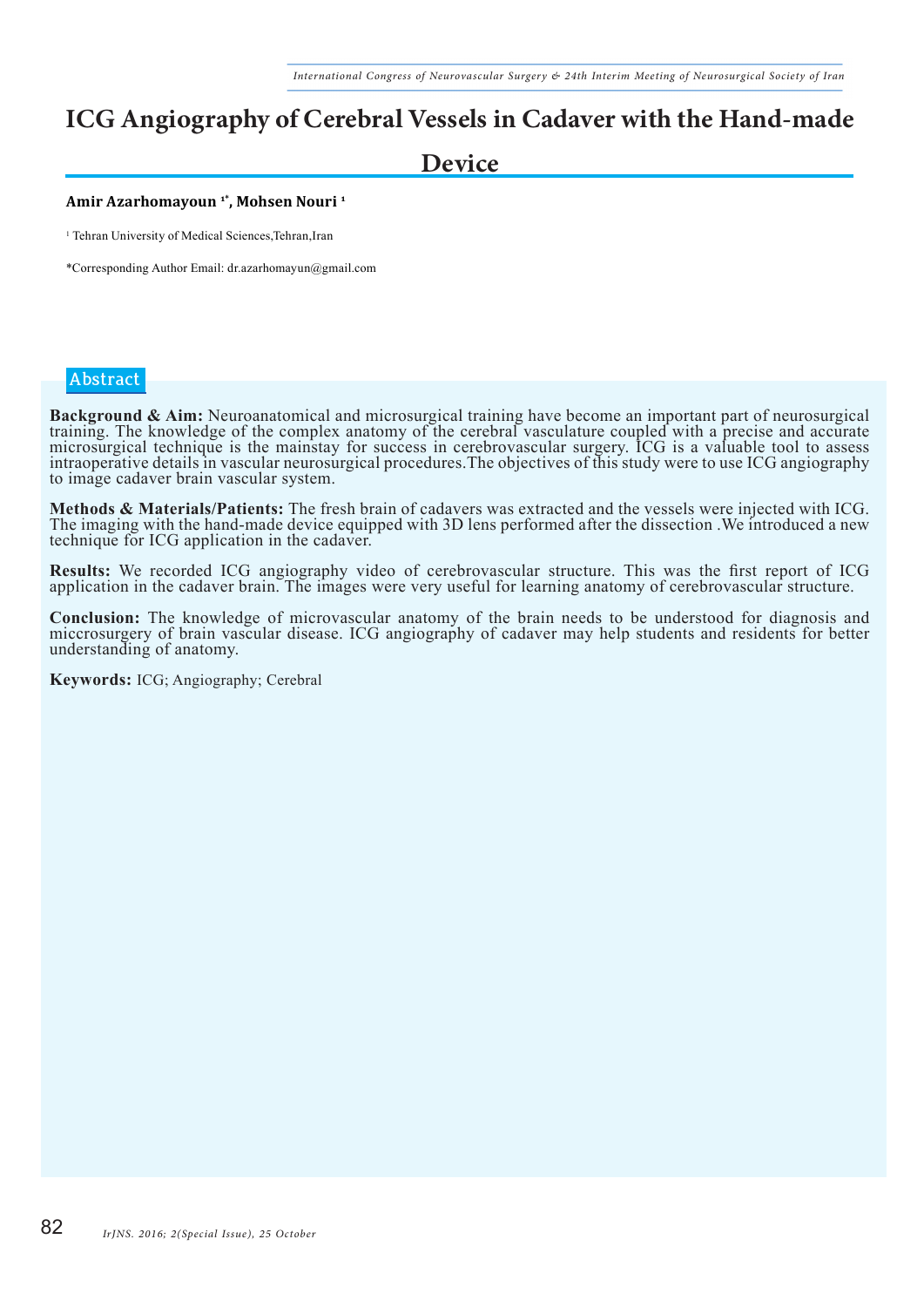# ICG Angiography of Cerebral Vessels in Cadaver with the Hand-made Device

**Amir Azarhomayoun [1*], Mohsen Nouri [1]**

[1] Tehran University of Medical Sciences,Tehran,Iran

*Corresponding Author Email: dr.azarhomayun@gmail.com

## Abstract

**Background & Aim:** Neuroanatomical and microsurgical training have become an important part of neurosurgical training. The knowledge of the complex anatomy of the cerebral vasculature coupled with a precise and accurate microsurgical technique is the mainstay for success in cerebrovascular surgery. ICG is a valuable tool to assess intraoperative details in vascular neurosurgical procedures.The objectives of this study were to use ICG angiography to image cadaver brain vascular system.

**Methods & Materials/Patients:** The fresh brain of cadavers was extracted and the vessels were injected with ICG. The imaging with the hand-made device equipped with 3D lens performed after the dissection .We introduced a new technique for ICG application in the cadaver.

**Results:** We recorded ICG angiography video of cerebrovascular structure. This was the first report of ICG application in the cadaver brain. The images were very useful for learning anatomy of cerebrovascular structure.

**Conclusion:** The knowledge of microvascular anatomy of the brain needs to be understood for diagnosis and miccrosurgery of brain vascular disease. ICG angiography of cadaver may help students and residents for better understanding of anatomy.

**Keywords:** ICG; Angiography; Cerebral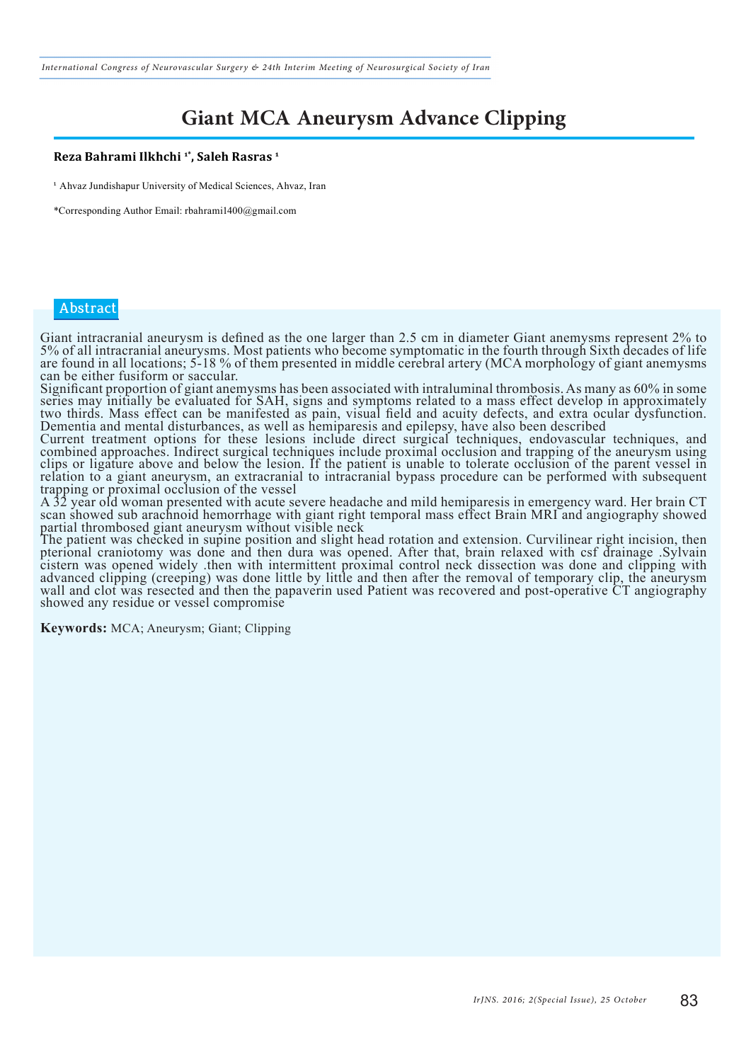# Giant MCA Aneurysm Advance Clipping

**Reza Bahrami Ilkhchi [1*], Saleh Rasras [1]**

[1] Ahvaz Jundishapur University of Medical Sciences, Ahvaz, Iran

*Corresponding Author Email: rbahrami1400@gmail.com

## Abstract

Giant intracranial aneurysm is defined as the one larger than 2.5 cm in diameter Giant anemysms represent 2% to 5% of all intracranial aneurysms. Most patients who become symptomatic in the fourth through Sixth decades of life are found in all locations; 5-18 % of them presented in middle cerebral artery (MCA morphology of giant anemysms can be either fusiform or saccular.

Significant proportion of giant anemysms has been associated with intraluminal thrombosis. As many as 60% in some series may initially be evaluated for SAH, signs and symptoms related to a mass effect develop in approximately two thirds. Mass effect can be manifested as pain, visual field and acuity defects, and extra ocular dysfunction. Dementia and mental disturbances, as well as hemiparesis and epilepsy, have also been described

Current treatment options for these lesions include direct surgical techniques, endovascular techniques, and combined approaches. Indirect surgical techniques include proximal occlusion and trapping of the aneurysm using clips or ligature above and below the lesion. If the patient is unable to tolerate occlusion of the parent vessel in relation to a giant aneurysm, an extracranial to intracranial bypass procedure can be performed with subsequent trapping or proximal occlusion of the vessel

A 32 year old woman presented with acute severe headache and mild hemiparesis in emergency ward. Her brain CT scan showed sub arachnoid hemorrhage with giant right temporal mass effect Brain MRI and angiography showed partial thrombosed giant aneurysm without visible neck

The patient was checked in supine position and slight head rotation and extension. Curvilinear right incision, then pterional craniotomy was done and then dura was opened. After that, brain relaxed with csf drainage .Sylvain cistern was opened widely .then with intermittent proximal control neck dissection was done and clipping with advanced clipping (creeping) was done little by little and then after the removal of temporary clip, the aneurysm wall and clot was resected and then the papaverin used Patient was recovered and post-operative CT angiography showed any residue or vessel compromise

**Keywords:** MCA; Aneurysm; Giant; Clipping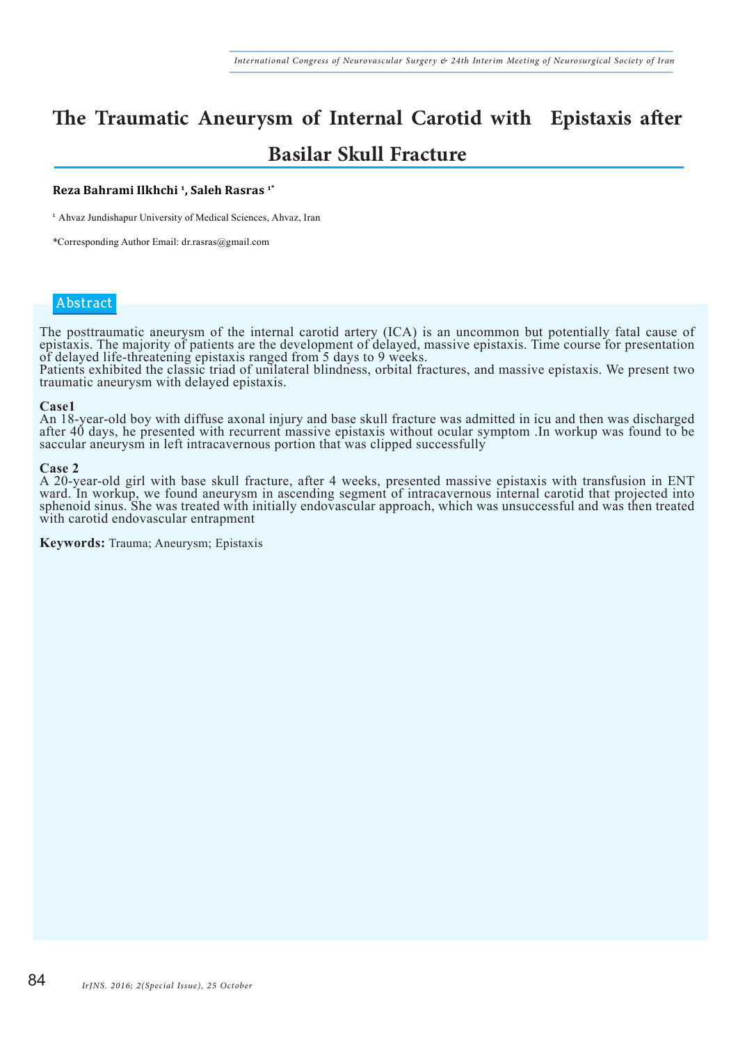# The Traumatic Aneurysm of Internal Carotid with Epistaxis after Basilar Skull Fracture

**Reza Bahrami Ilkhchi [1], Saleh Rasras [1*]**

[1] Ahvaz Jundishapur University of Medical Sciences, Ahvaz, Iran

*Corresponding Author Email: dr.rasras@gmail.com

## Abstract

The posttraumatic aneurysm of the internal carotid artery (ICA) is an uncommon but potentially fatal cause of epistaxis. The majority of patients are the development of delayed, massive epistaxis. Time course for presentation of delayed life-threatening epistaxis ranged from 5 days to 9 weeks.

Patients exhibited the classic triad of unilateral blindness, orbital fractures, and massive epistaxis. We present two traumatic aneurysm with delayed epistaxis.

**Case1**

An 18-year-old boy with diffuse axonal injury and base skull fracture was admitted in icu and then was discharged after 40 days, he presented with recurrent massive epistaxis without ocular symptom .In workup was found to be saccular aneurysm in left intracavernous portion that was clipped successfully

**Case 2**

A 20-year-old girl with base skull fracture, after 4 weeks, presented massive epistaxis with transfusion in ENT ward. In workup, we found aneurysm in ascending segment of intracavernous internal carotid that projected into sphenoid sinus. She was treated with initially endovascular approach, which was unsuccessful and was then treated with carotid endovascular entrapment

**Keywords:** Trauma; Aneurysm; Epistaxis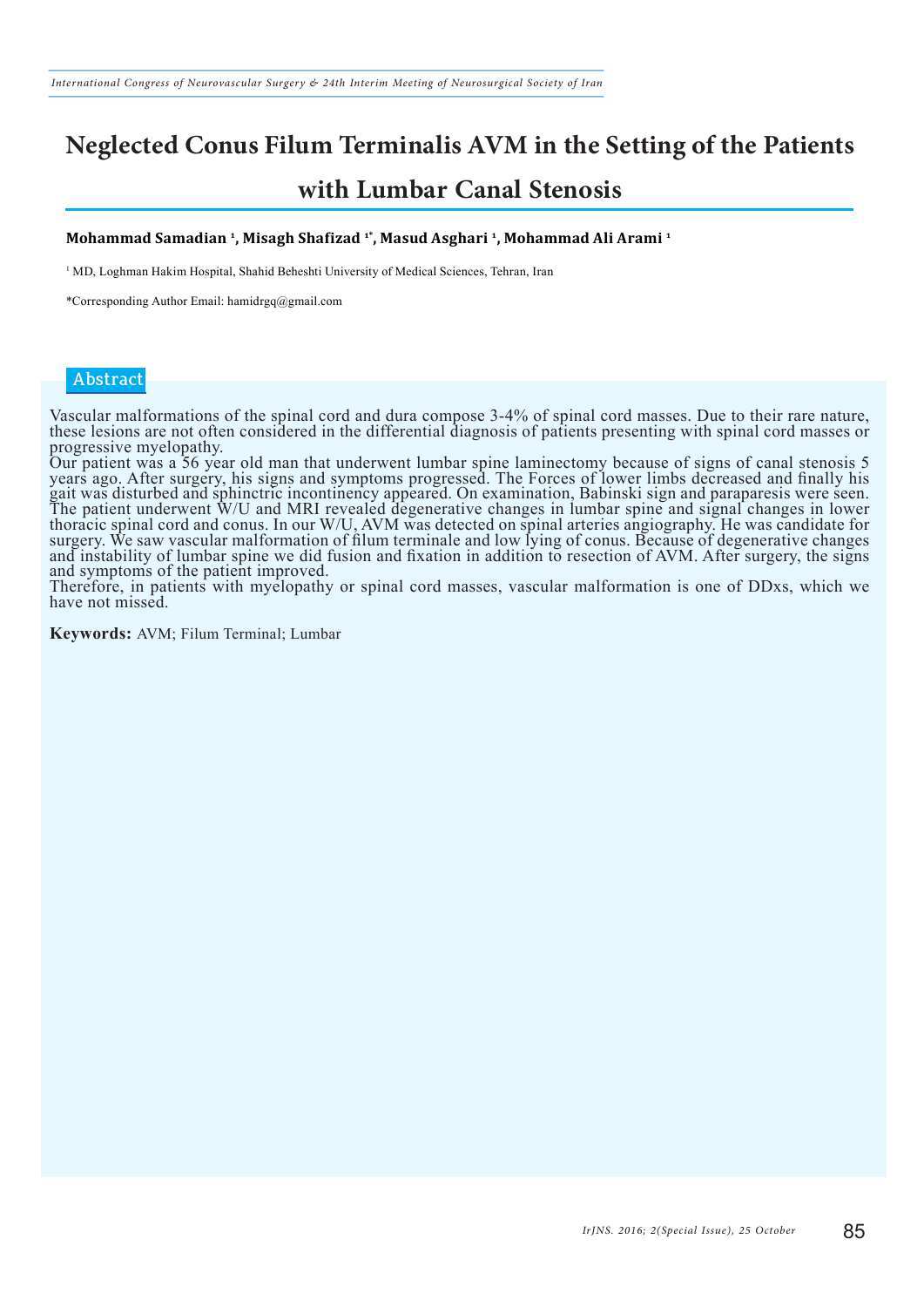# Neglected Conus Filum Terminalis AVM in the Setting of the Patients with Lumbar Canal Stenosis

**Mohammad Samadian [1], Misagh Shafizad [1*], Masud Asghari [1], Mohammad Ali Arami [1]**

[1] MD, Loghman Hakim Hospital, Shahid Beheshti University of Medical Sciences, Tehran, Iran

*Corresponding Author Email: hamidrgq@gmail.com

## Abstract

Vascular malformations of the spinal cord and dura compose 3-4% of spinal cord masses. Due to their rare nature, these lesions are not often considered in the differential diagnosis of patients presenting with spinal cord masses or progressive myelopathy.

Our patient was a 56 year old man that underwent lumbar spine laminectomy because of signs of canal stenosis 5 years ago. After surgery, his signs and symptoms progressed. The Forces of lower limbs decreased and finally his gait was disturbed and sphinctric incontinency appeared. On examination, Babinski sign and paraparesis were seen. The patient underwent W/U and MRI revealed degenerative changes in lumbar spine and signal changes in lower thoracic spinal cord and conus. In our W/U, AVM was detected on spinal arteries angiography. He was candidate for surgery. We saw vascular malformation of filum terminale and low lying of conus. Because of degenerative changes and instability of lumbar spine we did fusion and fixation in addition to resection of AVM. After surgery, the signs and symptoms of the patient improved.

Therefore, in patients with myelopathy or spinal cord masses, vascular malformation is one of DDxs, which we have not missed.

**Keywords:** AVM; Filum Terminal; Lumbar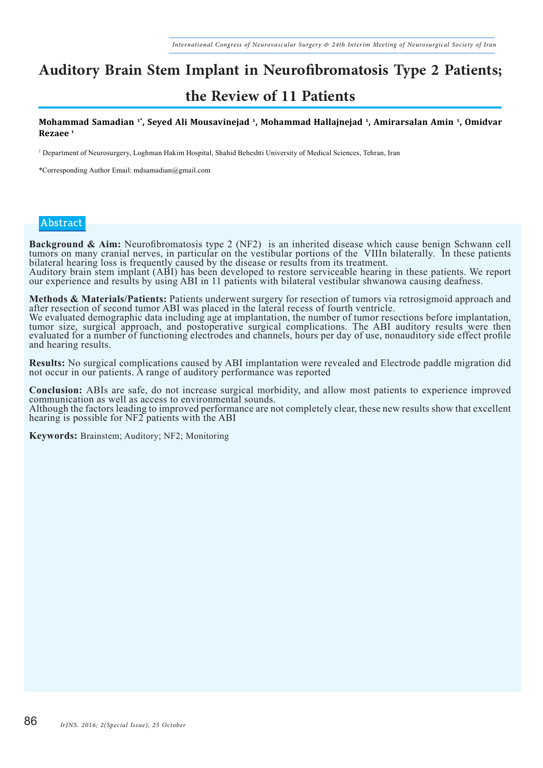# Auditory Brain Stem Implant in Neurofibromatosis Type 2 Patients; the Review of 11 Patients

**Mohammad Samadian [1*], Seyed Ali Mousavinejad [1], Mohammad Hallajnejad [1], Amirarsalan Amin [1], Omidvar Rezaee [1]**

[1] Department of Neurosurgery, Loghman Hakim Hospital, Shahid Beheshti University of Medical Sciences, Tehran, Iran

*Corresponding Author Email: mdsamadian@gmail.com

## Abstract

**Background & Aim:** Neurofibromatosis type 2 (NF2) is an inherited disease which cause benign Schwann cell tumors on many cranial nerves, in particular on the vestibular portions of the VIIIn bilaterally. In these patients bilateral hearing loss is frequently caused by the disease or results from its treatment.
Auditory brain stem implant (ABI) has been developed to restore serviceable hearing in these patients. We report our experience and results by using ABI in 11 patients with bilateral vestibular shwanowa causing deafness.

**Methods & Materials/Patients:** Patients underwent surgery for resection of tumors via retrosigmoid approach and after resection of second tumor ABI was placed in the lateral recess of fourth ventricle.
We evaluated demographic data including age at implantation, the number of tumor resections before implantation, tumor size, surgical approach, and postoperative surgical complications. The ABI auditory results were then evaluated for a number of functioning electrodes and channels, hours per day of use, nonauditory side effect profile and hearing results.

**Results:** No surgical complications caused by ABI implantation were revealed and Electrode paddle migration did not occur in our patients. A range of auditory performance was reported

**Conclusion:** ABIs are safe, do not increase surgical morbidity, and allow most patients to experience improved communication as well as access to environmental sounds.
Although the factors leading to improved performance are not completely clear, these new results show that excellent hearing is possible for NF2 patients with the ABI

**Keywords:** Brainstem; Auditory; NF2; Monitoring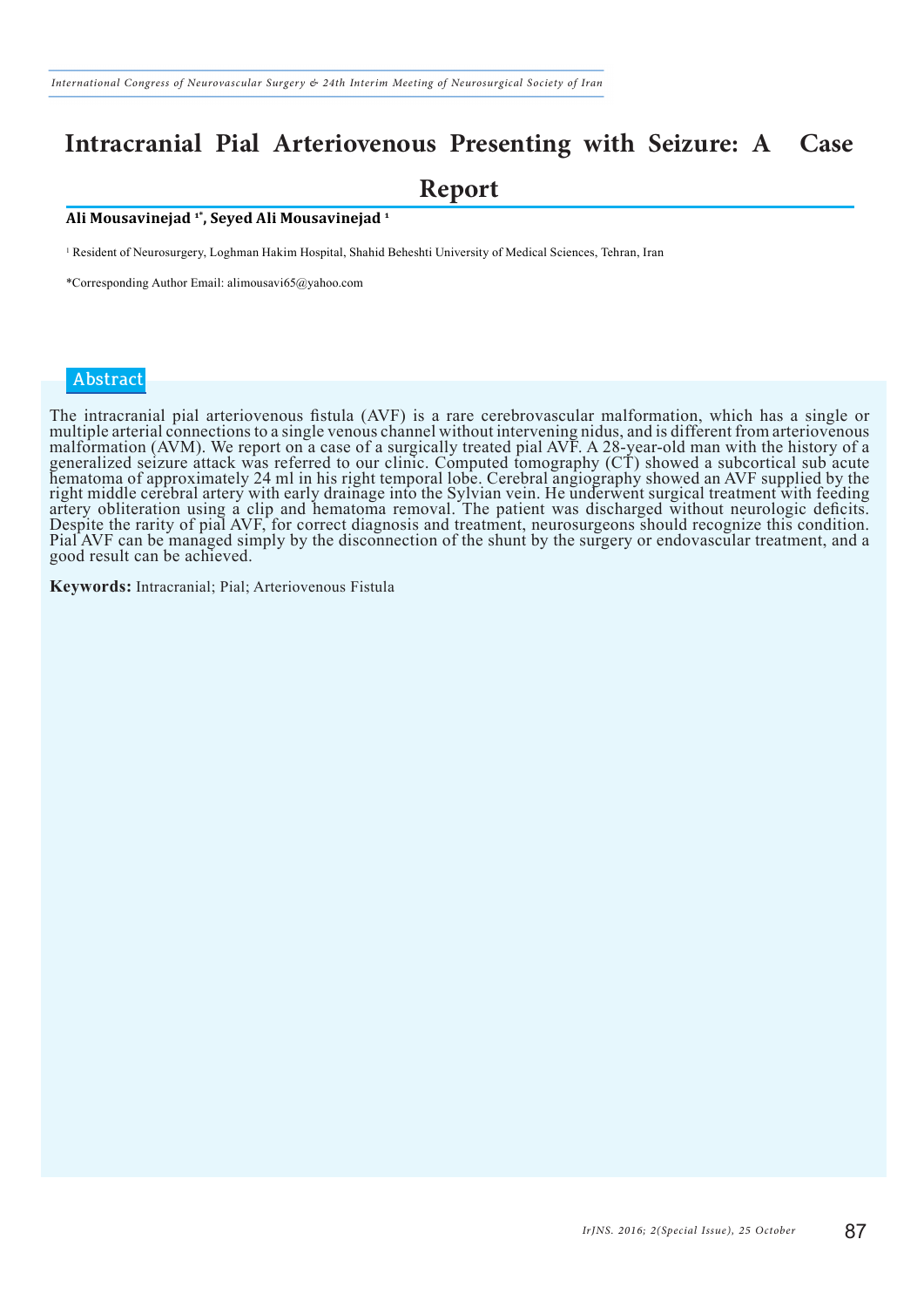# Intracranial Pial Arteriovenous Presenting with Seizure: A Case Report

**Ali Mousavinejad [1*], Seyed Ali Mousavinejad [1]**

[1] Resident of Neurosurgery, Loghman Hakim Hospital, Shahid Beheshti University of Medical Sciences, Tehran, Iran

*Corresponding Author Email: alimousavi65@yahoo.com

## Abstract

The intracranial pial arteriovenous fistula (AVF) is a rare cerebrovascular malformation, which has a single or multiple arterial connections to a single venous channel without intervening nidus, and is different from arteriovenous malformation (AVM). We report on a case of a surgically treated pial AVF. A 28-year-old man with the history of a generalized seizure attack was referred to our clinic. Computed tomography (CT) showed a subcortical sub acute hematoma of approximately 24 ml in his right temporal lobe. Cerebral angiography showed an AVF supplied by the right middle cerebral artery with early drainage into the Sylvian vein. He underwent surgical treatment with feeding artery obliteration using a clip and hematoma removal. The patient was discharged without neurologic deficits. Despite the rarity of pial AVF, for correct diagnosis and treatment, neurosurgeons should recognize this condition. Pial AVF can be managed simply by the disconnection of the shunt by the surgery or endovascular treatment, and a good result can be achieved.

**Keywords:** Intracranial; Pial; Arteriovenous Fistula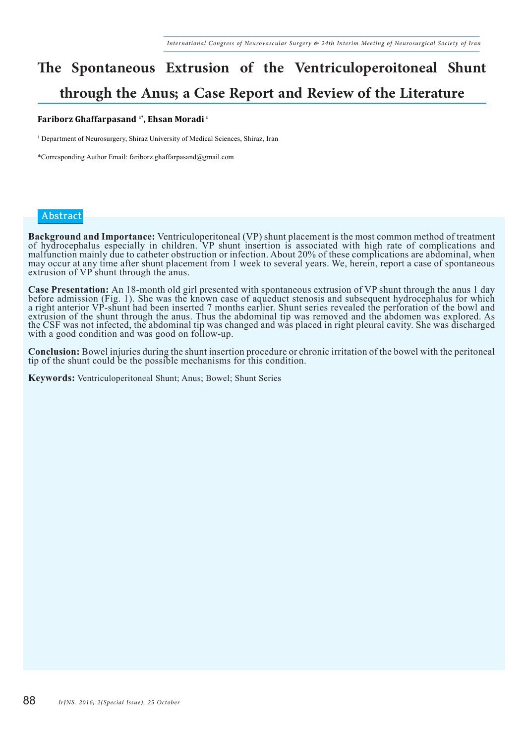# The Spontaneous Extrusion of the Ventriculoperoitoneal Shunt through the Anus; a Case Report and Review of the Literature

**Fariborz Ghaffarpasand [1*], Ehsan Moradi [1]**

[1] Department of Neurosurgery, Shiraz University of Medical Sciences, Shiraz, Iran

*Corresponding Author Email: fariborz.ghaffarpasand@gmail.com

## Abstract

**Background and Importance:** Ventriculoperitoneal (VP) shunt placement is the most common method of treatment of hydrocephalus especially in children. VP shunt insertion is associated with high rate of complications and malfunction mainly due to catheter obstruction or infection. About 20% of these complications are abdominal, when may occur at any time after shunt placement from 1 week to several years. We, herein, report a case of spontaneous extrusion of VP shunt through the anus.

**Case Presentation:** An 18-month old girl presented with spontaneous extrusion of VP shunt through the anus 1 day before admission (Fig. 1). She was the known case of aqueduct stenosis and subsequent hydrocephalus for which a right anterior VP-shunt had been inserted 7 months earlier. Shunt series revealed the perforation of the bowel and extrusion of the shunt through the anus. Thus the abdominal tip was removed and the abdomen was explored. As the CSF was not infected, the abdominal tip was changed and was placed in right pleural cavity. She was discharged with a good condition and was good on follow-up.

**Conclusion:** Bowel injuries during the shunt insertion procedure or chronic irritation of the bowel with the peritoneal tip of the shunt could be the possible mechanisms for this condition.

**Keywords:** Ventriculoperitoneal Shunt; Anus; Bowel; Shunt Series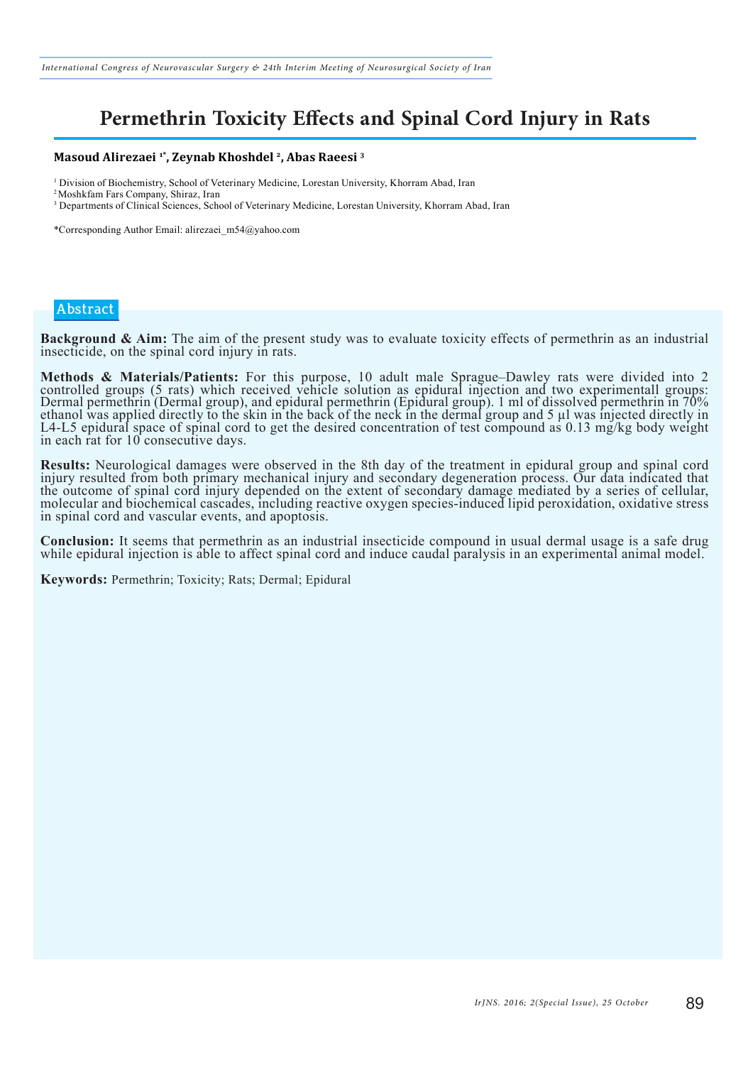# Permethrin Toxicity Effects and Spinal Cord Injury in Rats

**Masoud Alirezaei [1*], Zeynab Khoshdel [2], Abas Raeesi [3]**

[1] Division of Biochemistry, School of Veterinary Medicine, Lorestan University, Khorram Abad, Iran
[2] Moshkfam Fars Company, Shiraz, Iran
[3] Departments of Clinical Sciences, School of Veterinary Medicine, Lorestan University, Khorram Abad, Iran

*Corresponding Author Email: alirezaei_m54@yahoo.com

## Abstract

**Background & Aim:** The aim of the present study was to evaluate toxicity effects of permethrin as an industrial insecticide, on the spinal cord injury in rats.

**Methods & Materials/Patients:** For this purpose, 10 adult male Sprague–Dawley rats were divided into 2 controlled groups (5 rats) which received vehicle solution as epidural injection and two experimentall groups: Dermal permethrin (Dermal group), and epidural permethrin (Epidural group). 1 ml of dissolved permethrin in 70% ethanol was applied directly to the skin in the back of the neck in the dermal group and 5 µl was injected directly in L4-L5 epidural space of spinal cord to get the desired concentration of test compound as 0.13 mg/kg body weight in each rat for 10 consecutive days.

**Results:** Neurological damages were observed in the 8th day of the treatment in epidural group and spinal cord injury resulted from both primary mechanical injury and secondary degeneration process. Our data indicated that the outcome of spinal cord injury depended on the extent of secondary damage mediated by a series of cellular, molecular and biochemical cascades, including reactive oxygen species-induced lipid peroxidation, oxidative stress in spinal cord and vascular events, and apoptosis.

**Conclusion:** It seems that permethrin as an industrial insecticide compound in usual dermal usage is a safe drug while epidural injection is able to affect spinal cord and induce caudal paralysis in an experimental animal model.

**Keywords:** Permethrin; Toxicity; Rats; Dermal; Epidural